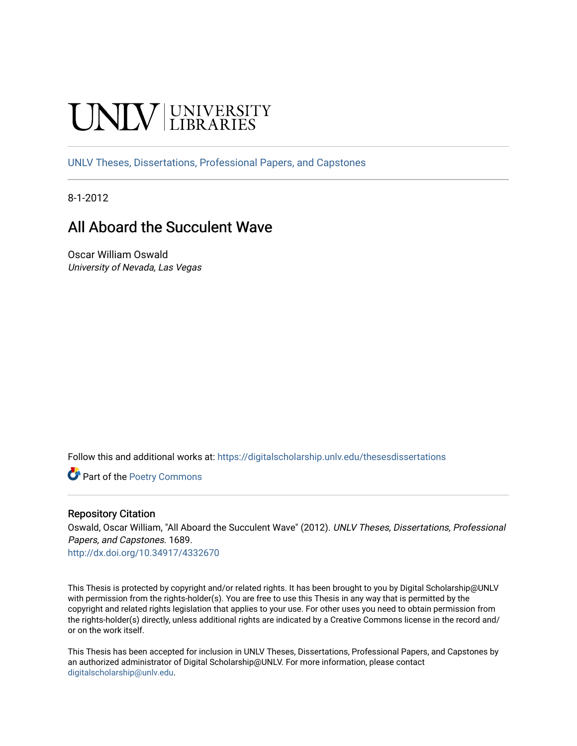UNLV | UNIVERSITY LIBRARIES

UNLV Theses, Dissertations, Professional Papers, and Capstones

8-1-2012

# All Aboard the Succulent Wave

Oscar William Oswald
*University of Nevada, Las Vegas*

Follow this and additional works at: https://digitalscholarship.unlv.edu/thesesdissertations

Part of the Poetry Commons

## Repository Citation

Oswald, Oscar William, "All Aboard the Succulent Wave" (2012). *UNLV Theses, Dissertations, Professional Papers, and Capstones*. 1689.
http://dx.doi.org/10.34917/4332670

This Thesis is protected by copyright and/or related rights. It has been brought to you by Digital Scholarship@UNLV with permission from the rights-holder(s). You are free to use this Thesis in any way that is permitted by the copyright and related rights legislation that applies to your use. For other uses you need to obtain permission from the rights-holder(s) directly, unless additional rights are indicated by a Creative Commons license in the record and/or on the work itself.

This Thesis has been accepted for inclusion in UNLV Theses, Dissertations, Professional Papers, and Capstones by an authorized administrator of Digital Scholarship@UNLV. For more information, please contact digitalscholarship@unlv.edu.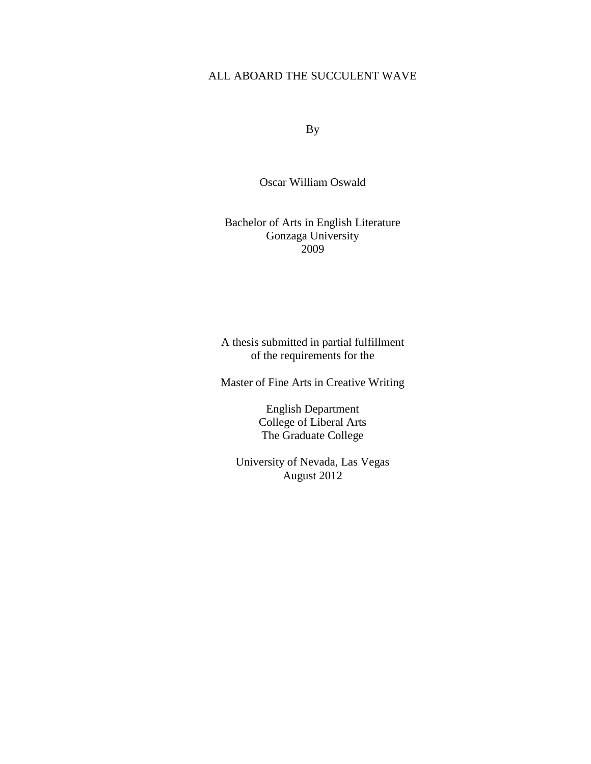# ALL ABOARD THE SUCCULENT WAVE

By

Oscar William Oswald

Bachelor of Arts in English Literature
Gonzaga University
2009

A thesis submitted in partial fulfillment
of the requirements for the

Master of Fine Arts in Creative Writing

English Department
College of Liberal Arts
The Graduate College

University of Nevada, Las Vegas
August 2012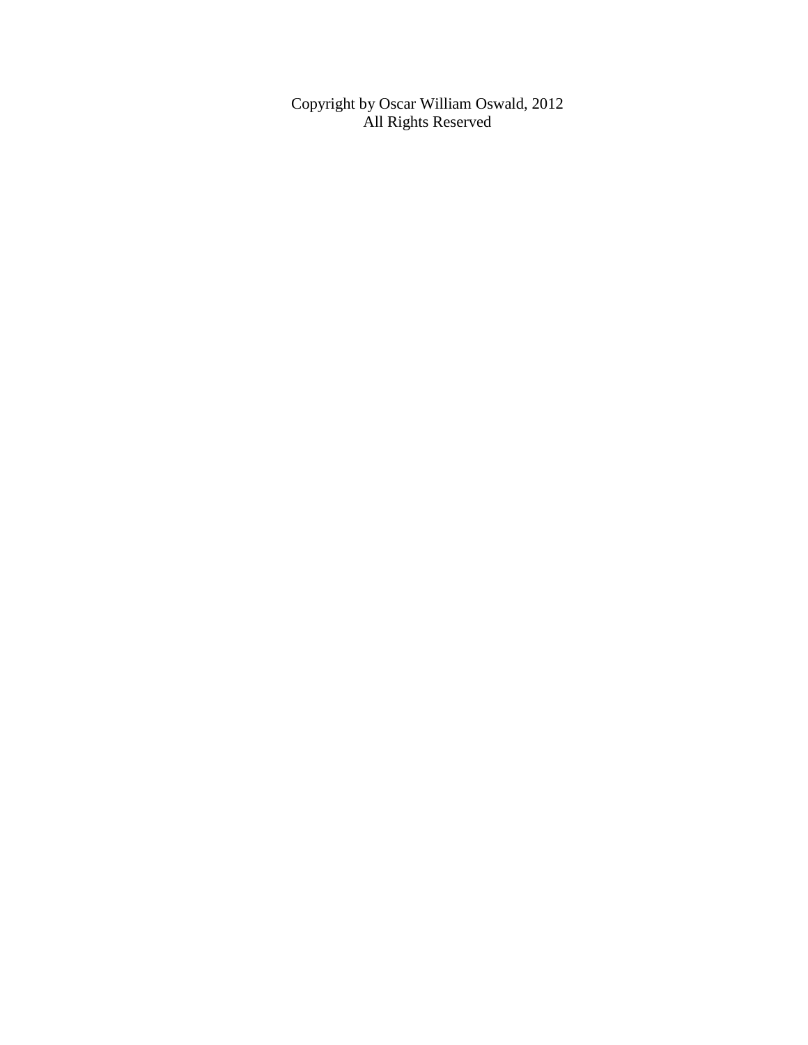Copyright by Oscar William Oswald, 2012
All Rights Reserved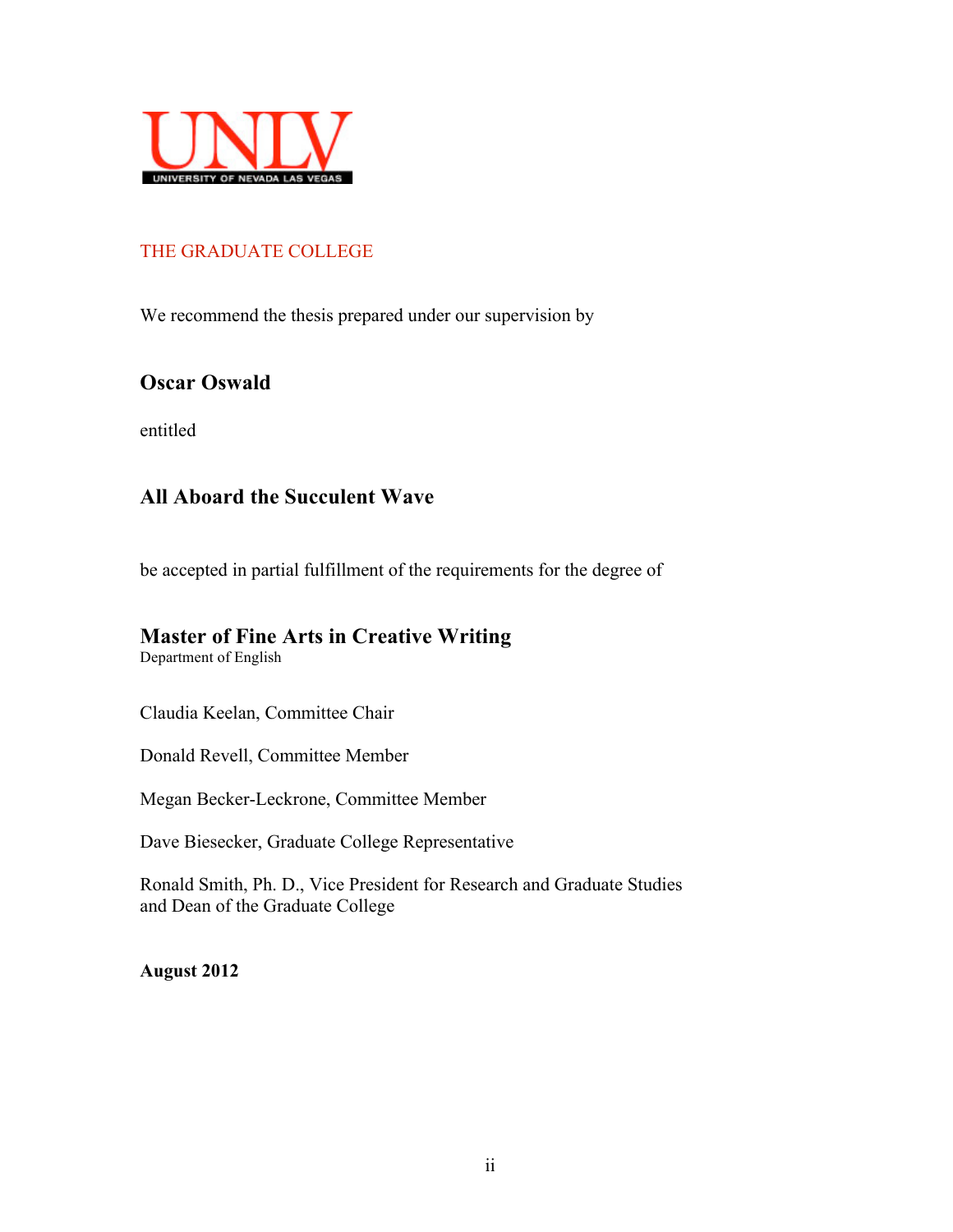UNLV
UNIVERSITY OF NEVADA LAS VEGAS

THE GRADUATE COLLEGE

We recommend the thesis prepared under our supervision by

**Oscar Oswald**

entitled

**All Aboard the Succulent Wave**

be accepted in partial fulfillment of the requirements for the degree of

**Master of Fine Arts in Creative Writing**
Department of English

Claudia Keelan, Committee Chair

Donald Revell, Committee Member

Megan Becker-Leckrone, Committee Member

Dave Biesecker, Graduate College Representative

Ronald Smith, Ph. D., Vice President for Research and Graduate Studies
and Dean of the Graduate College

**August 2012**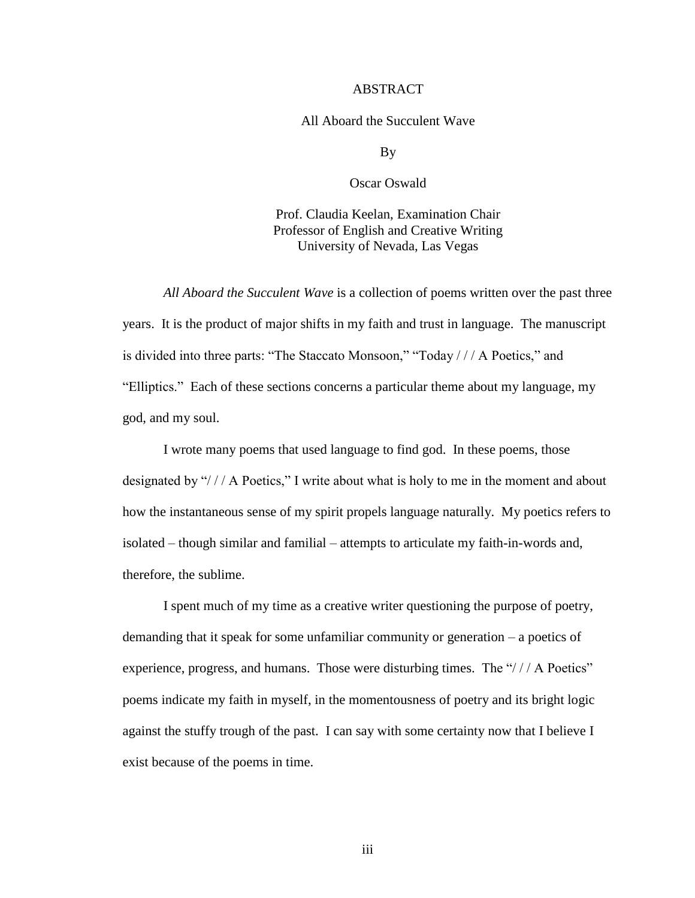# ABSTRACT

All Aboard the Succulent Wave

By

Oscar Oswald

Prof. Claudia Keelan, Examination Chair
Professor of English and Creative Writing
University of Nevada, Las Vegas

*All Aboard the Succulent Wave* is a collection of poems written over the past three years. It is the product of major shifts in my faith and trust in language. The manuscript is divided into three parts: "The Staccato Monsoon," "Today / / / A Poetics," and "Elliptics." Each of these sections concerns a particular theme about my language, my god, and my soul.

I wrote many poems that used language to find god. In these poems, those designated by "/ / / A Poetics," I write about what is holy to me in the moment and about how the instantaneous sense of my spirit propels language naturally. My poetics refers to isolated – though similar and familial – attempts to articulate my faith-in-words and, therefore, the sublime.

I spent much of my time as a creative writer questioning the purpose of poetry, demanding that it speak for some unfamiliar community or generation – a poetics of experience, progress, and humans. Those were disturbing times. The "/ / / A Poetics" poems indicate my faith in myself, in the momentousness of poetry and its bright logic against the stuffy trough of the past. I can say with some certainty now that I believe I exist because of the poems in time.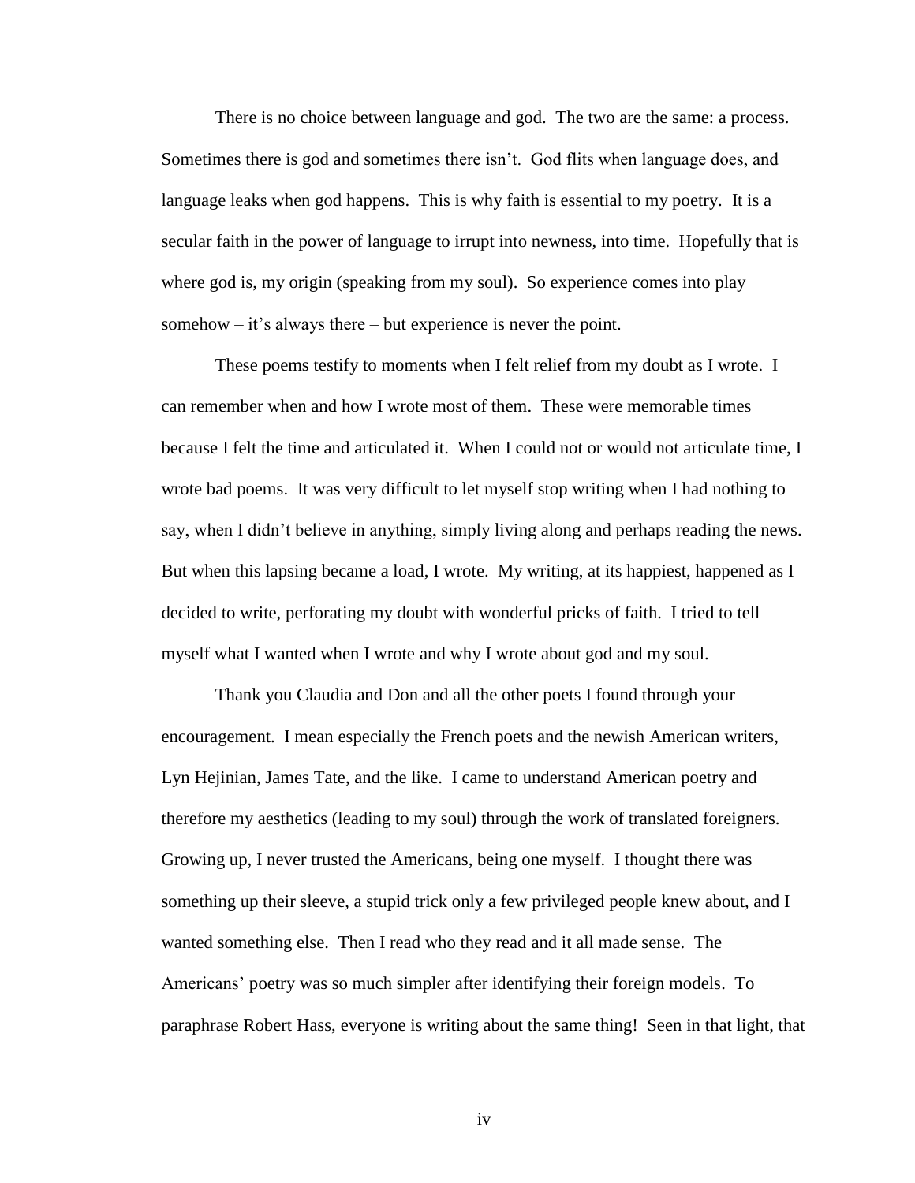There is no choice between language and god. The two are the same: a process. Sometimes there is god and sometimes there isn't. God flits when language does, and language leaks when god happens. This is why faith is essential to my poetry. It is a secular faith in the power of language to irrupt into newness, into time. Hopefully that is where god is, my origin (speaking from my soul). So experience comes into play somehow – it's always there – but experience is never the point.

These poems testify to moments when I felt relief from my doubt as I wrote. I can remember when and how I wrote most of them. These were memorable times because I felt the time and articulated it. When I could not or would not articulate time, I wrote bad poems. It was very difficult to let myself stop writing when I had nothing to say, when I didn't believe in anything, simply living along and perhaps reading the news. But when this lapsing became a load, I wrote. My writing, at its happiest, happened as I decided to write, perforating my doubt with wonderful pricks of faith. I tried to tell myself what I wanted when I wrote and why I wrote about god and my soul.

Thank you Claudia and Don and all the other poets I found through your encouragement. I mean especially the French poets and the newish American writers, Lyn Hejinian, James Tate, and the like. I came to understand American poetry and therefore my aesthetics (leading to my soul) through the work of translated foreigners. Growing up, I never trusted the Americans, being one myself. I thought there was something up their sleeve, a stupid trick only a few privileged people knew about, and I wanted something else. Then I read who they read and it all made sense. The Americans' poetry was so much simpler after identifying their foreign models. To paraphrase Robert Hass, everyone is writing about the same thing! Seen in that light, that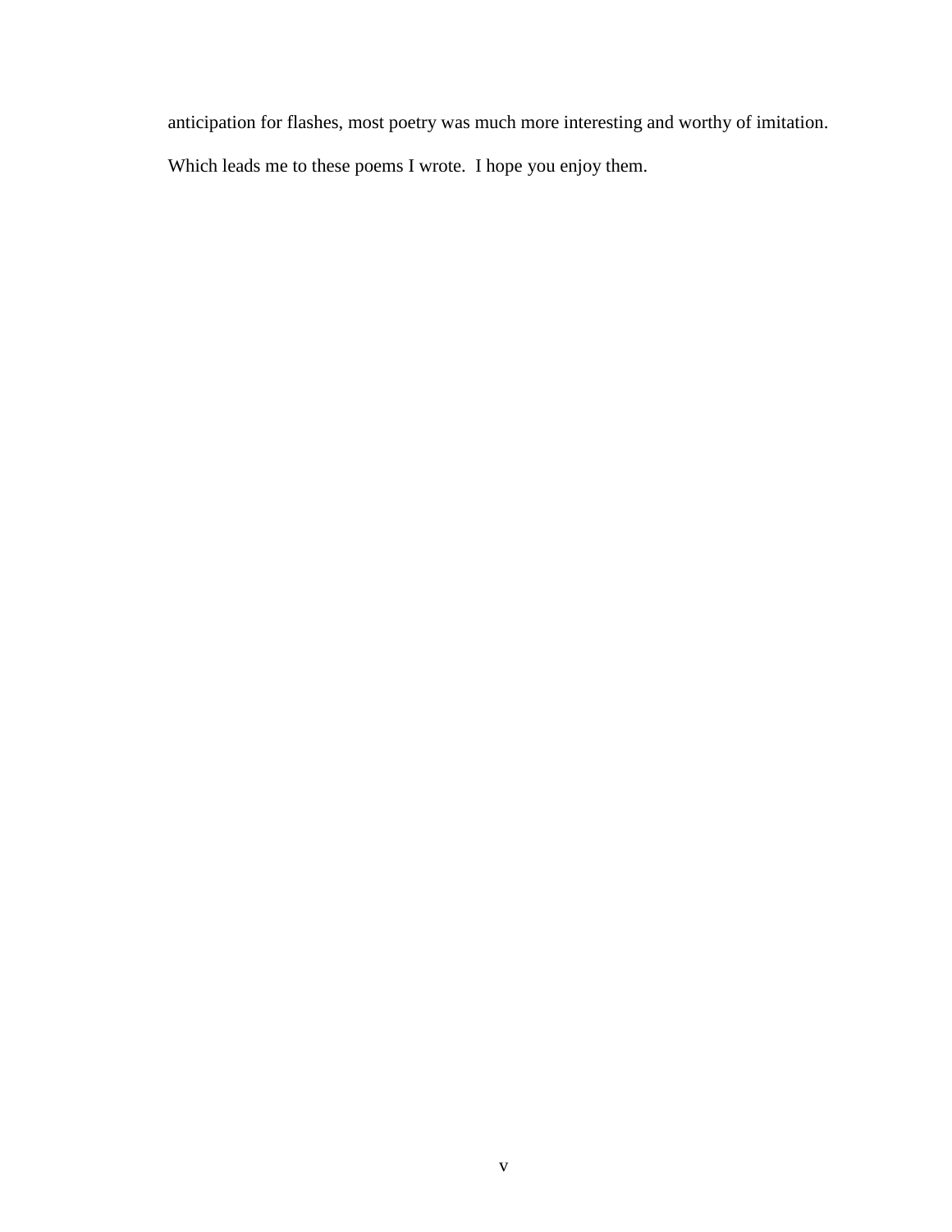anticipation for flashes, most poetry was much more interesting and worthy of imitation.

Which leads me to these poems I wrote.  I hope you enjoy them.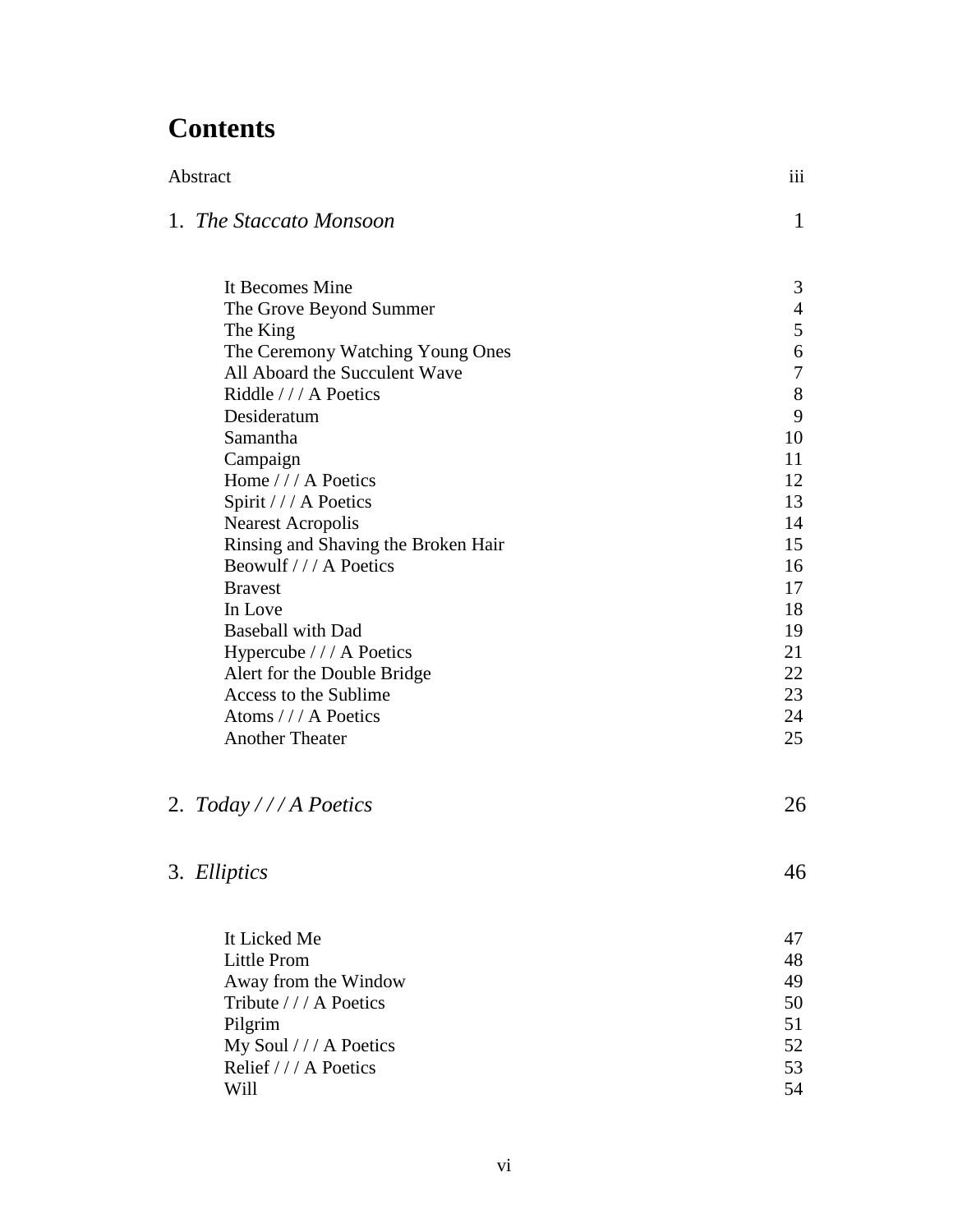# Contents

| | |
|---|---|
| Abstract | iii |
| 1. *The Staccato Monsoon* | 1 |
| It Becomes Mine | 3 |
| The Grove Beyond Summer | 4 |
| The King | 5 |
| The Ceremony Watching Young Ones | 6 |
| All Aboard the Succulent Wave | 7 |
| Riddle / / / A Poetics | 8 |
| Desideratum | 9 |
| Samantha | 10 |
| Campaign | 11 |
| Home / / / A Poetics | 12 |
| Spirit / / / A Poetics | 13 |
| Nearest Acropolis | 14 |
| Rinsing and Shaving the Broken Hair | 15 |
| Beowulf / / / A Poetics | 16 |
| Bravest | 17 |
| In Love | 18 |
| Baseball with Dad | 19 |
| Hypercube / / / A Poetics | 21 |
| Alert for the Double Bridge | 22 |
| Access to the Sublime | 23 |
| Atoms / / / A Poetics | 24 |
| Another Theater | 25 |
| 2. *Today / / / A Poetics* | 26 |
| 3. *Elliptics* | 46 |
| It Licked Me | 47 |
| Little Prom | 48 |
| Away from the Window | 49 |
| Tribute / / / A Poetics | 50 |
| Pilgrim | 51 |
| My Soul / / / A Poetics | 52 |
| Relief / / / A Poetics | 53 |
| Will | 54 |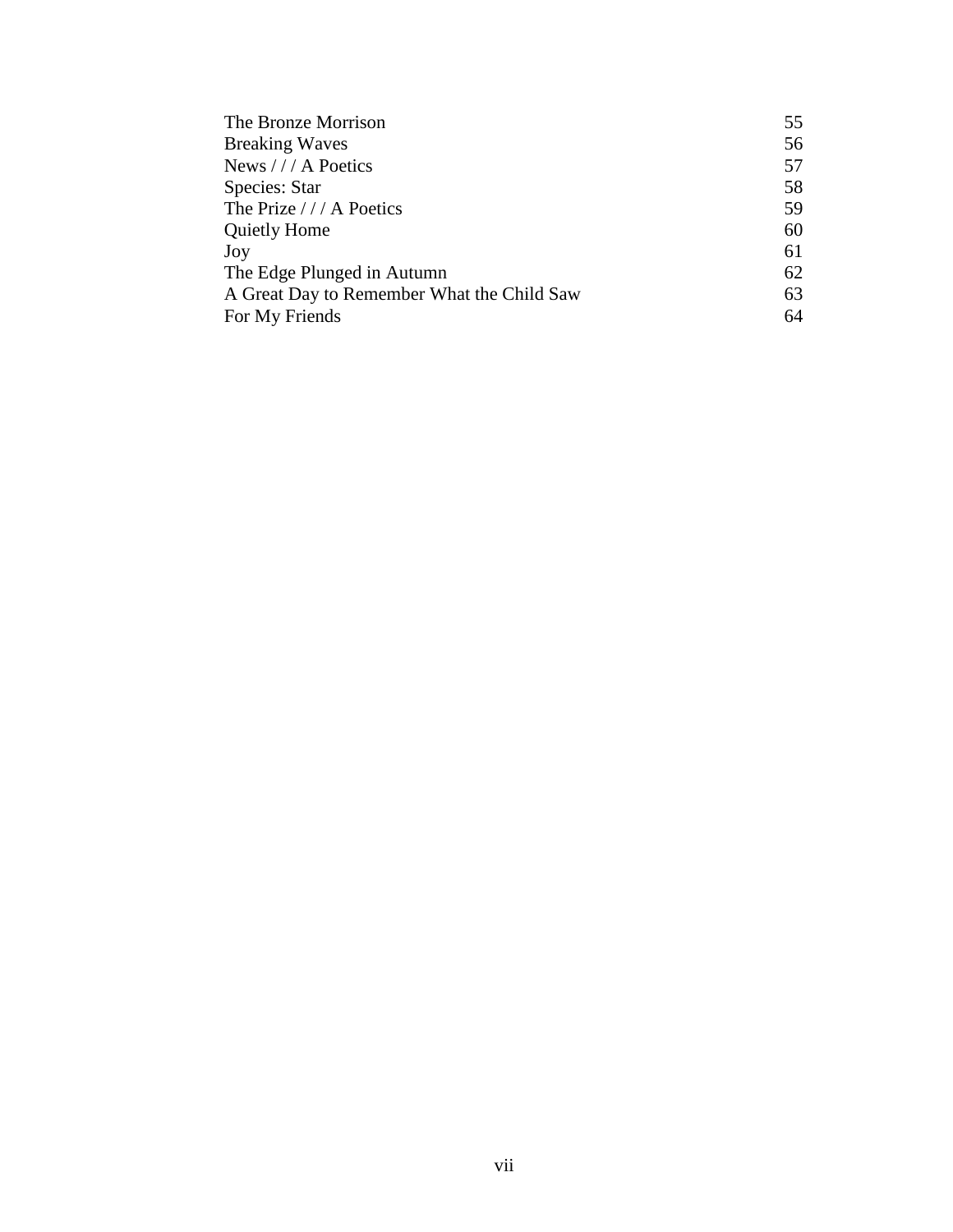| | |
|---|---|
| The Bronze Morrison | 55 |
| Breaking Waves | 56 |
| News / / / A Poetics | 57 |
| Species: Star | 58 |
| The Prize / / / A Poetics | 59 |
| Quietly Home | 60 |
| Joy | 61 |
| The Edge Plunged in Autumn | 62 |
| A Great Day to Remember What the Child Saw | 63 |
| For My Friends | 64 |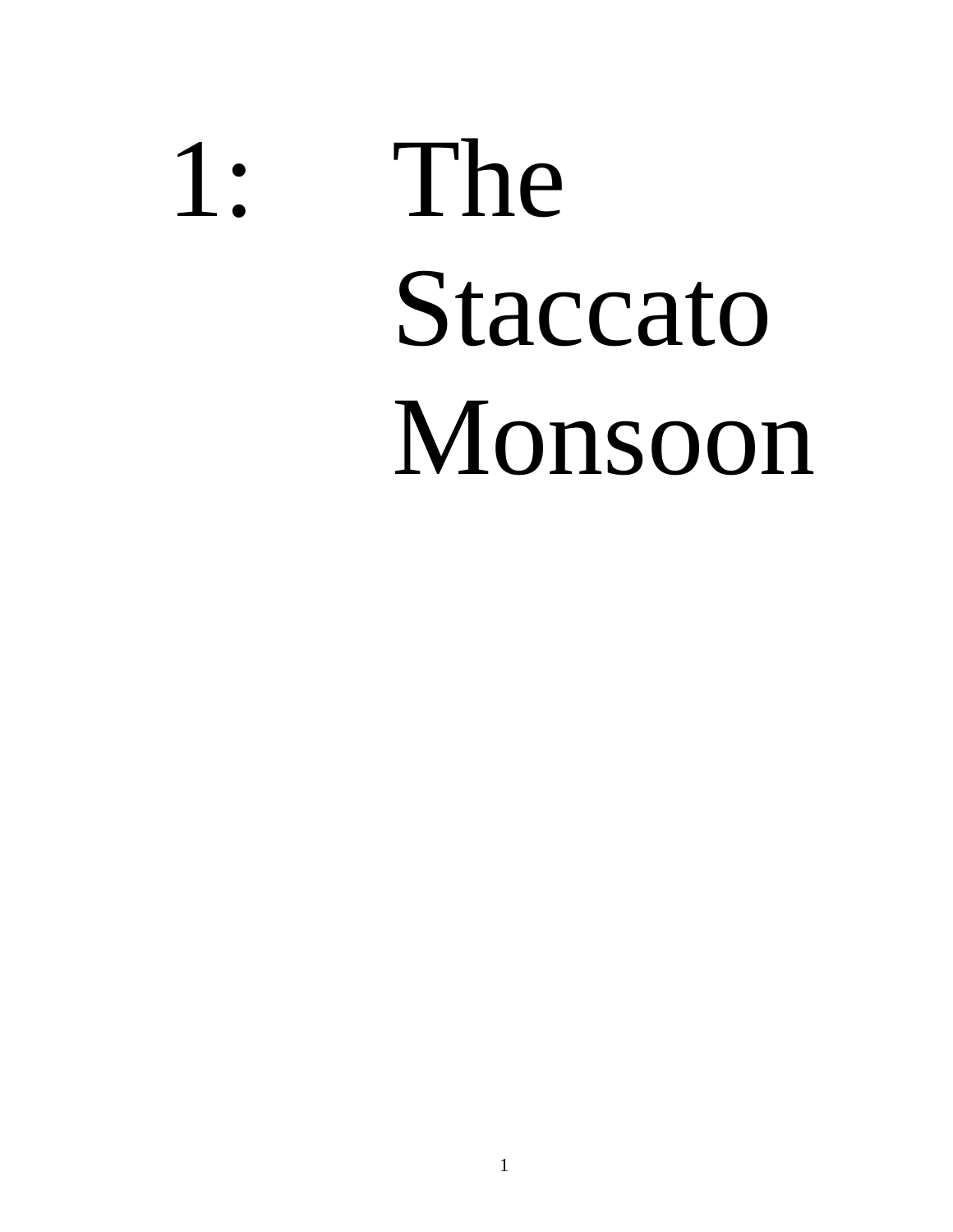# 1: The Staccato Monsoon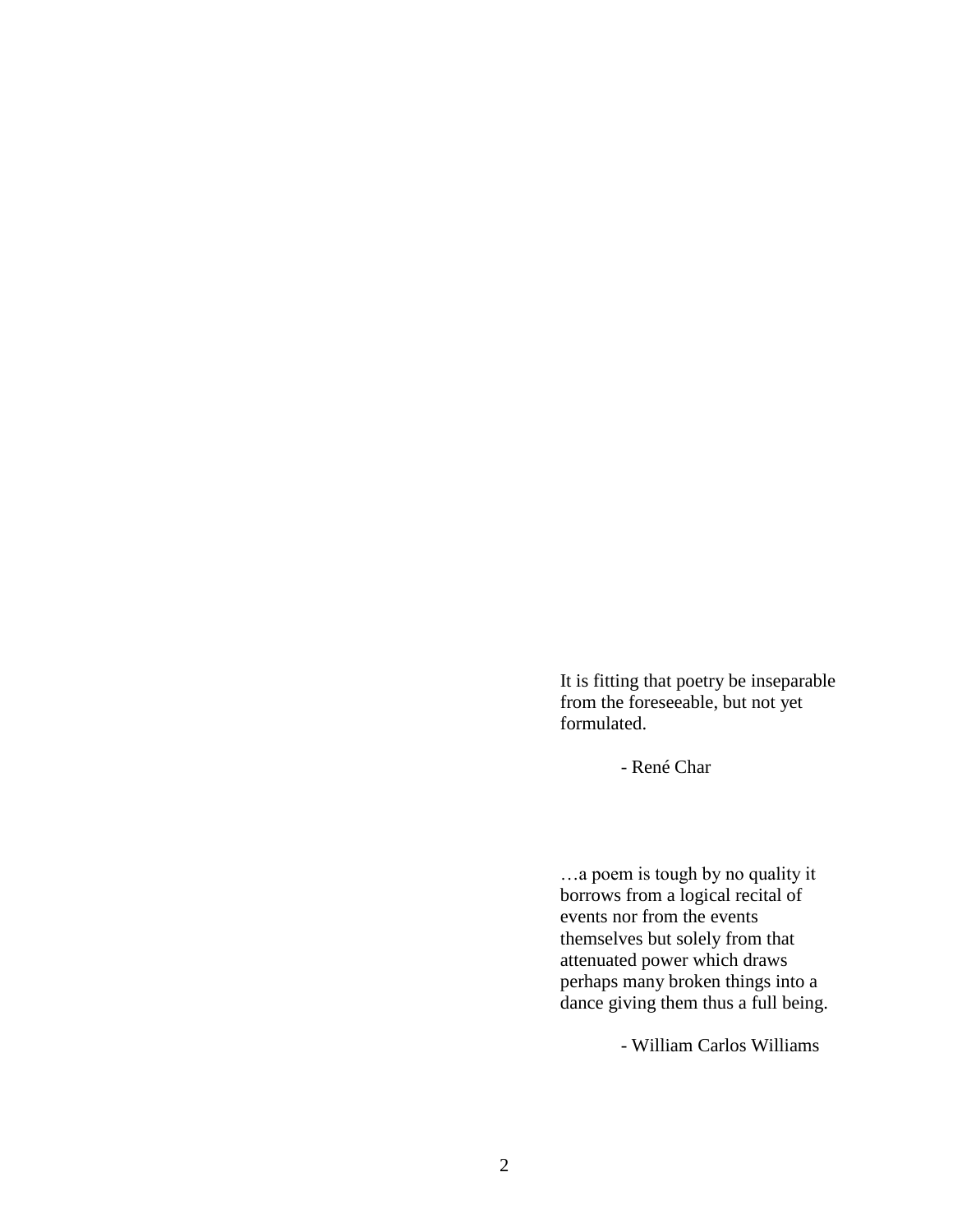> It is fitting that poetry be inseparable from the foreseeable, but not yet formulated.
>
> - René Char

> …a poem is tough by no quality it borrows from a logical recital of events nor from the events themselves but solely from that attenuated power which draws perhaps many broken things into a dance giving them thus a full being.
>
> - William Carlos Williams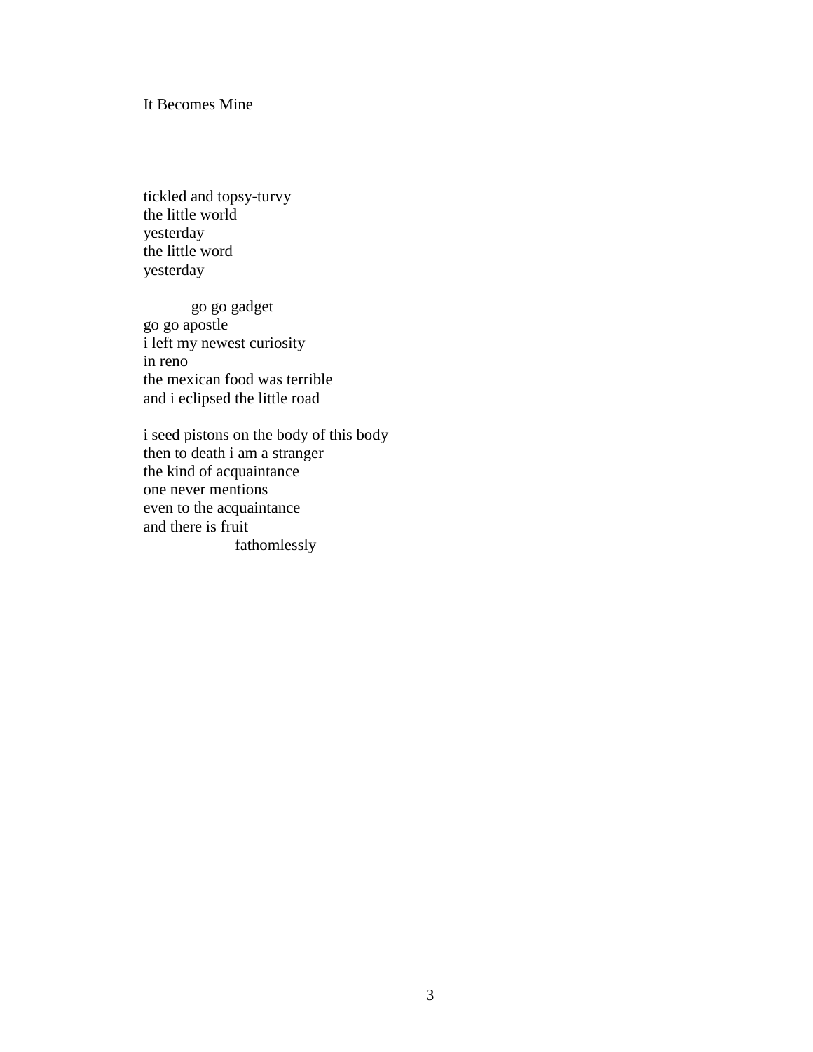# It Becomes Mine

tickled and topsy-turvy
the little world
yesterday
the little word
yesterday

&nbsp;&nbsp;&nbsp;&nbsp;&nbsp;&nbsp;&nbsp;&nbsp;go go gadget
go go apostle
i left my newest curiosity
in reno
the mexican food was terrible
and i eclipsed the little road

i seed pistons on the body of this body
then to death i am a stranger
the kind of acquaintance
one never mentions
even to the acquaintance
and there is fruit
&nbsp;&nbsp;&nbsp;&nbsp;&nbsp;&nbsp;&nbsp;&nbsp;&nbsp;&nbsp;&nbsp;&nbsp;&nbsp;&nbsp;&nbsp;&nbsp;fathomlessly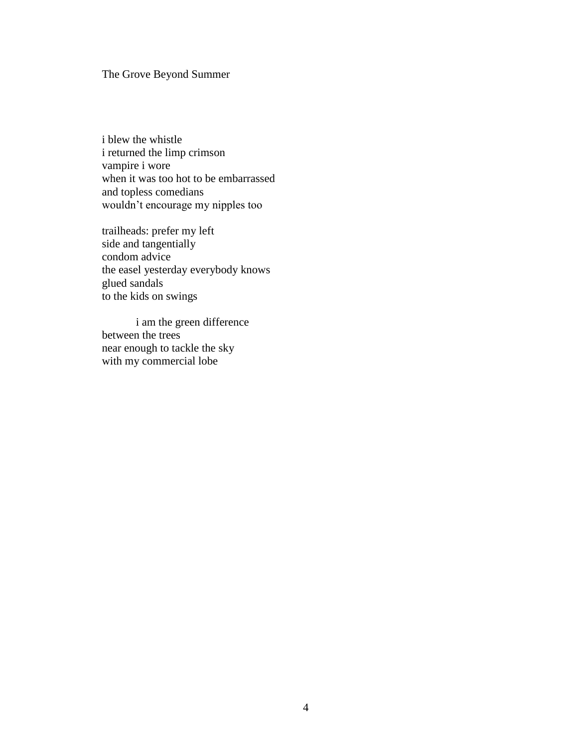# The Grove Beyond Summer

i blew the whistle
i returned the limp crimson
vampire i wore
when it was too hot to be embarrassed
and topless comedians
wouldn't encourage my nipples too

trailheads: prefer my left
side and tangentially
condom advice
the easel yesterday everybody knows
glued sandals
to the kids on swings

        i am the green difference
between the trees
near enough to tackle the sky
with my commercial lobe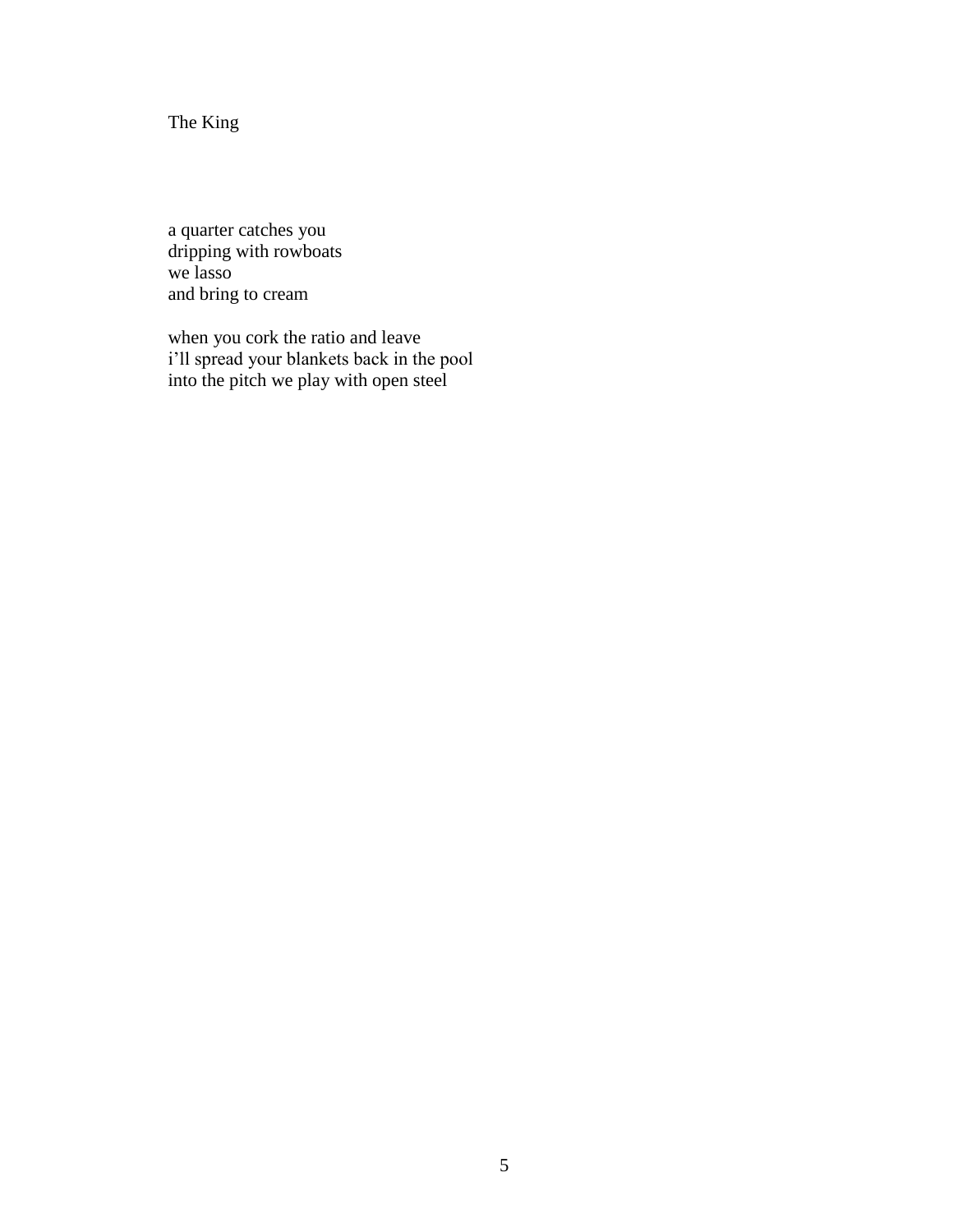# The King

a quarter catches you
dripping with rowboats
we lasso
and bring to cream

when you cork the ratio and leave
i'll spread your blankets back in the pool
into the pitch we play with open steel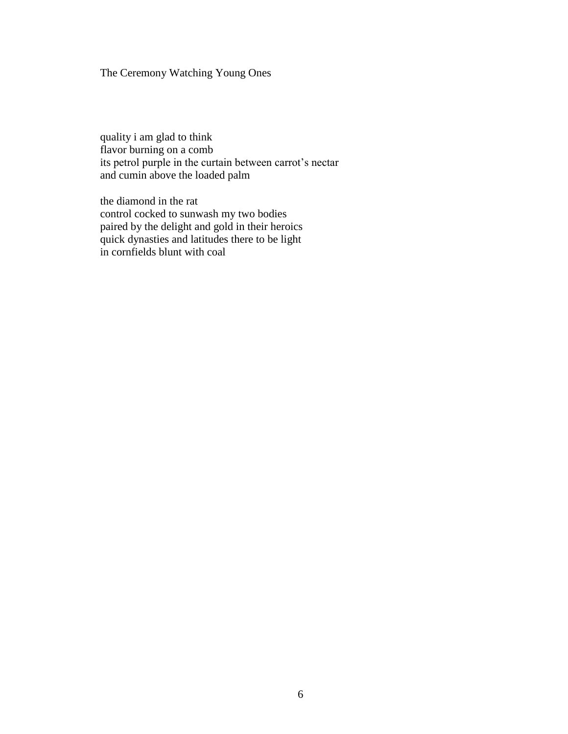# The Ceremony Watching Young Ones

quality i am glad to think  
flavor burning on a comb  
its petrol purple in the curtain between carrot's nectar  
and cumin above the loaded palm

the diamond in the rat  
control cocked to sunwash my two bodies  
paired by the delight and gold in their heroics  
quick dynasties and latitudes there to be light  
in cornfields blunt with coal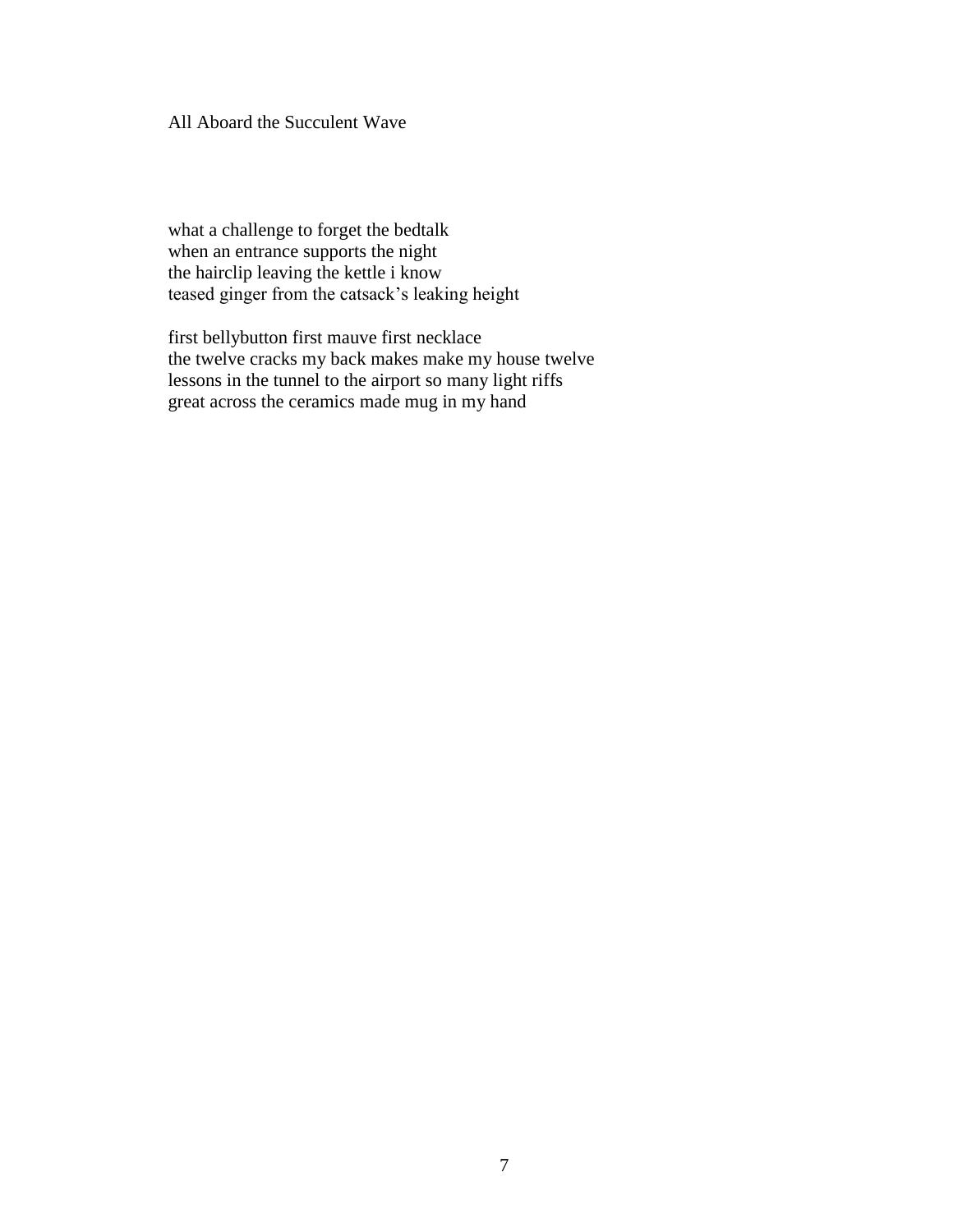# All Aboard the Succulent Wave

what a challenge to forget the bedtalk  
when an entrance supports the night  
the hairclip leaving the kettle i know  
teased ginger from the catsack's leaking height

first bellybutton first mauve first necklace  
the twelve cracks my back makes make my house twelve  
lessons in the tunnel to the airport so many light riffs  
great across the ceramics made mug in my hand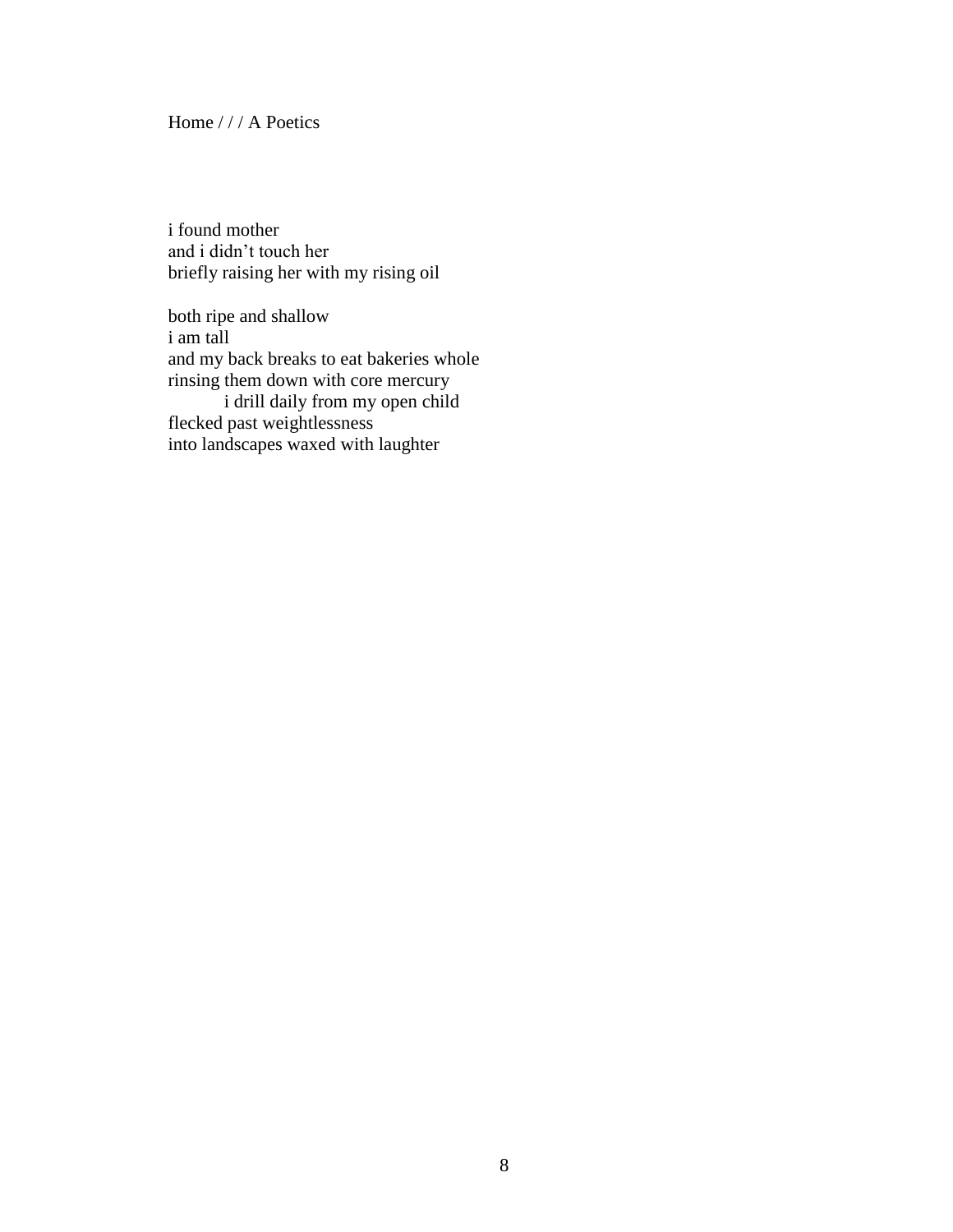Home / / / A Poetics

i found mother
and i didn't touch her
briefly raising her with my rising oil

both ripe and shallow
i am tall
and my back breaks to eat bakeries whole
rinsing them down with core mercury
&nbsp;&nbsp;&nbsp;&nbsp;&nbsp;&nbsp;&nbsp;&nbsp;&nbsp;&nbsp;i drill daily from my open child
flecked past weightlessness
into landscapes waxed with laughter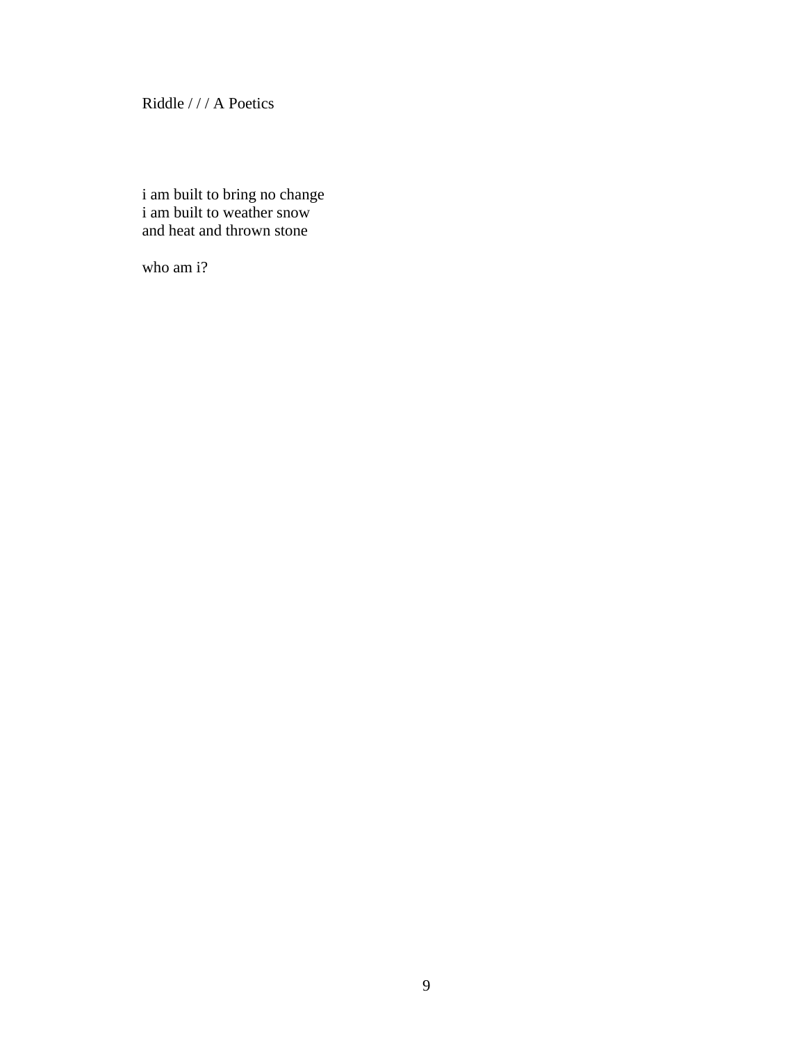Riddle / / / A Poetics

i am built to bring no change  
i am built to weather snow  
and heat and thrown stone

who am i?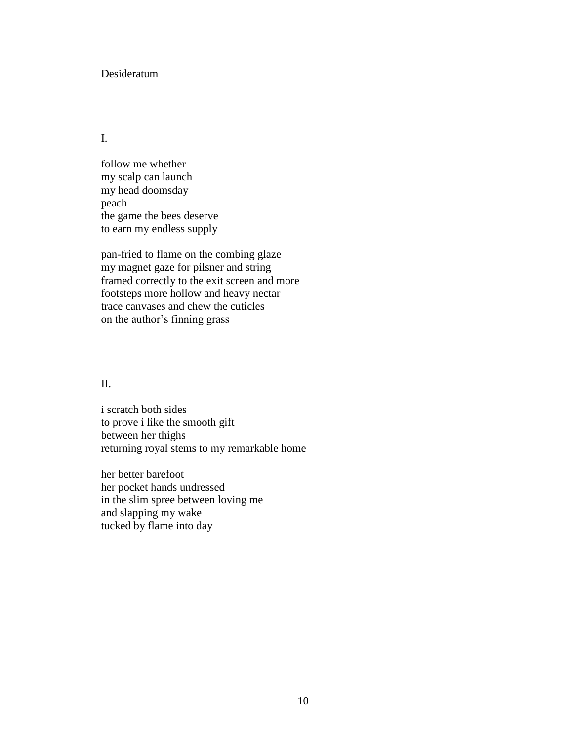# Desideratum

## I.

follow me whether  
my scalp can launch  
my head doomsday  
peach  
the game the bees deserve  
to earn my endless supply

pan-fried to flame on the combing glaze  
my magnet gaze for pilsner and string  
framed correctly to the exit screen and more  
footsteps more hollow and heavy nectar  
trace canvases and chew the cuticles  
on the author's finning grass

## II.

i scratch both sides  
to prove i like the smooth gift  
between her thighs  
returning royal stems to my remarkable home

her better barefoot  
her pocket hands undressed  
in the slim spree between loving me  
and slapping my wake  
tucked by flame into day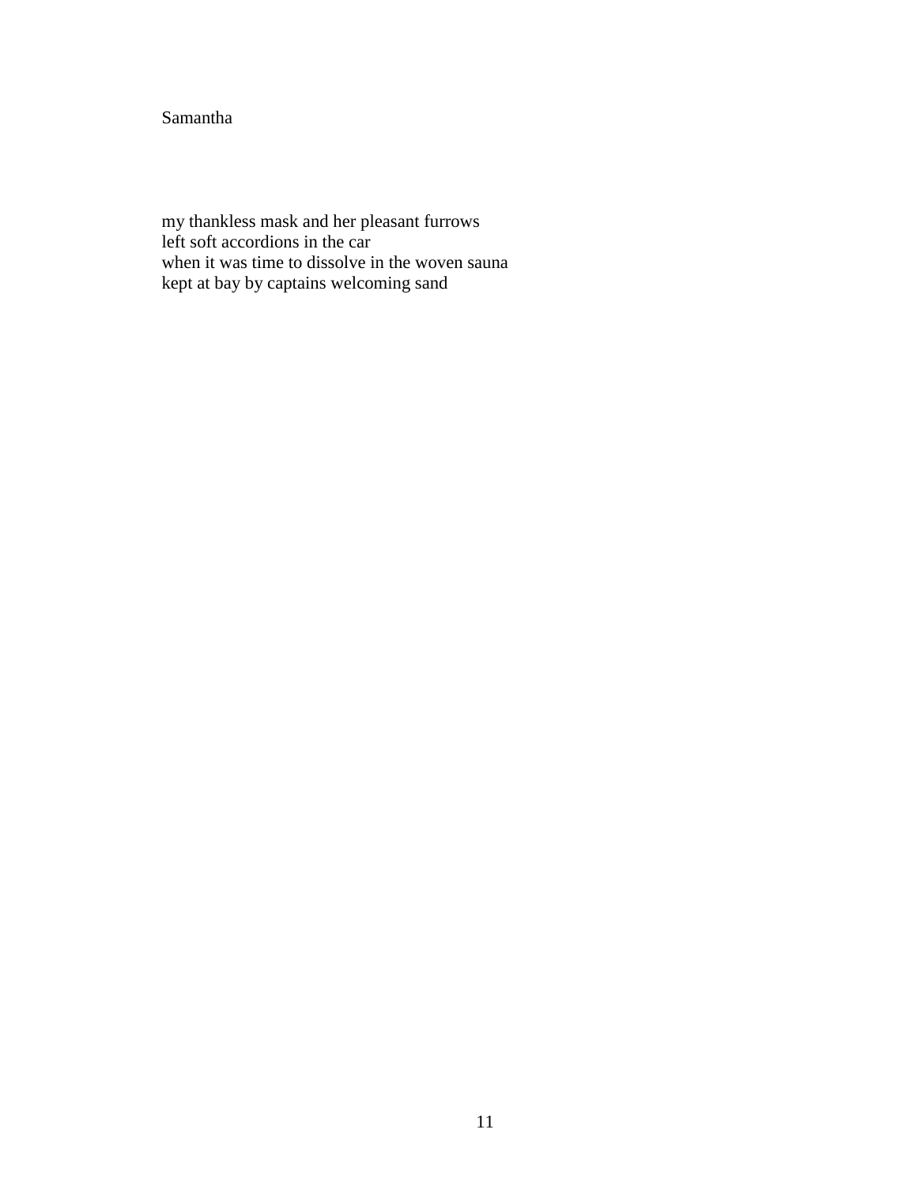## Samantha

my thankless mask and her pleasant furrows  
left soft accordions in the car  
when it was time to dissolve in the woven sauna  
kept at bay by captains welcoming sand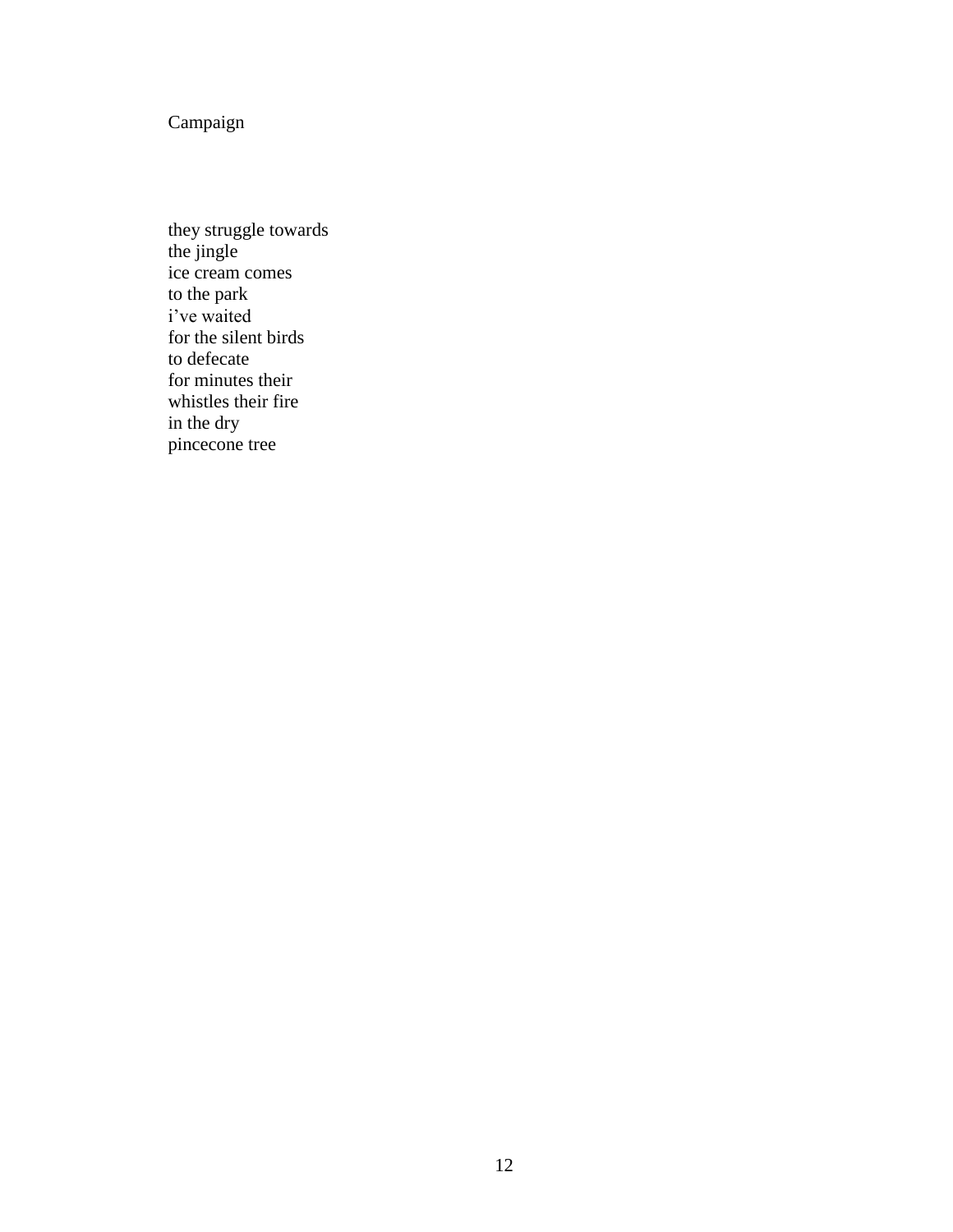# Campaign

they struggle towards  
the jingle  
ice cream comes  
to the park  
i’ve waited  
for the silent birds  
to defecate  
for minutes their  
whistles their fire  
in the dry  
pincecone tree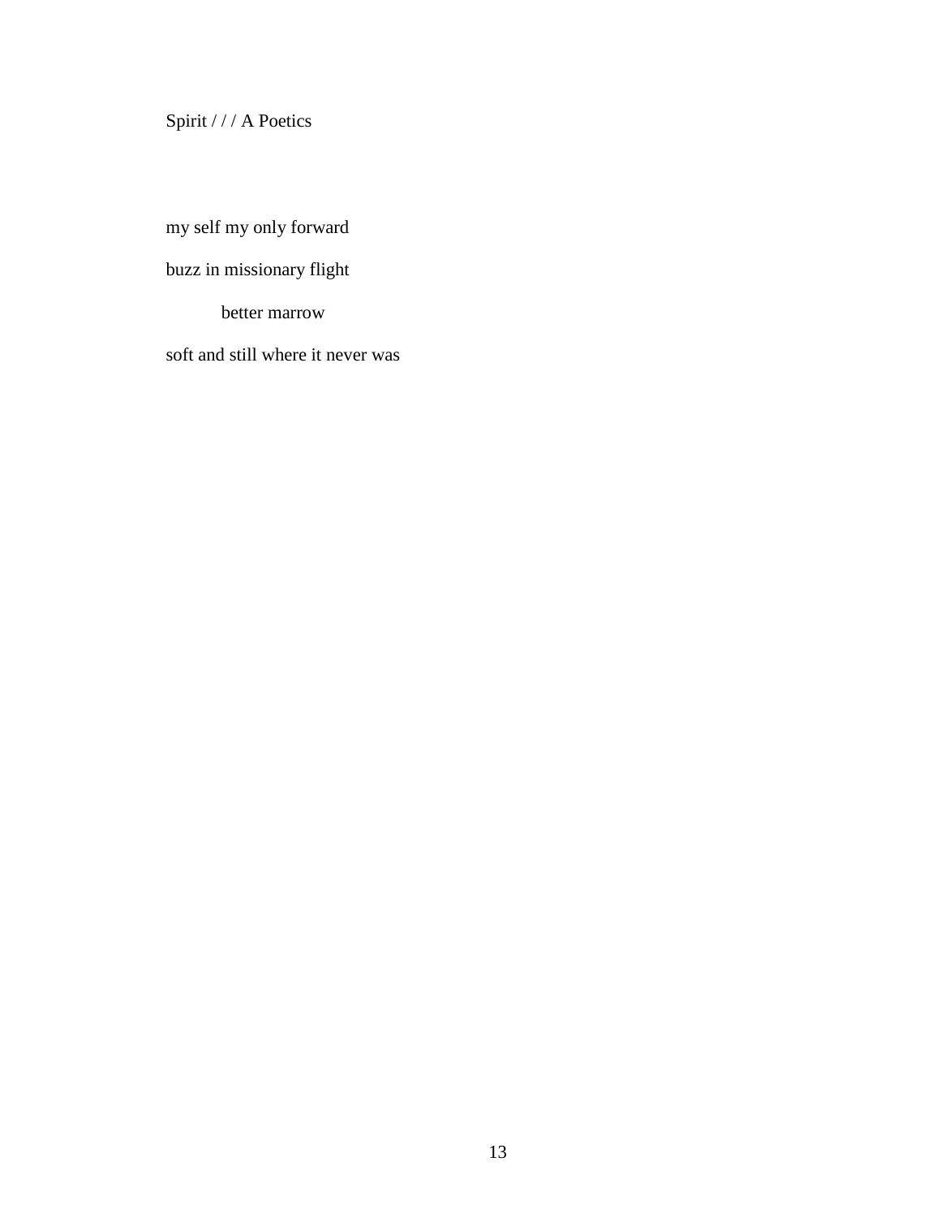Spirit / / / A Poetics

my self my only forward

buzz in missionary flight

&nbsp;&nbsp;&nbsp;&nbsp;&nbsp;&nbsp;&nbsp;&nbsp;better marrow

soft and still where it never was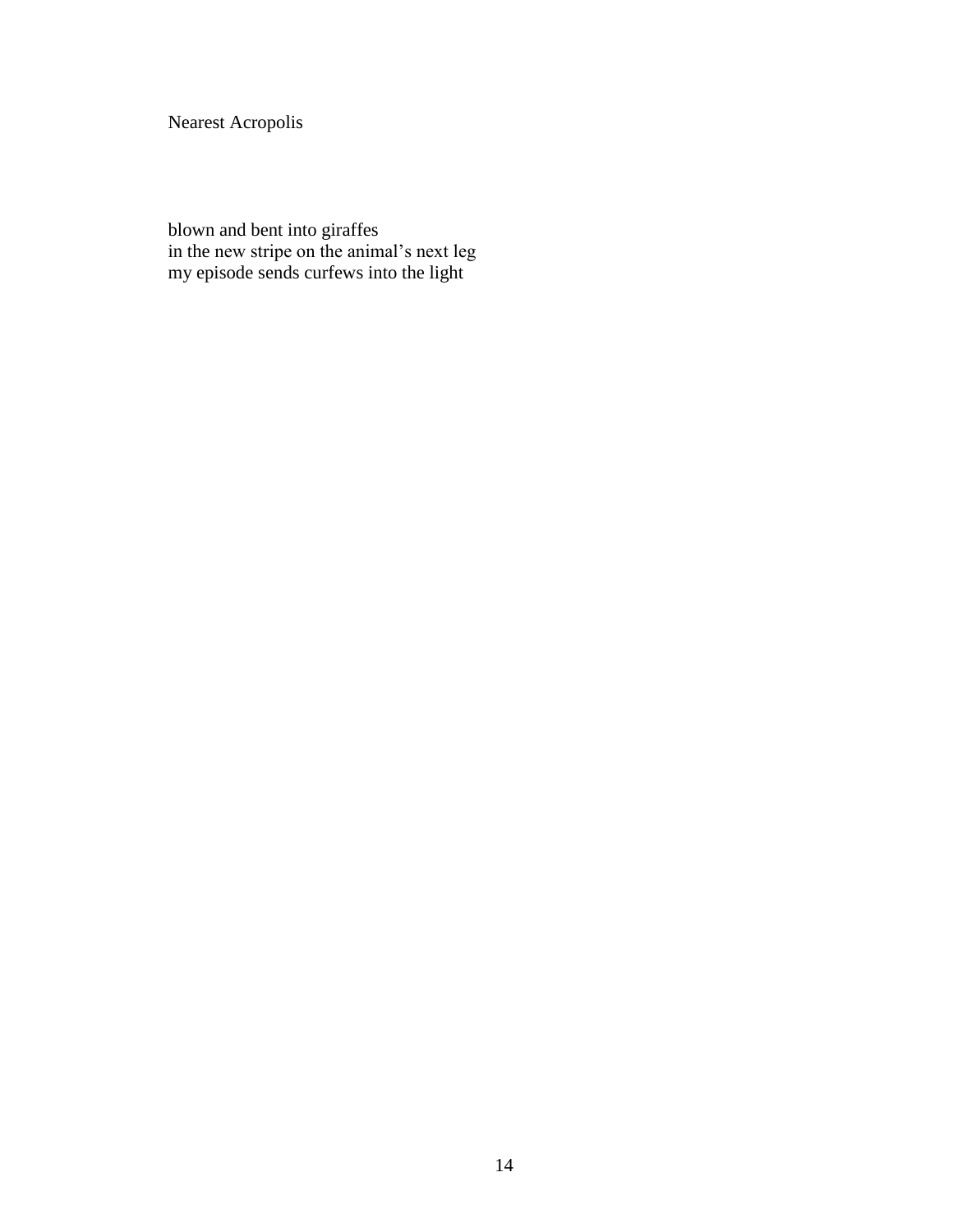# Nearest Acropolis

blown and bent into giraffes  
in the new stripe on the animal's next leg  
my episode sends curfews into the light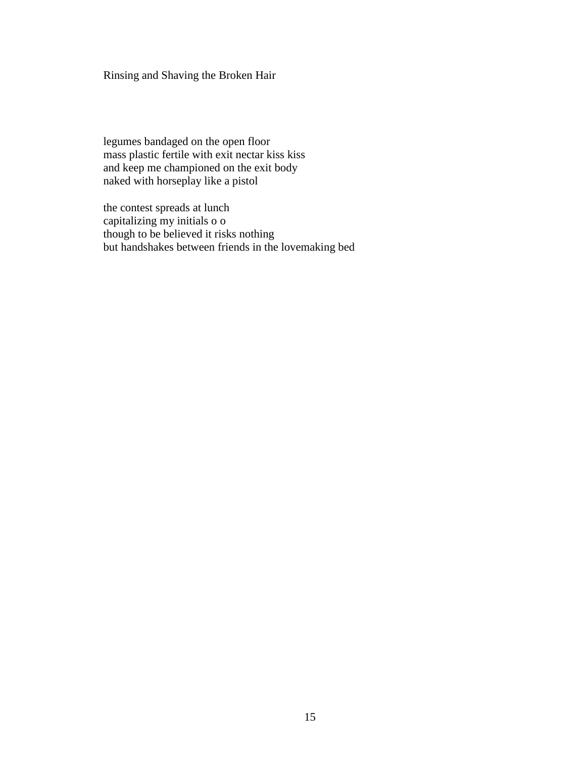# Rinsing and Shaving the Broken Hair

legumes bandaged on the open floor
mass plastic fertile with exit nectar kiss kiss
and keep me championed on the exit body
naked with horseplay like a pistol

the contest spreads at lunch
capitalizing my initials o o
though to be believed it risks nothing
but handshakes between friends in the lovemaking bed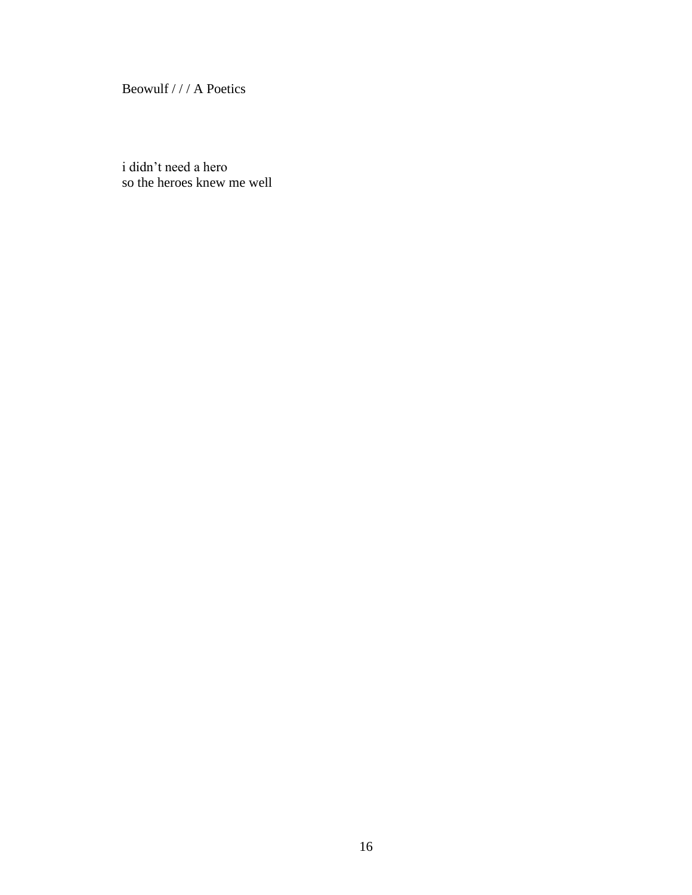Beowulf / / / A Poetics

i didn’t need a hero  
so the heroes knew me well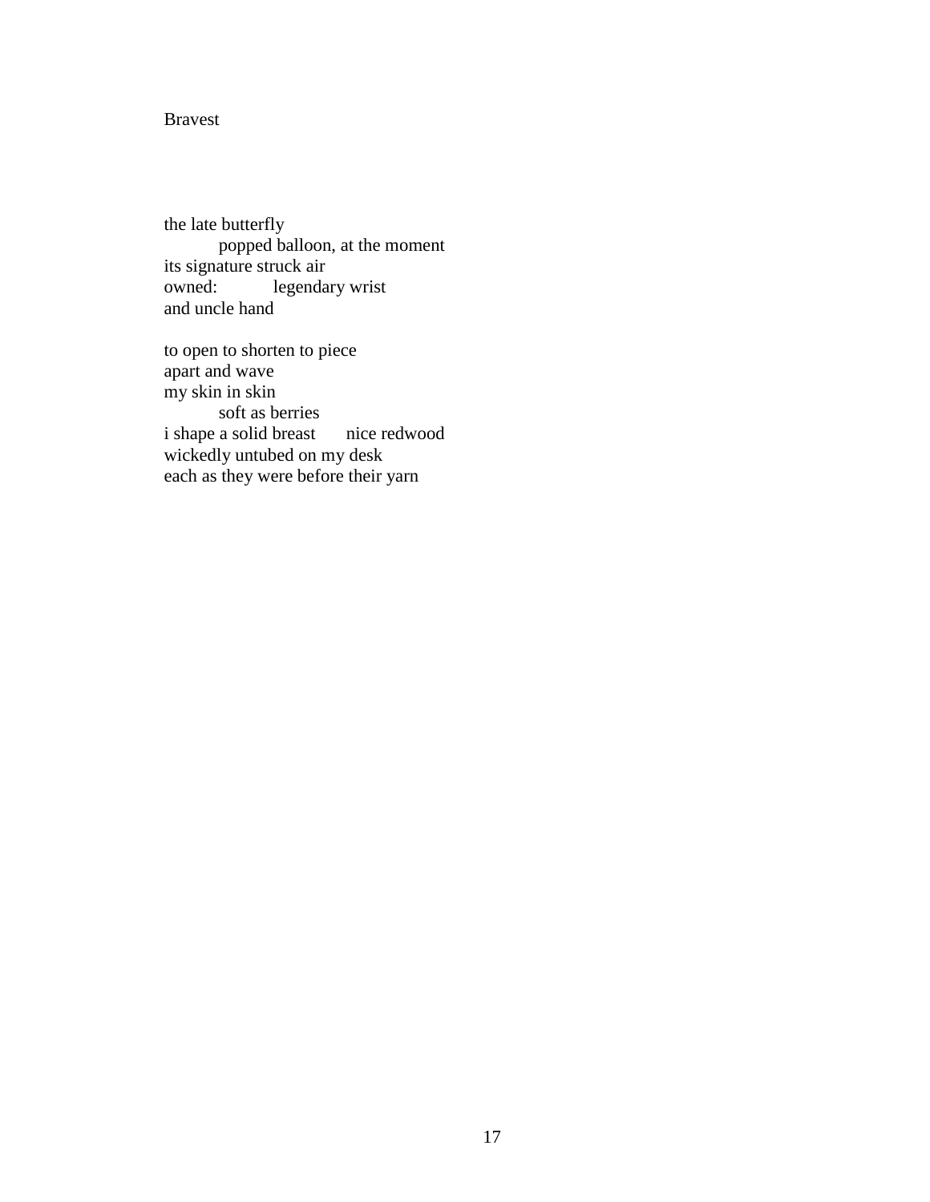# Bravest

the late butterfly
&nbsp;&nbsp;&nbsp;&nbsp;&nbsp;&nbsp;&nbsp;&nbsp;popped balloon, at the moment
its signature struck air
owned: &nbsp;&nbsp;&nbsp;&nbsp;&nbsp;&nbsp;&nbsp;&nbsp;legendary wrist
and uncle hand

to open to shorten to piece
apart and wave
my skin in skin
&nbsp;&nbsp;&nbsp;&nbsp;&nbsp;&nbsp;&nbsp;&nbsp;soft as berries
i shape a solid breast &nbsp;&nbsp;&nbsp;&nbsp;&nbsp;&nbsp;nice redwood
wickedly untubed on my desk
each as they were before their yarn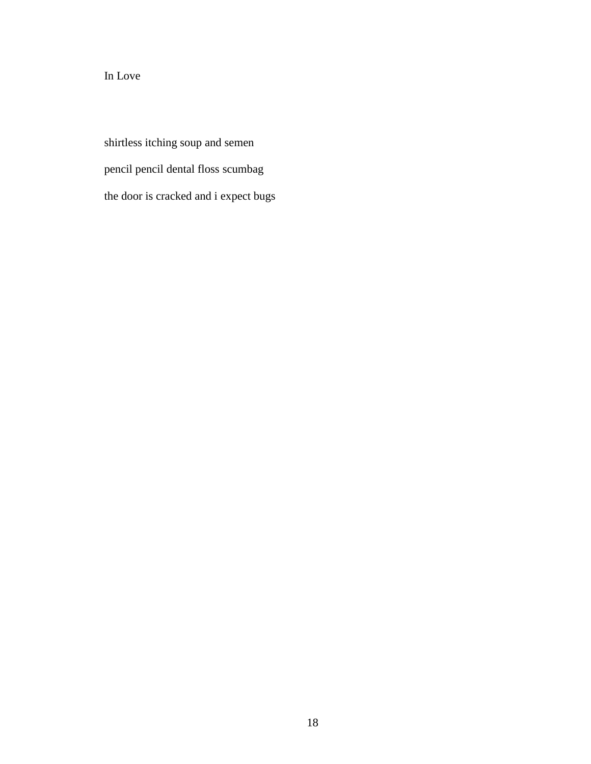## In Love

shirtless itching soup and semen

pencil pencil dental floss scumbag

the door is cracked and i expect bugs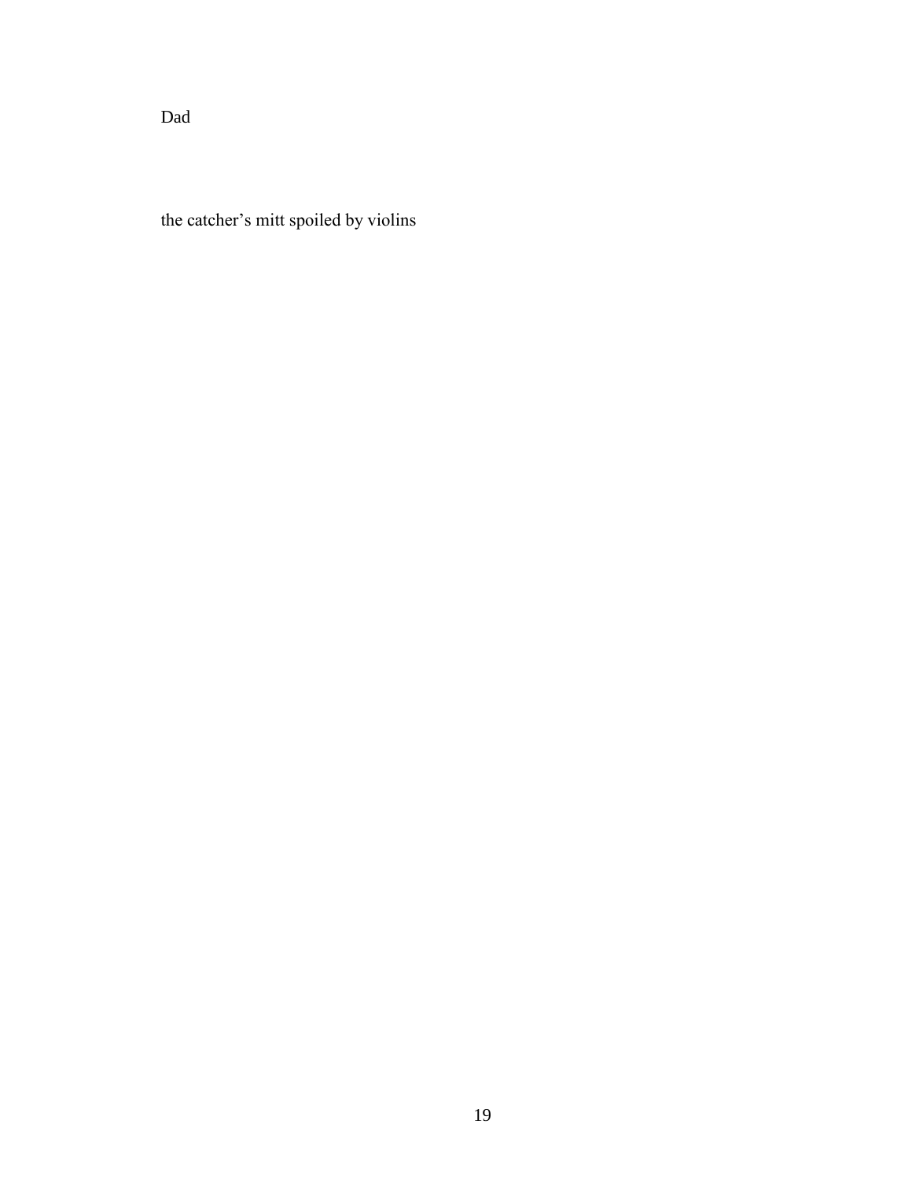Dad

the catcher's mitt spoiled by violins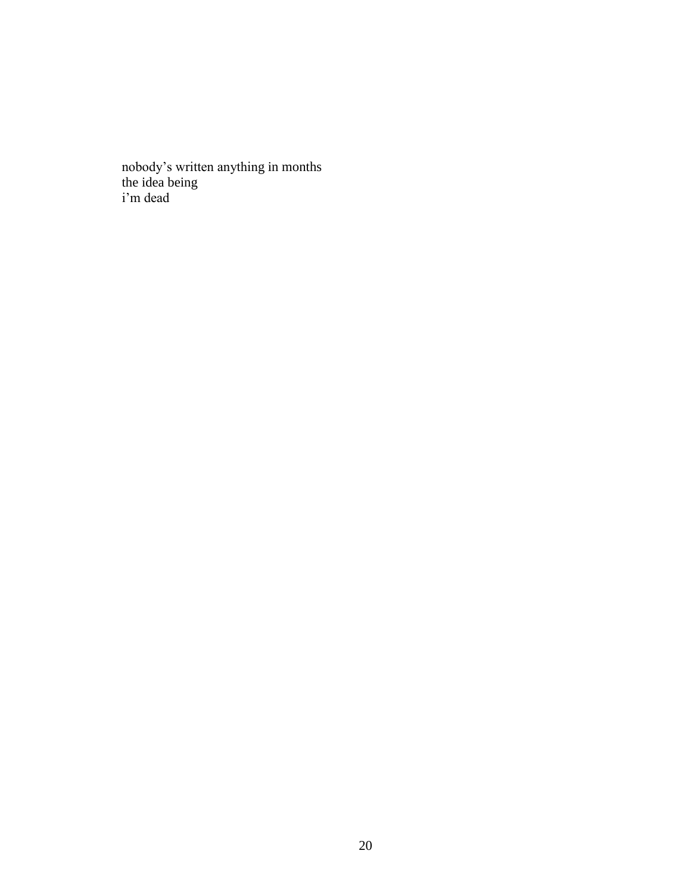nobody’s written anything in months
the idea being
i’m dead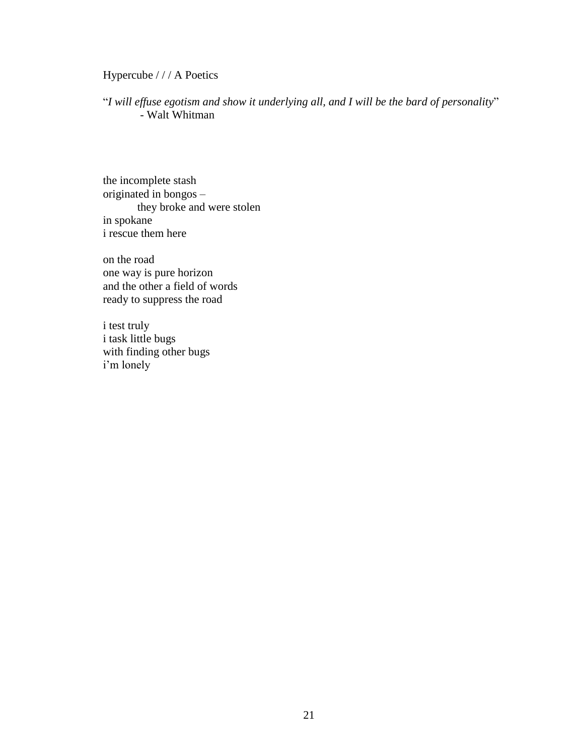Hypercube / / / A Poetics

"*I will effuse egotism and show it underlying all, and I will be the bard of personality*"
- Walt Whitman

the incomplete stash
originated in bongos –
&nbsp;&nbsp;&nbsp;&nbsp;&nbsp;&nbsp;&nbsp;&nbsp;they broke and were stolen
in spokane
i rescue them here

on the road
one way is pure horizon
and the other a field of words
ready to suppress the road

i test truly
i task little bugs
with finding other bugs
i'm lonely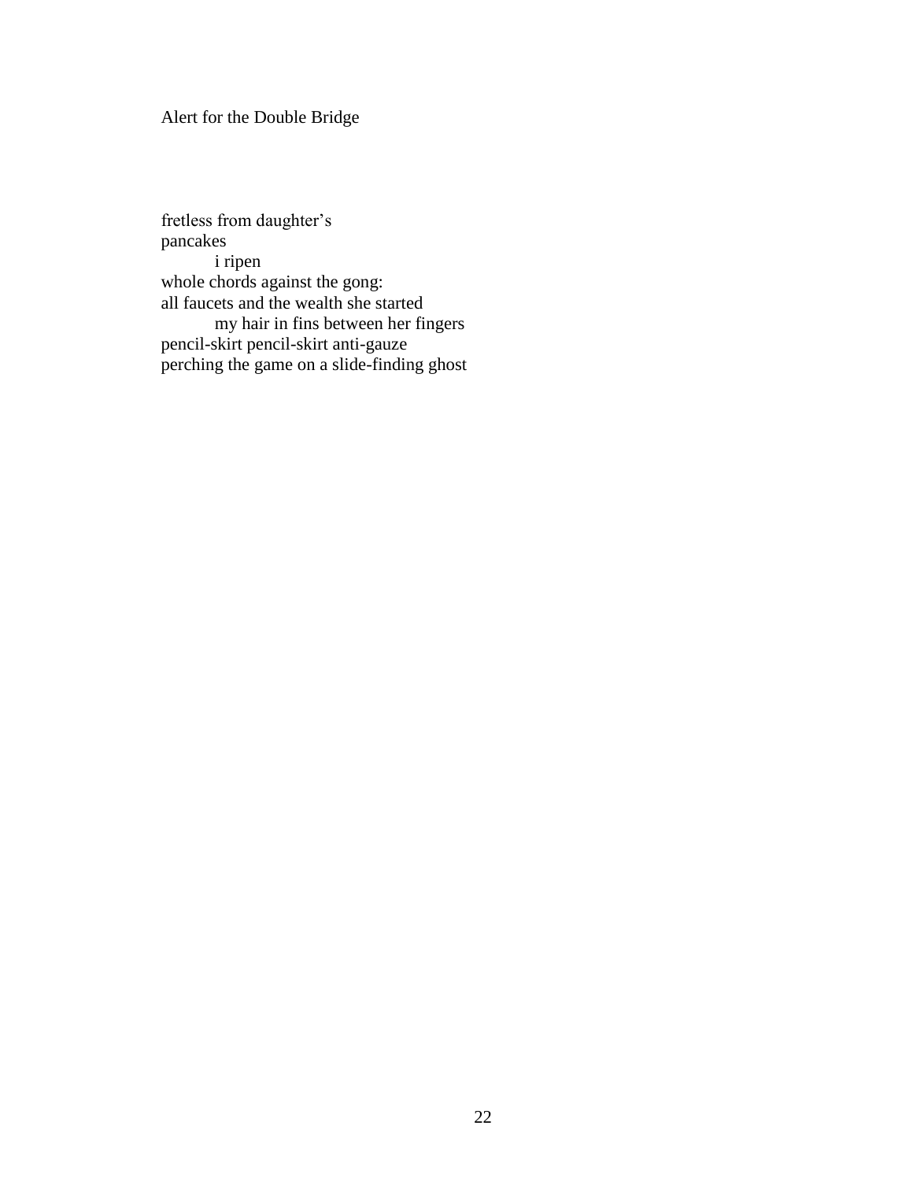# Alert for the Double Bridge

fretless from daughter's
pancakes
&emsp;&emsp;&emsp;i ripen
whole chords against the gong:
all faucets and the wealth she started
&emsp;&emsp;&emsp;my hair in fins between her fingers
pencil-skirt pencil-skirt anti-gauze
perching the game on a slide-finding ghost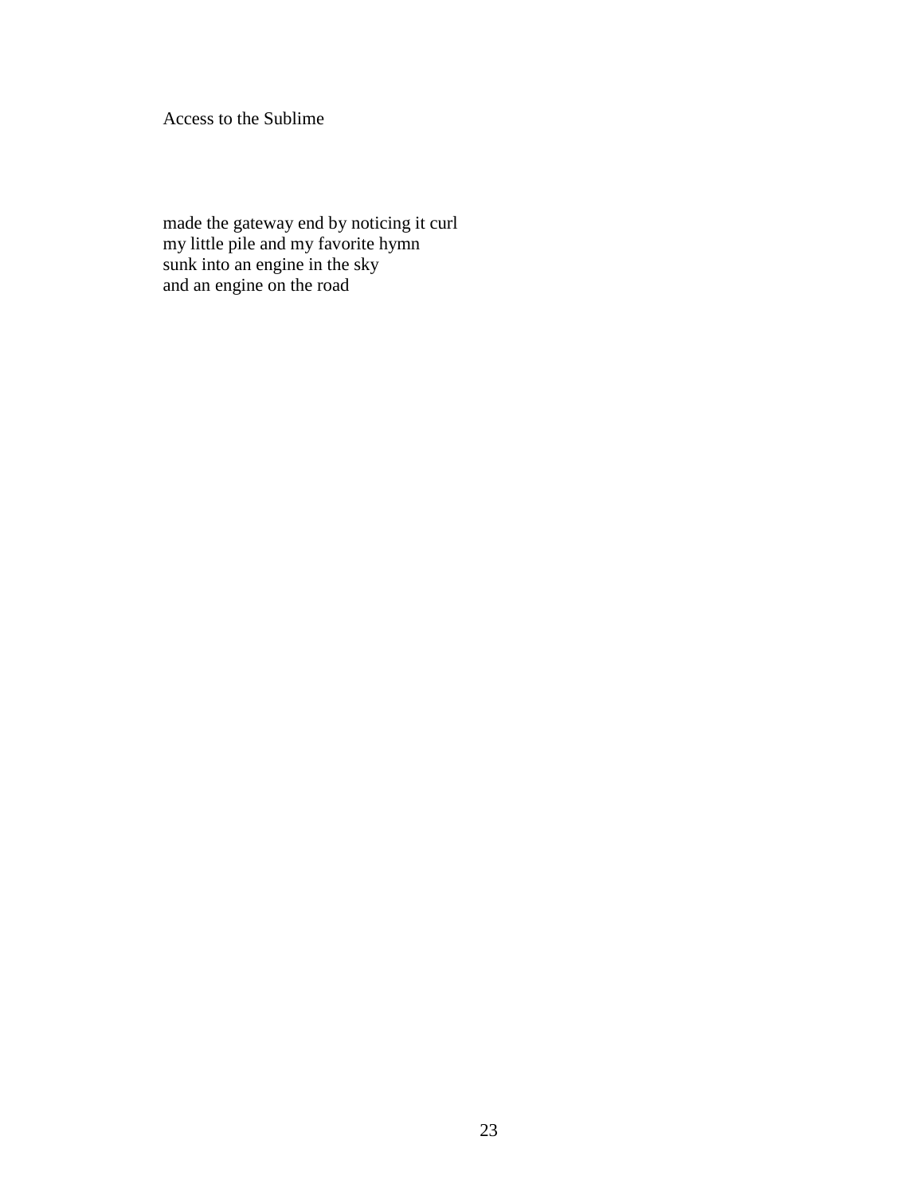# Access to the Sublime

made the gateway end by noticing it curl
my little pile and my favorite hymn
sunk into an engine in the sky
and an engine on the road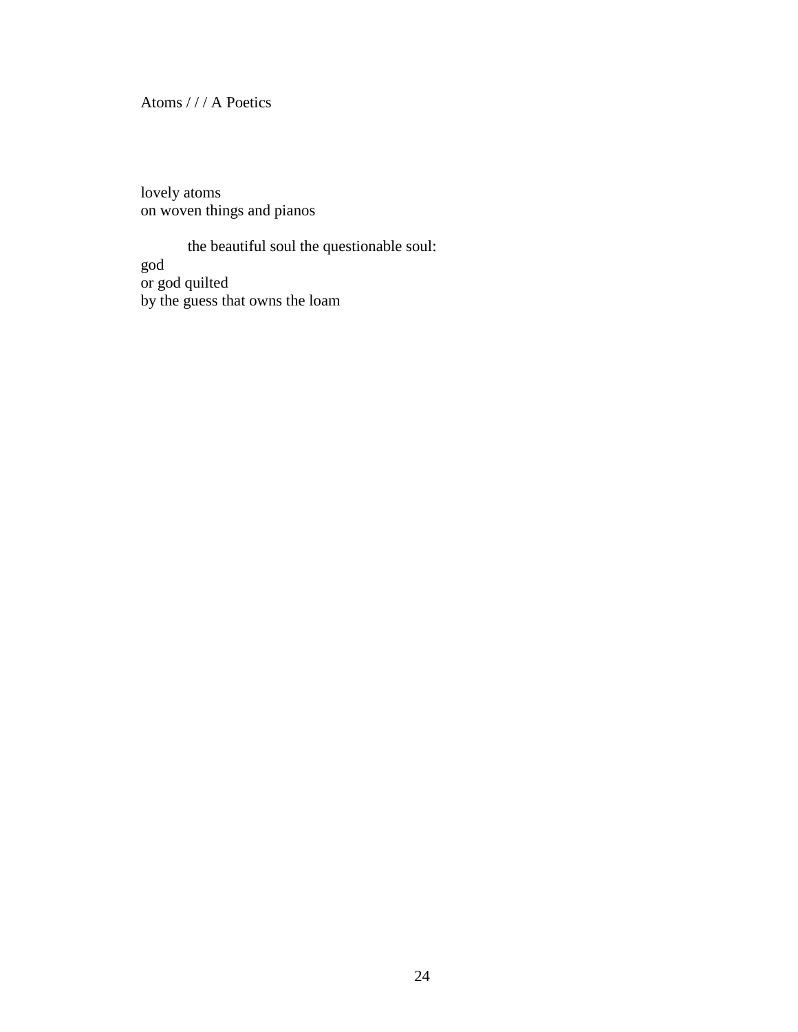Atoms / / / A Poetics

lovely atoms
on woven things and pianos

        the beautiful soul the questionable soul:
god
or god quilted
by the guess that owns the loam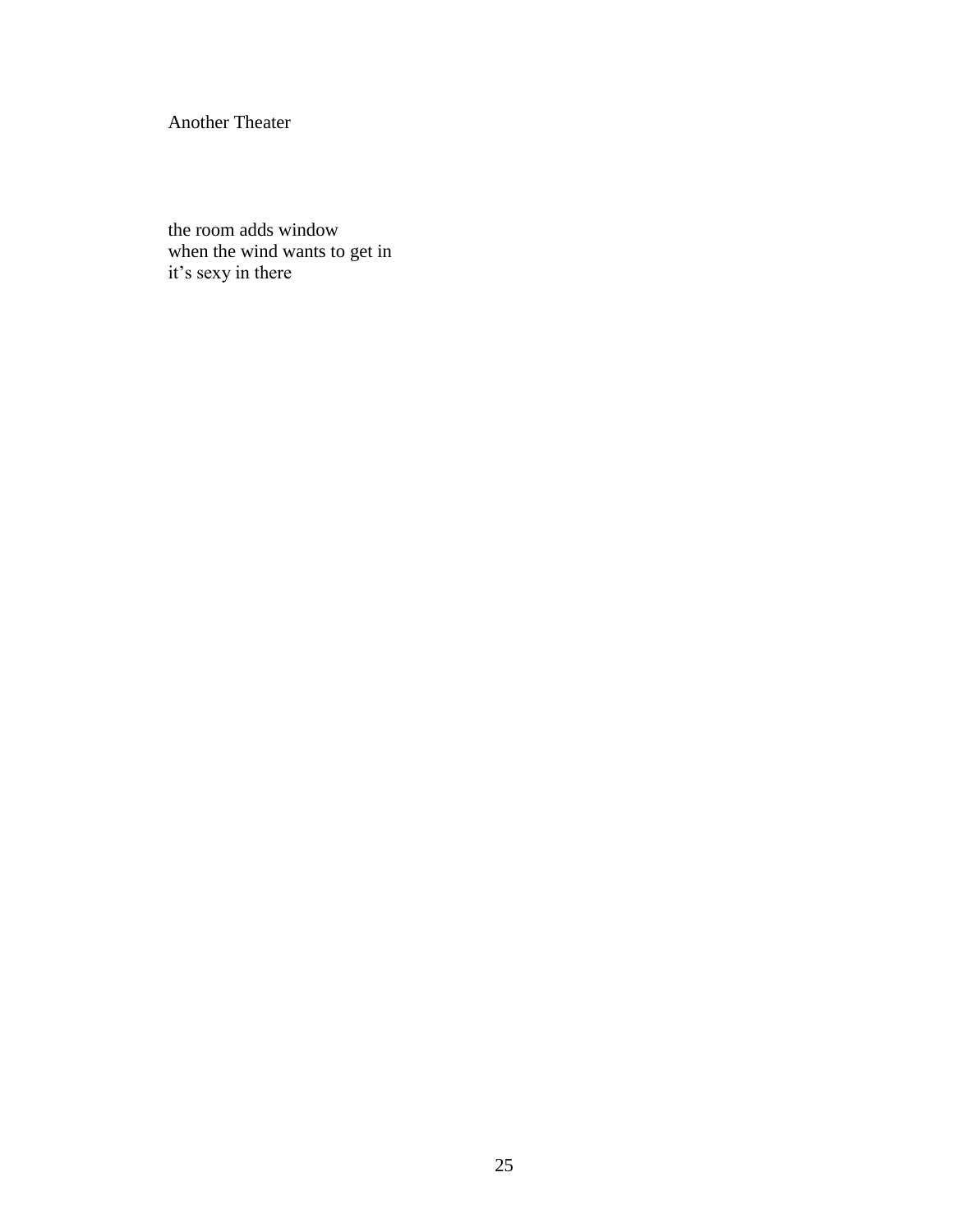## Another Theater

the room adds window  
when the wind wants to get in  
it's sexy in there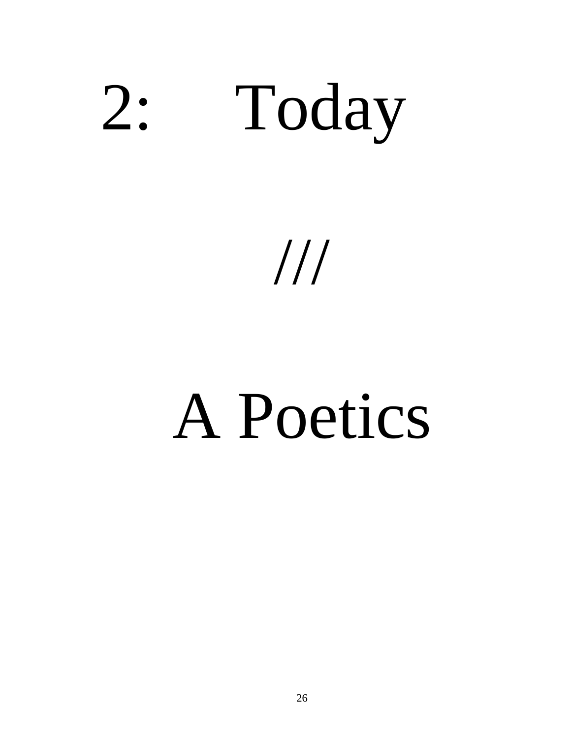# 2: Today

///

# A Poetics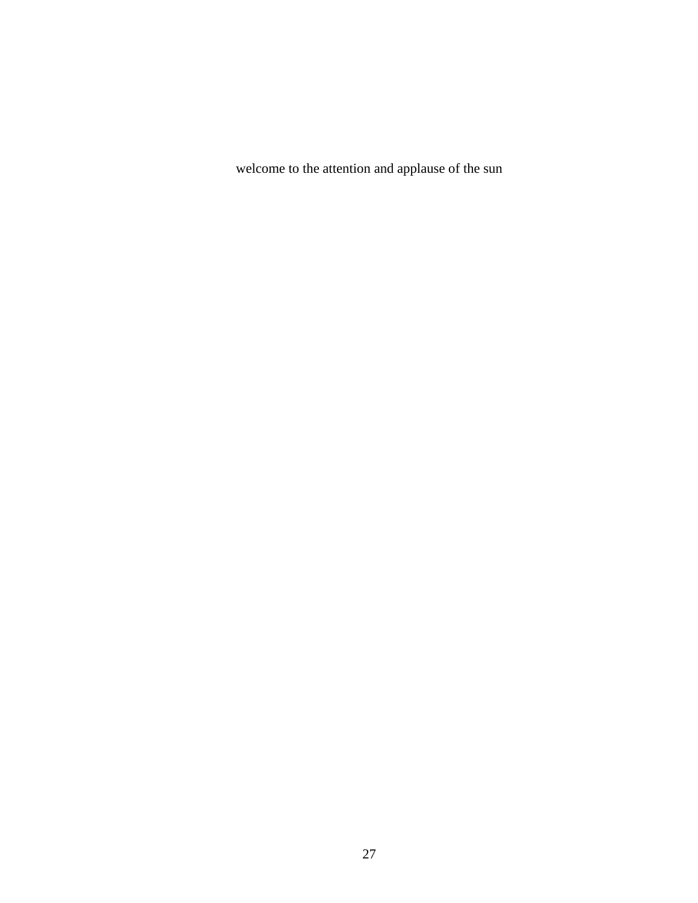welcome to the attention and applause of the sun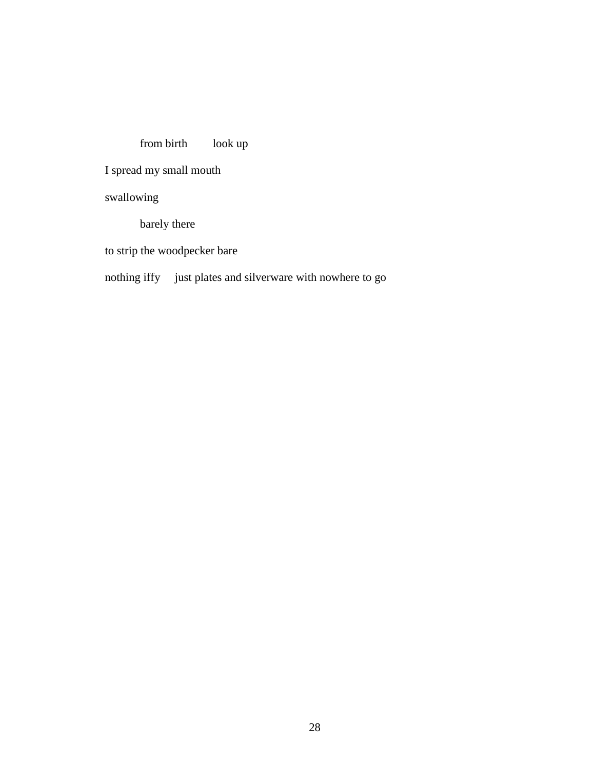&emsp;&emsp;from birth&emsp;&emsp;look up

I spread my small mouth

swallowing

&emsp;&emsp;barely there

to strip the woodpecker bare

nothing iffy&emsp;just plates and silverware with nowhere to go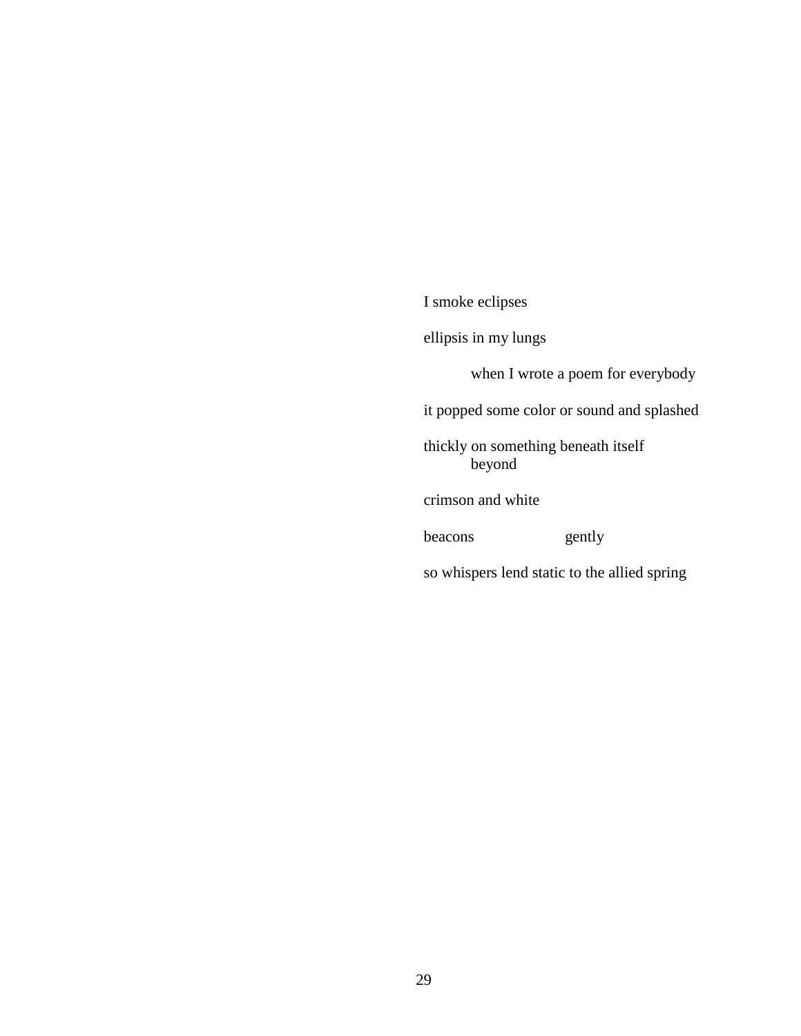I smoke eclipses

ellipsis in my lungs

&nbsp;&nbsp;&nbsp;&nbsp;&nbsp;&nbsp;&nbsp;&nbsp;when I wrote a poem for everybody

it popped some color or sound and splashed

thickly on something beneath itself
&nbsp;&nbsp;&nbsp;&nbsp;&nbsp;&nbsp;&nbsp;&nbsp;beyond

crimson and white

beacons &nbsp;&nbsp;&nbsp;&nbsp;&nbsp;&nbsp;&nbsp;&nbsp;&nbsp;&nbsp;&nbsp;&nbsp;&nbsp;&nbsp;&nbsp;&nbsp;gently

so whispers lend static to the allied spring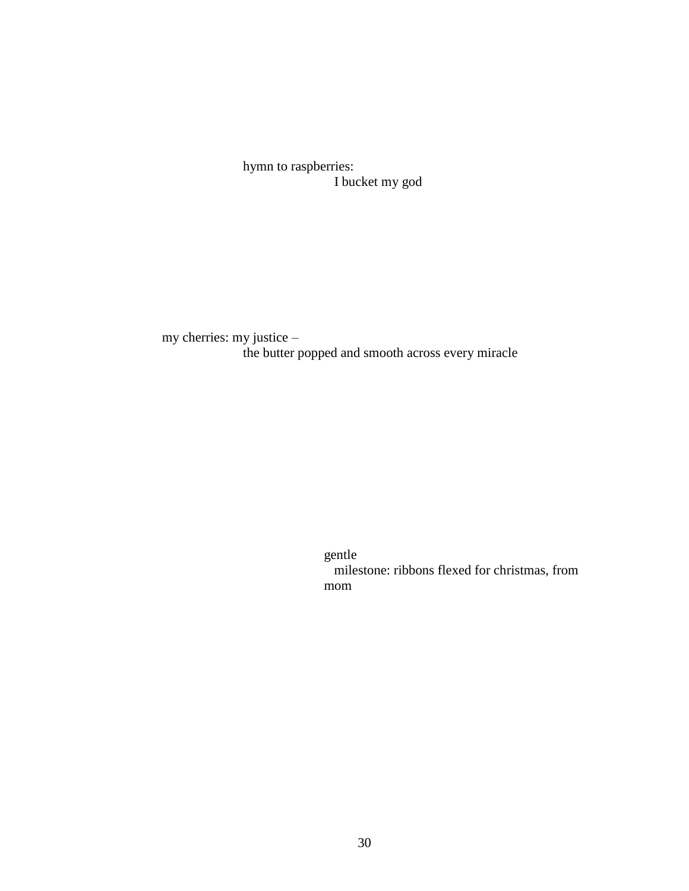hymn to raspberries:
                I bucket my god

my cherries: my justice –
        the butter popped and smooth across every miracle

gentle
  milestone: ribbons flexed for christmas, from
mom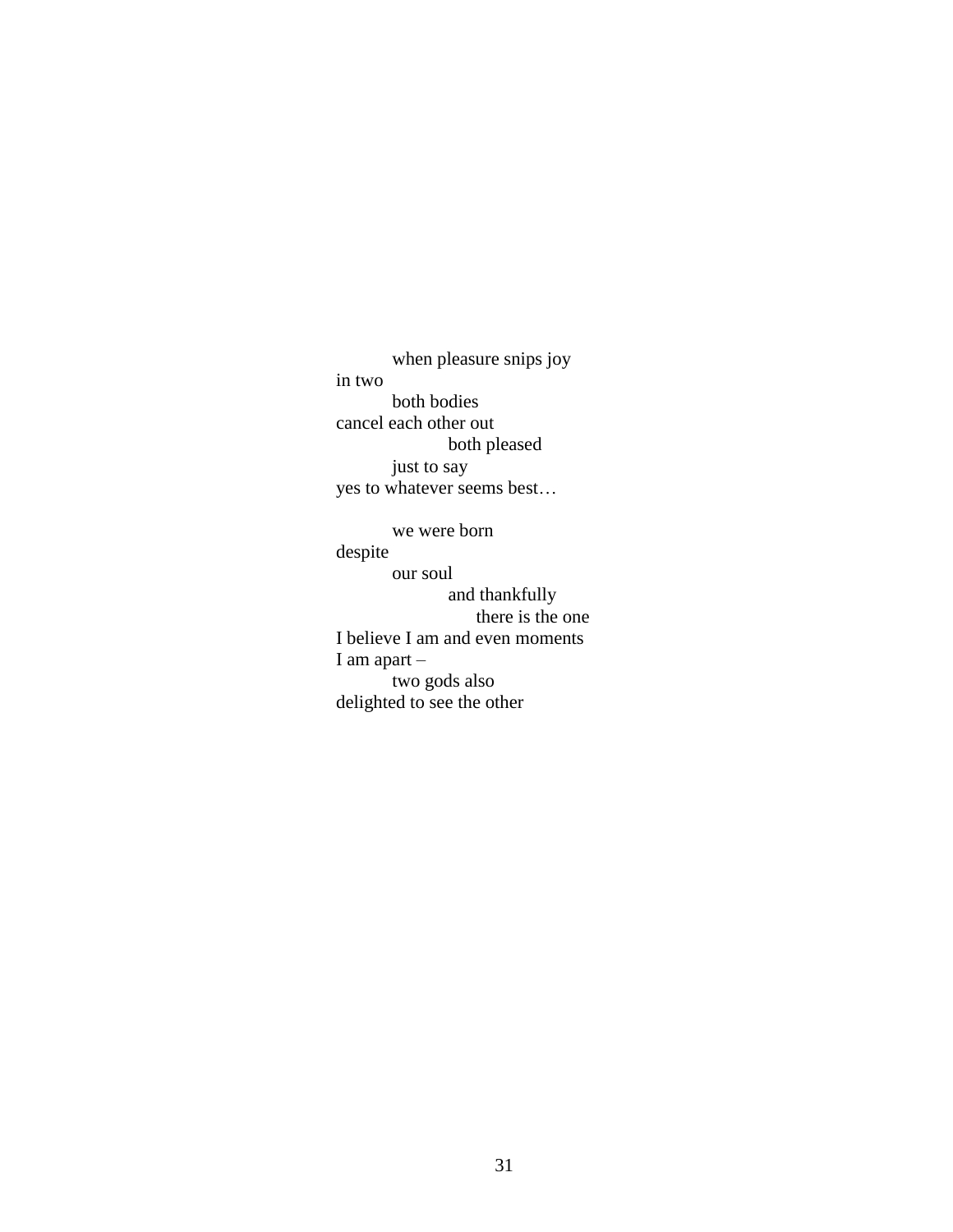when pleasure snips joy
in two
both bodies
cancel each other out
both pleased
just to say
yes to whatever seems best…

we were born
despite
our soul
and thankfully
there is the one
I believe I am and even moments
I am apart –
two gods also
delighted to see the other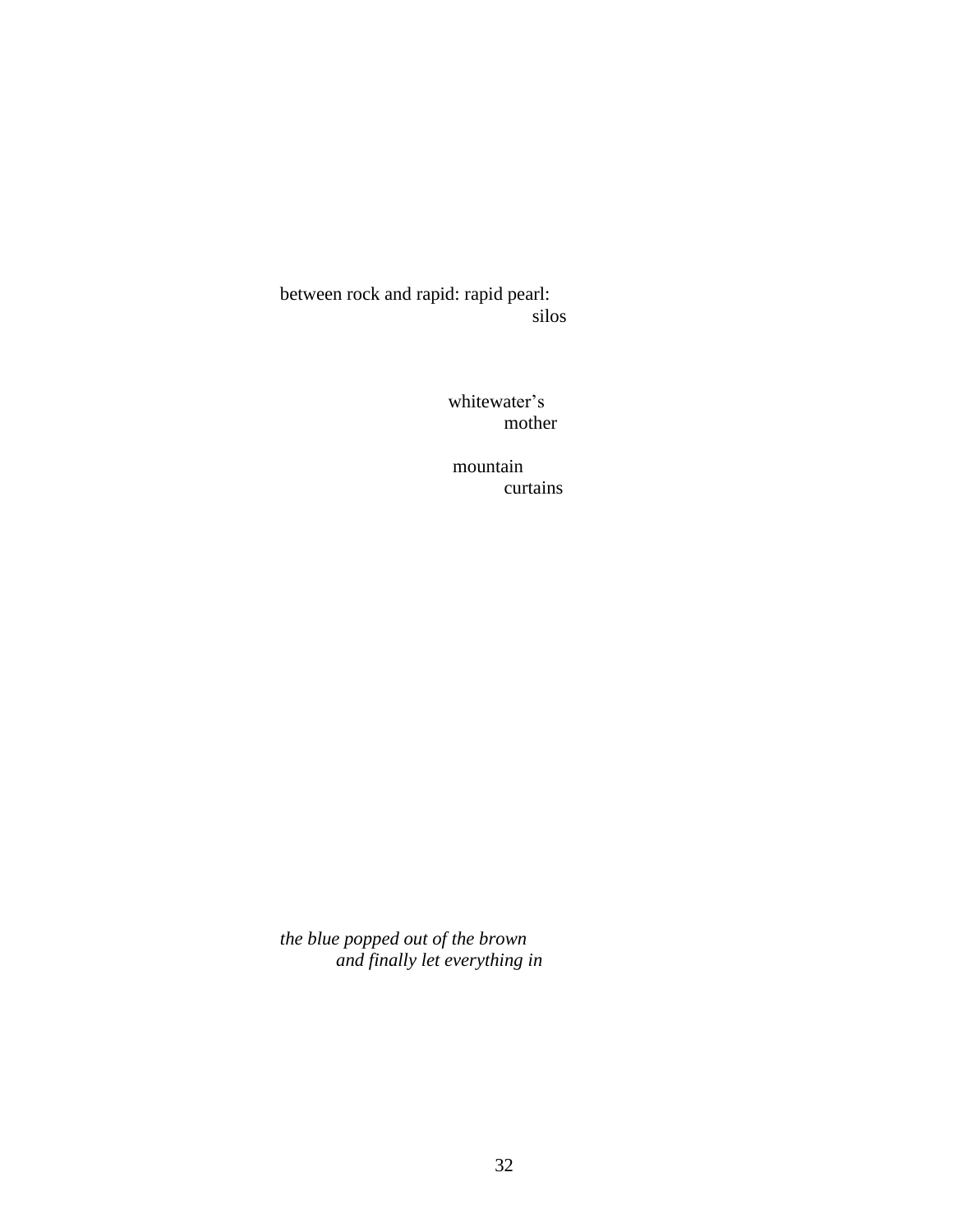between rock and rapid: rapid pearl:
                                              silos

whitewater's
          mother

mountain
          curtains

*the blue popped out of the brown*
          *and finally let everything in*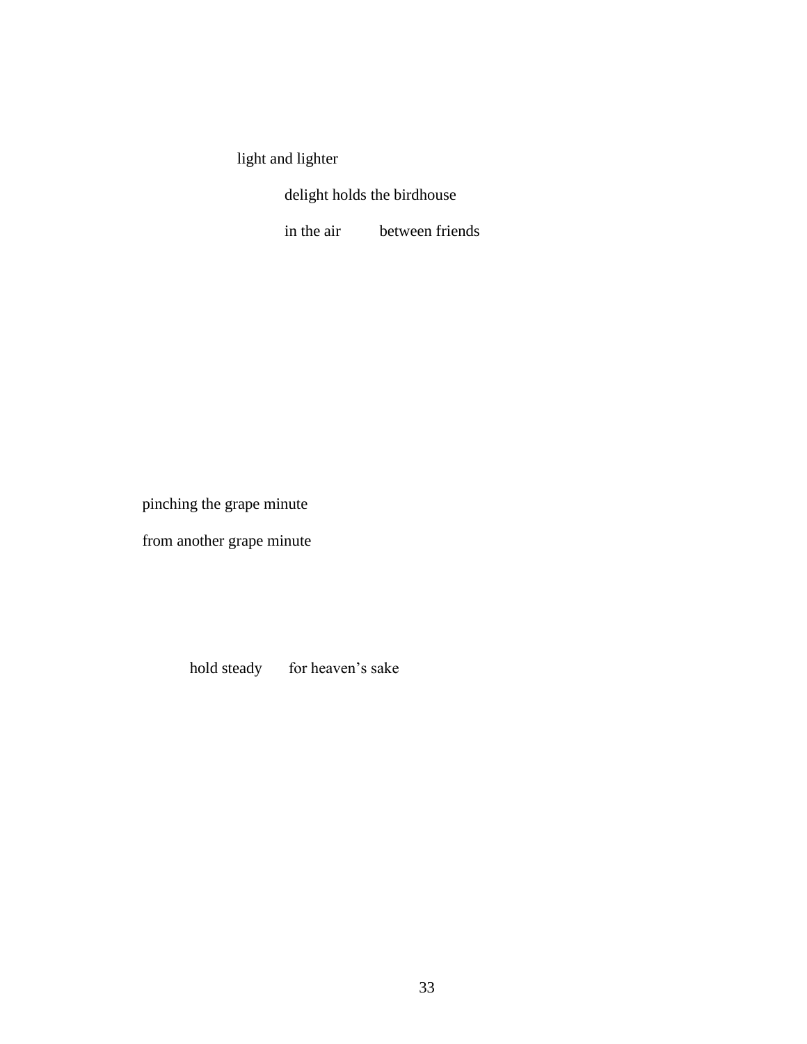light and lighter

delight holds the birdhouse

in the air          between friends

pinching the grape minute

from another grape minute

hold steady       for heaven's sake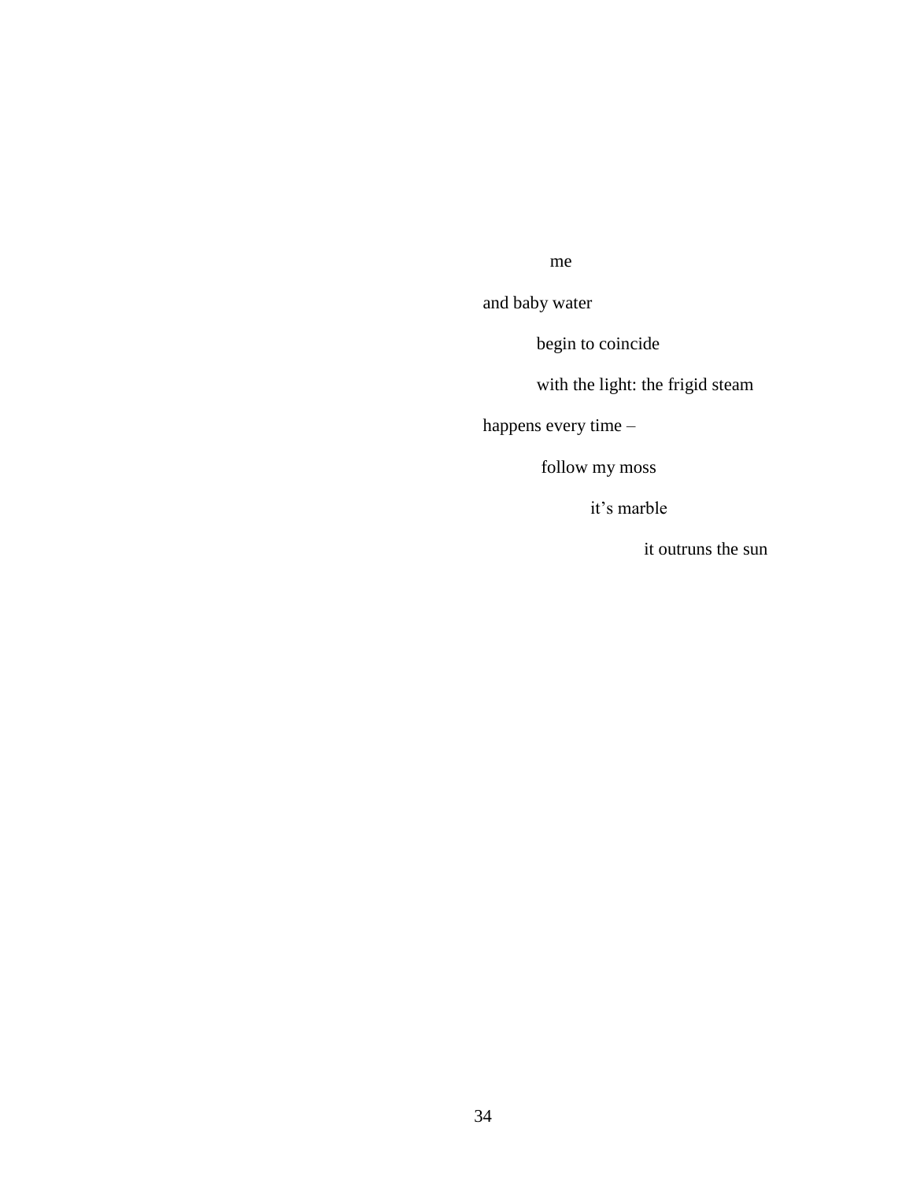me

and baby water

begin to coincide

with the light: the frigid steam

happens every time –

follow my moss

it's marble

it outruns the sun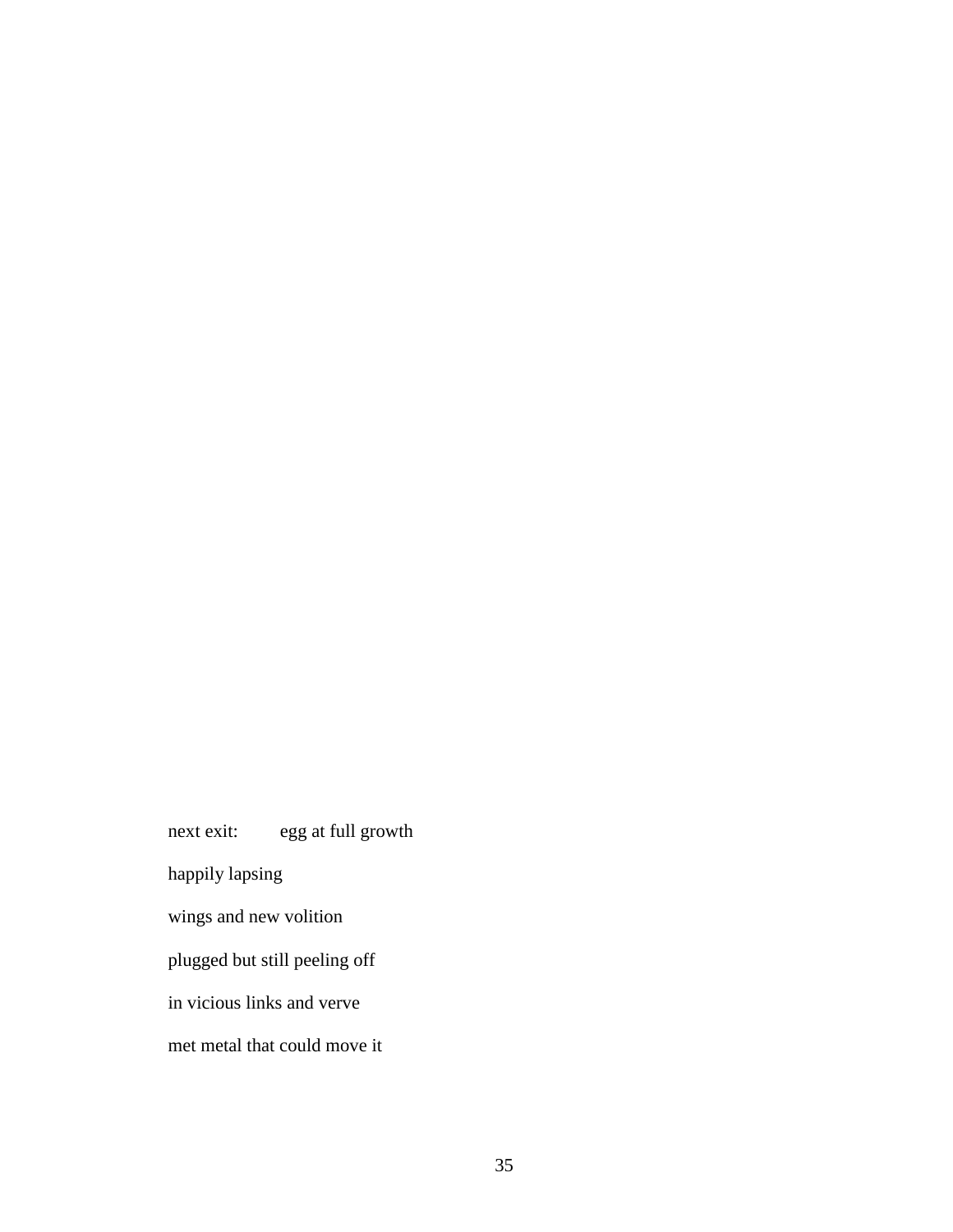next exit:          egg at full growth

happily lapsing

wings and new volition

plugged but still peeling off

in vicious links and verve

met metal that could move it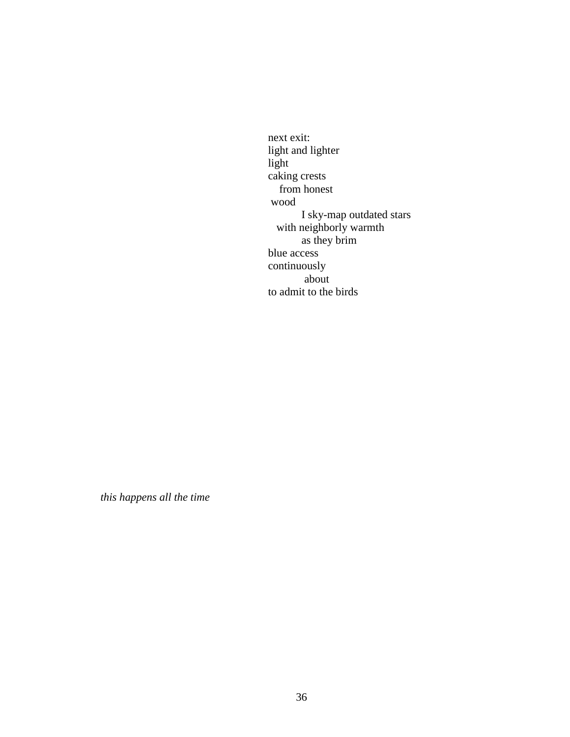next exit:  
light and lighter  
light  
caking crests  
&nbsp;&nbsp;&nbsp;&nbsp;from honest  
&nbsp;wood  
&nbsp;&nbsp;&nbsp;&nbsp;&nbsp;&nbsp;&nbsp;&nbsp;&nbsp;&nbsp;&nbsp;&nbsp;I sky-map outdated stars  
&nbsp;&nbsp;&nbsp;with neighborly warmth  
&nbsp;&nbsp;&nbsp;&nbsp;&nbsp;&nbsp;&nbsp;&nbsp;&nbsp;&nbsp;&nbsp;&nbsp;as they brim  
blue access  
continuously  
&nbsp;&nbsp;&nbsp;&nbsp;&nbsp;&nbsp;&nbsp;&nbsp;&nbsp;&nbsp;&nbsp;&nbsp;&nbsp;about  
to admit to the birds

*this happens all the time*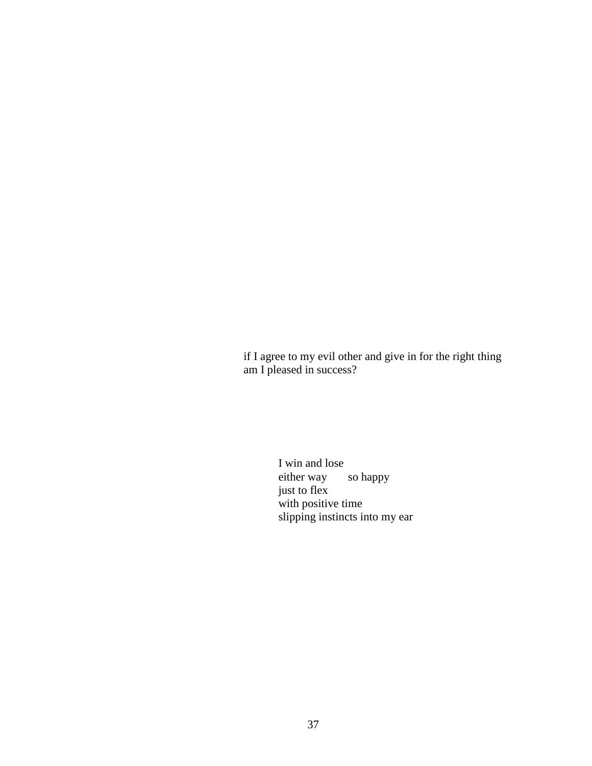if I agree to my evil other and give in for the right thing
am I pleased in success?

I win and lose
either way        so happy
just to flex
with positive time
slipping instincts into my ear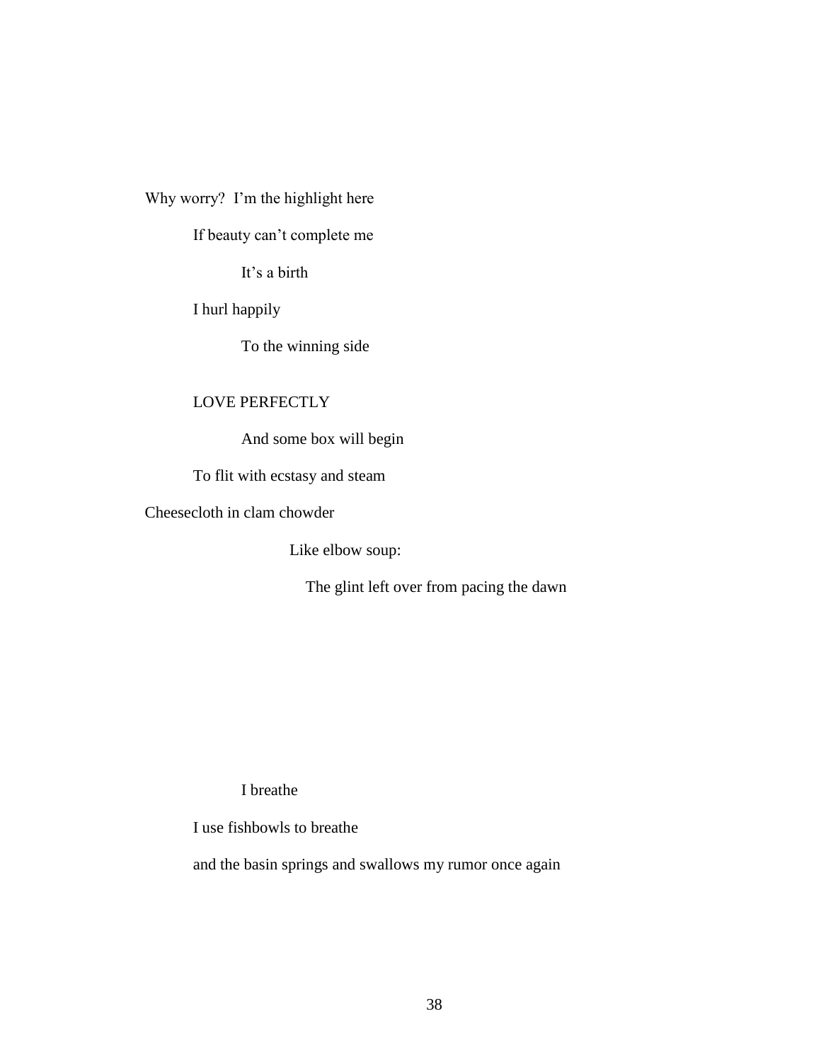Why worry? I'm the highlight here

If beauty can't complete me

It's a birth

I hurl happily

To the winning side

LOVE PERFECTLY

And some box will begin

To flit with ecstasy and steam

Cheesecloth in clam chowder

Like elbow soup:

The glint left over from pacing the dawn

I breathe

I use fishbowls to breathe

and the basin springs and swallows my rumor once again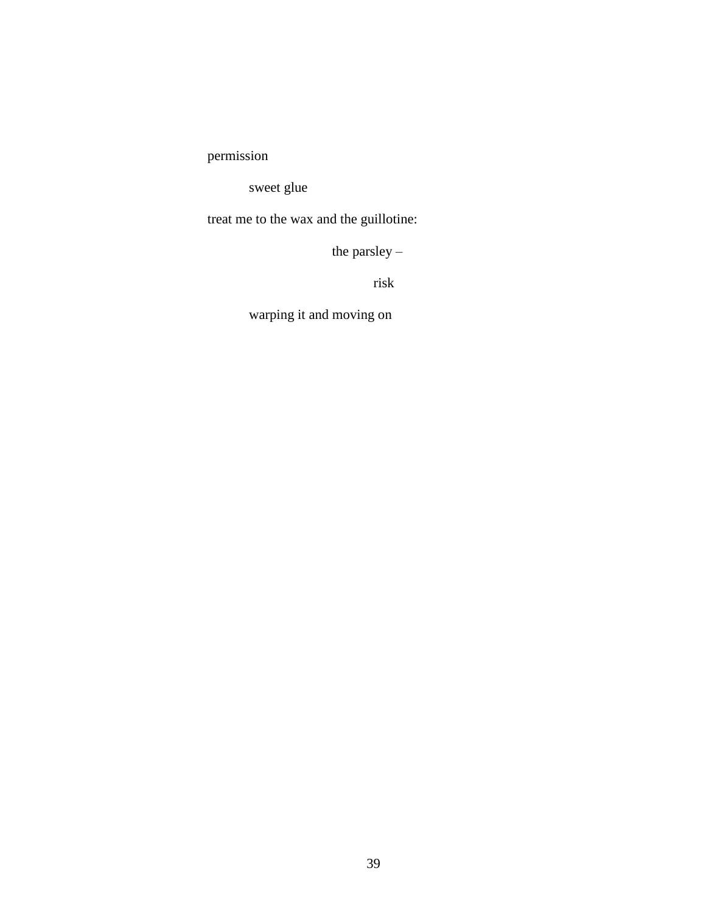permission

&emsp;&emsp;&emsp;sweet glue

treat me to the wax and the guillotine:

&emsp;&emsp;&emsp;&emsp;&emsp;&emsp;&emsp;&emsp;&emsp;the parsley –

&emsp;&emsp;&emsp;&emsp;&emsp;&emsp;&emsp;&emsp;&emsp;&emsp;&emsp;&emsp;risk

&emsp;&emsp;&emsp;warping it and moving on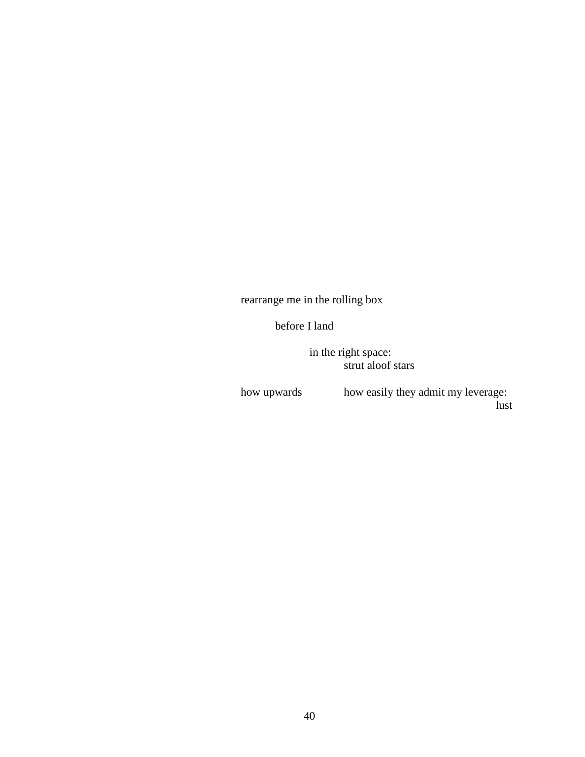rearrange me in the rolling box

&nbsp;&nbsp;&nbsp;&nbsp;&nbsp;&nbsp;&nbsp;&nbsp;before I land

&nbsp;&nbsp;&nbsp;&nbsp;&nbsp;&nbsp;&nbsp;&nbsp;&nbsp;&nbsp;&nbsp;&nbsp;&nbsp;&nbsp;&nbsp;&nbsp;in the right space:  
&nbsp;&nbsp;&nbsp;&nbsp;&nbsp;&nbsp;&nbsp;&nbsp;&nbsp;&nbsp;&nbsp;&nbsp;&nbsp;&nbsp;&nbsp;&nbsp;&nbsp;&nbsp;&nbsp;&nbsp;&nbsp;&nbsp;&nbsp;&nbsp;strut aloof stars

how upwards &nbsp;&nbsp;&nbsp;&nbsp;&nbsp;&nbsp;&nbsp;&nbsp;&nbsp;&nbsp;how easily they admit my leverage:  
&nbsp;&nbsp;&nbsp;&nbsp;&nbsp;&nbsp;&nbsp;&nbsp;&nbsp;&nbsp;&nbsp;&nbsp;&nbsp;&nbsp;&nbsp;&nbsp;&nbsp;&nbsp;&nbsp;&nbsp;&nbsp;&nbsp;&nbsp;&nbsp;&nbsp;&nbsp;&nbsp;&nbsp;&nbsp;&nbsp;&nbsp;&nbsp;&nbsp;&nbsp;&nbsp;&nbsp;&nbsp;&nbsp;&nbsp;&nbsp;&nbsp;&nbsp;&nbsp;&nbsp;&nbsp;&nbsp;&nbsp;&nbsp;&nbsp;&nbsp;&nbsp;&nbsp;&nbsp;&nbsp;&nbsp;&nbsp;&nbsp;&nbsp;&nbsp;&nbsp;&nbsp;&nbsp;&nbsp;&nbsp;&nbsp;&nbsp;&nbsp;&nbsp;&nbsp;&nbsp;&nbsp;&nbsp;lust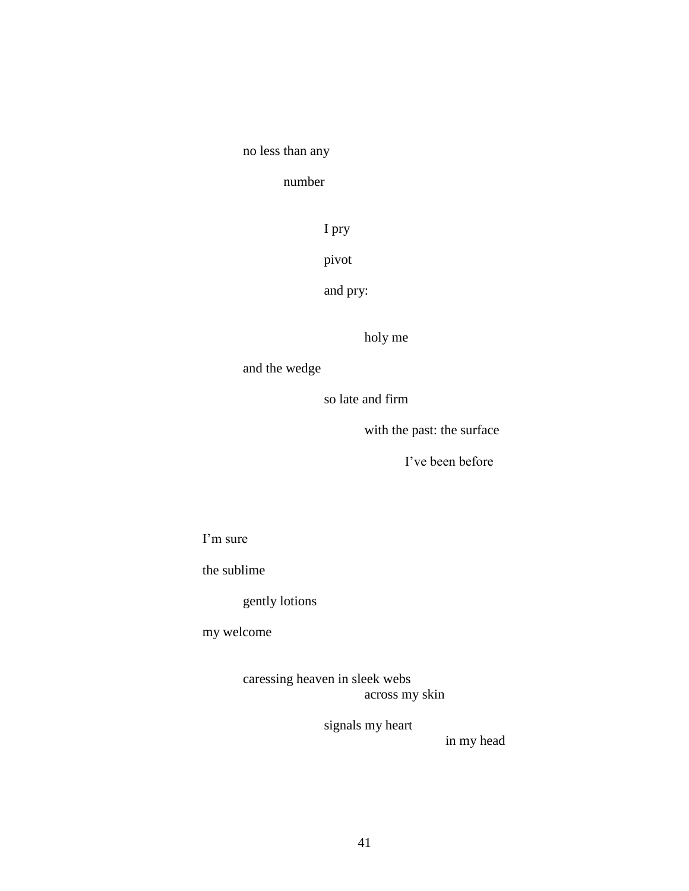no less than any

number

I pry

pivot

and pry:

holy me

and the wedge

so late and firm

with the past: the surface

I've been before

I'm sure

the sublime

gently lotions

my welcome

caressing heaven in sleek webs
across my skin

signals my heart
in my head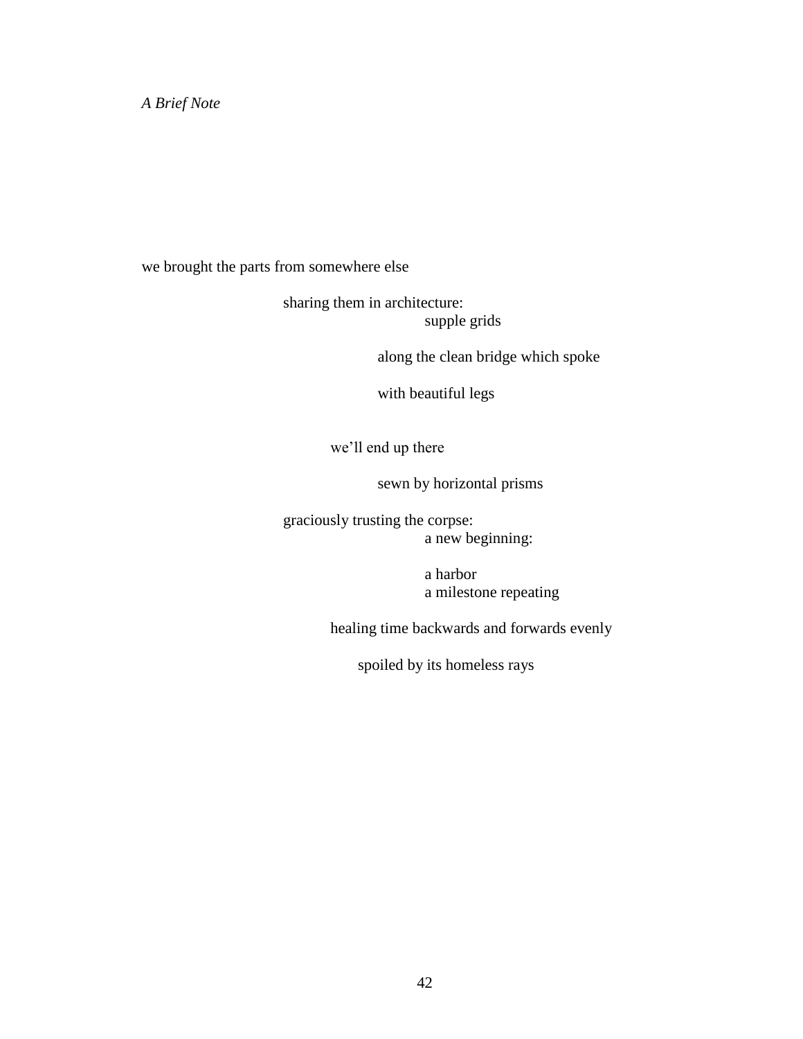*A Brief Note*

we brought the parts from somewhere else

sharing them in architecture:
supple grids

along the clean bridge which spoke

with beautiful legs

we'll end up there

sewn by horizontal prisms

graciously trusting the corpse:
a new beginning:

a harbor
a milestone repeating

healing time backwards and forwards evenly

spoiled by its homeless rays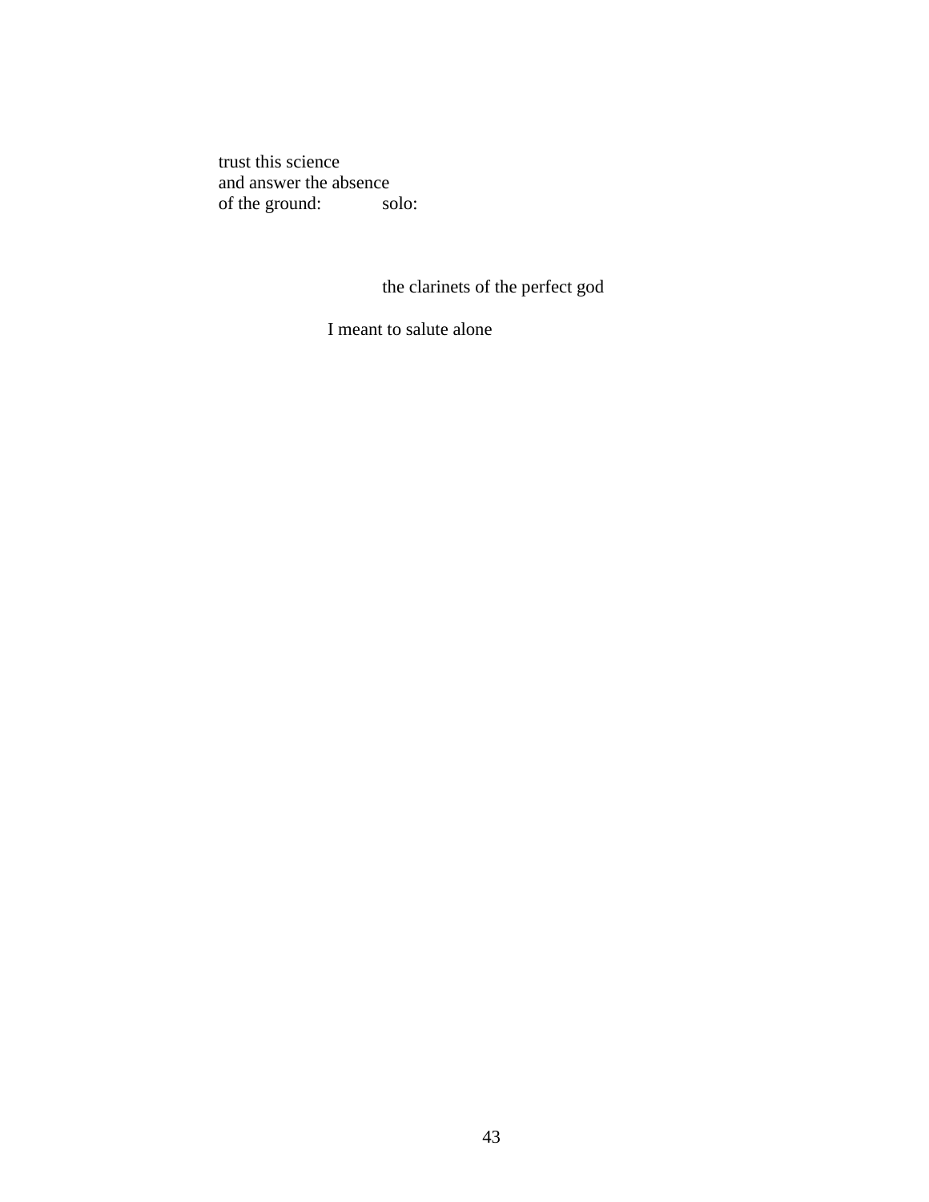trust this science
and answer the absence
of the ground:            solo:

the clarinets of the perfect god

I meant to salute alone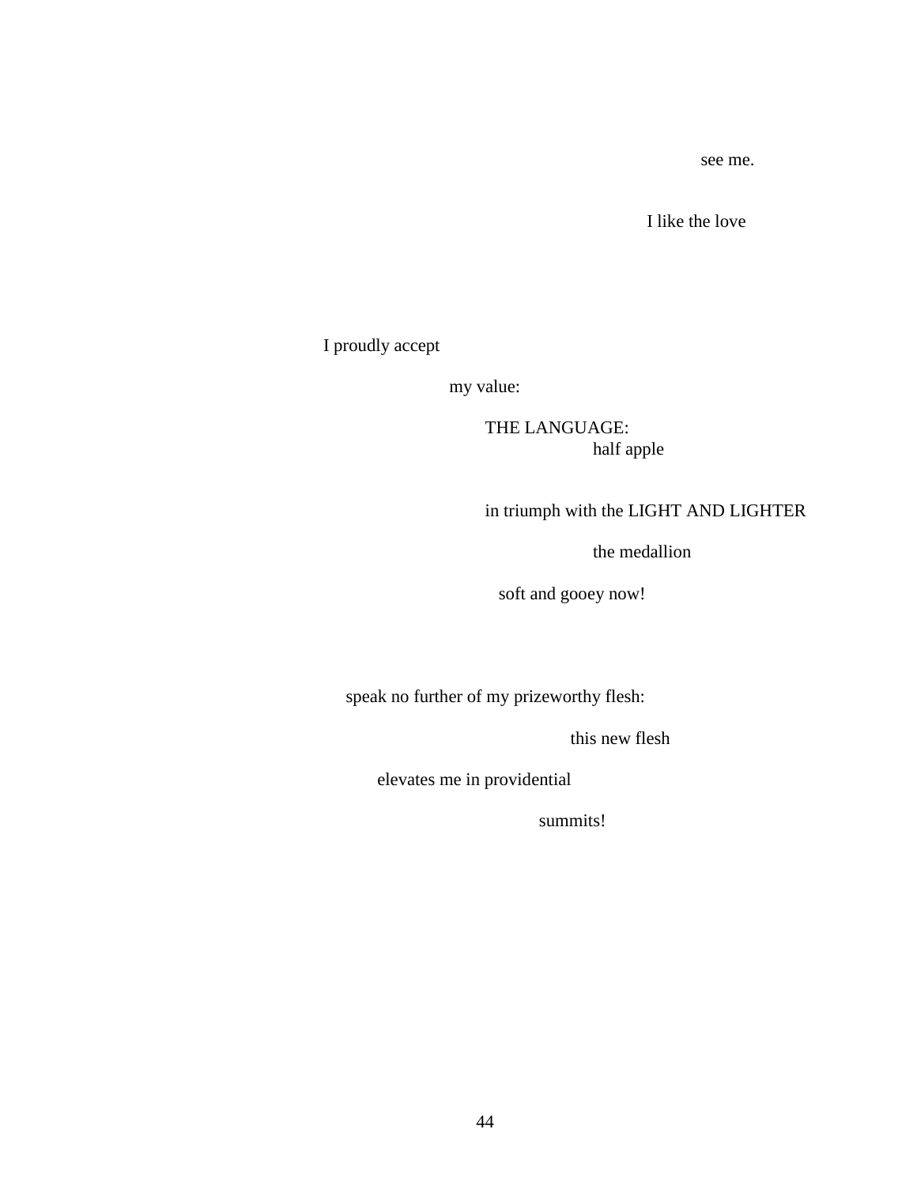see me.

I like the love

I proudly accept

my value:

THE LANGUAGE:
half apple

in triumph with the LIGHT AND LIGHTER

the medallion

soft and gooey now!

speak no further of my prizeworthy flesh:

this new flesh

elevates me in providential

summits!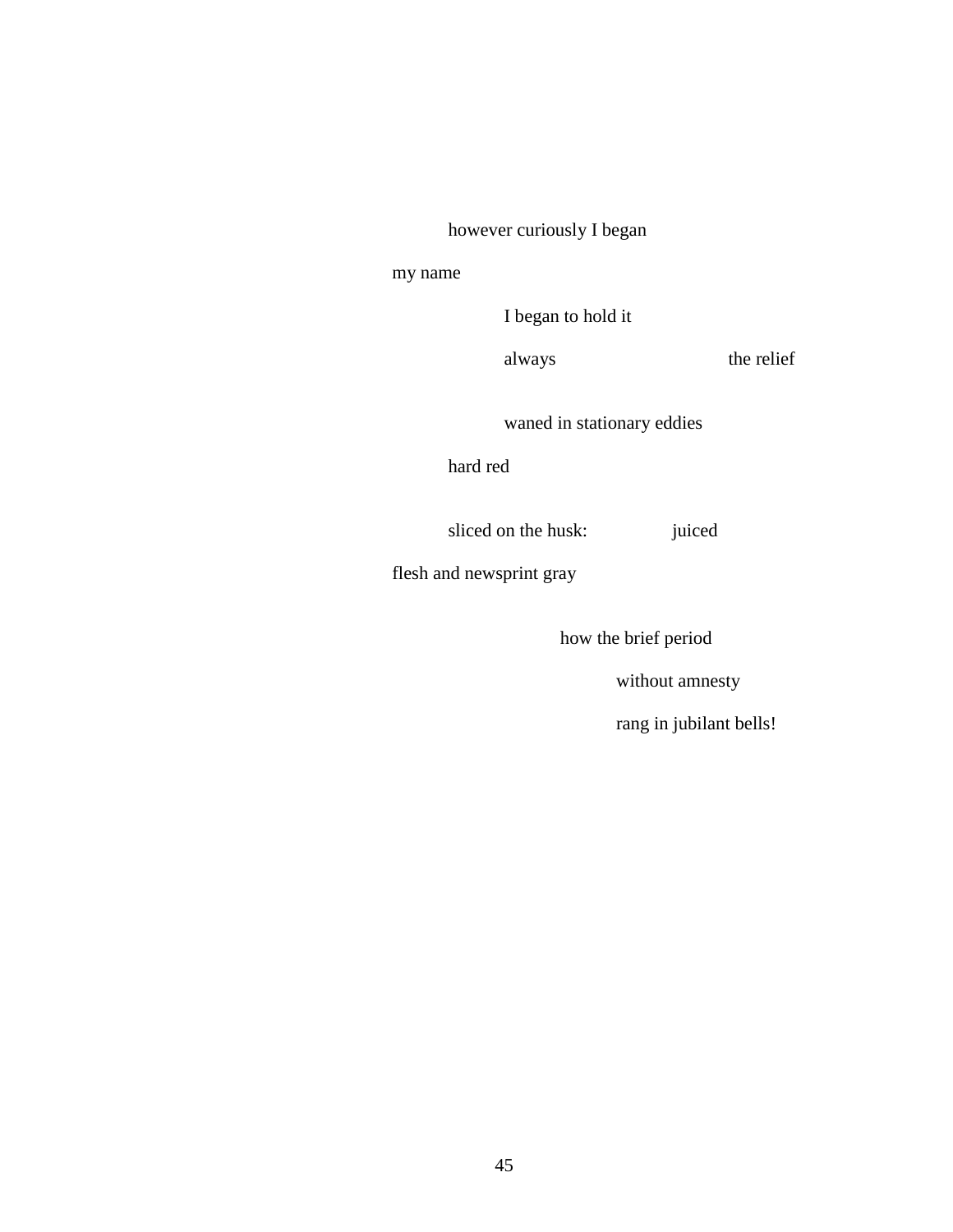however curiously I began

my name

I began to hold it

always                                    the relief

waned in stationary eddies

hard red

sliced on the husk:                    juiced

flesh and newsprint gray

how the brief period

without amnesty

rang in jubilant bells!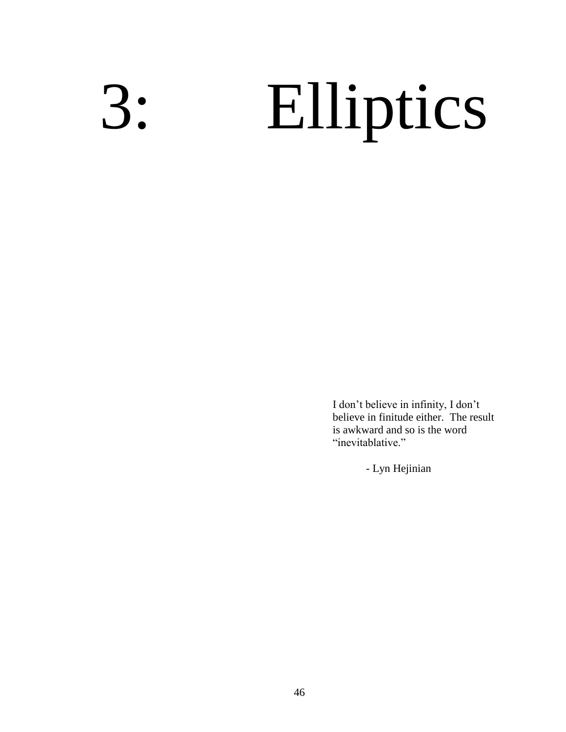# 3: Elliptics

> I don't believe in infinity, I don't believe in finitude either. The result is awkward and so is the word "inevitablative."
>
> - Lyn Hejinian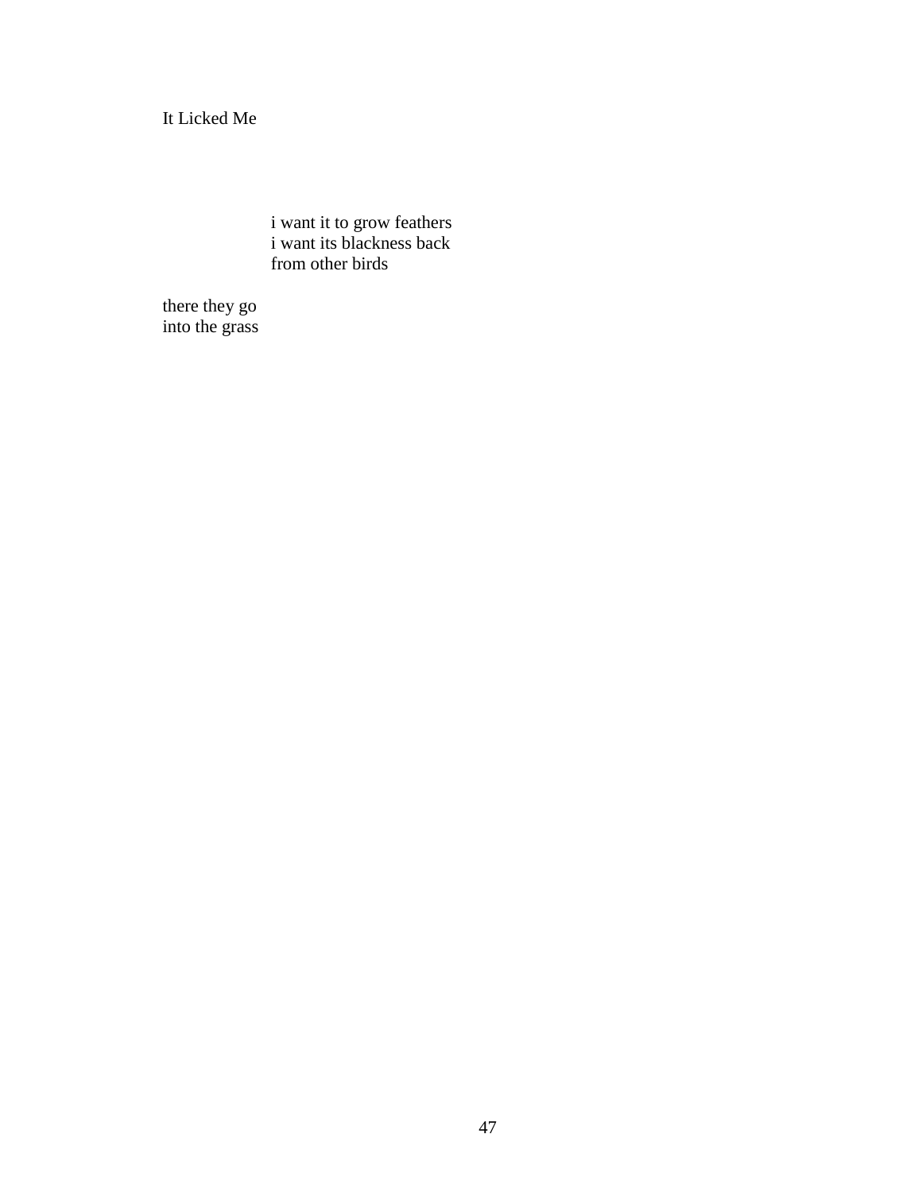# It Licked Me

i want it to grow feathers
i want its blackness back
from other birds

there they go
into the grass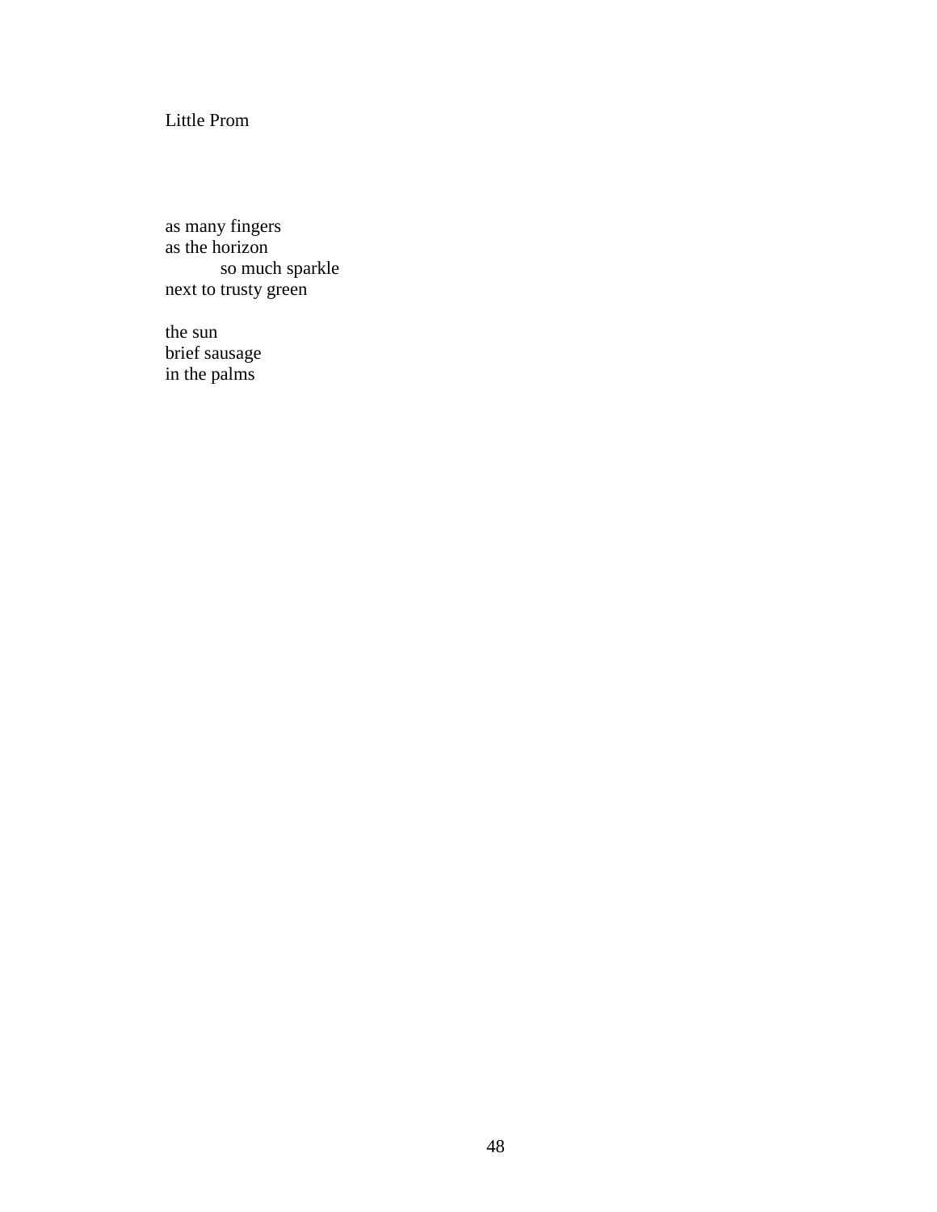# Little Prom

as many fingers  
as the horizon  
&nbsp;&nbsp;&nbsp;&nbsp;&nbsp;&nbsp;&nbsp;&nbsp;&nbsp;&nbsp;so much sparkle  
next to trusty green

the sun  
brief sausage  
in the palms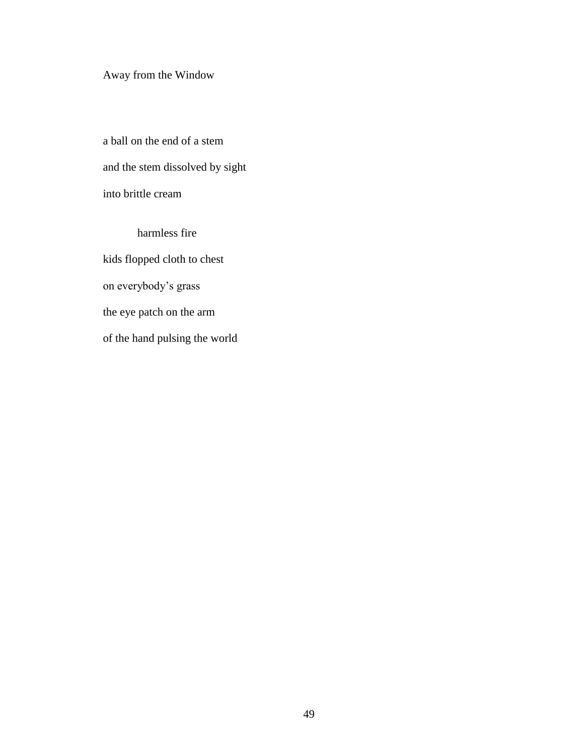Away from the Window

a ball on the end of a stem

and the stem dissolved by sight

into brittle cream

&emsp;&emsp;&emsp;harmless fire

kids flopped cloth to chest

on everybody's grass

the eye patch on the arm

of the hand pulsing the world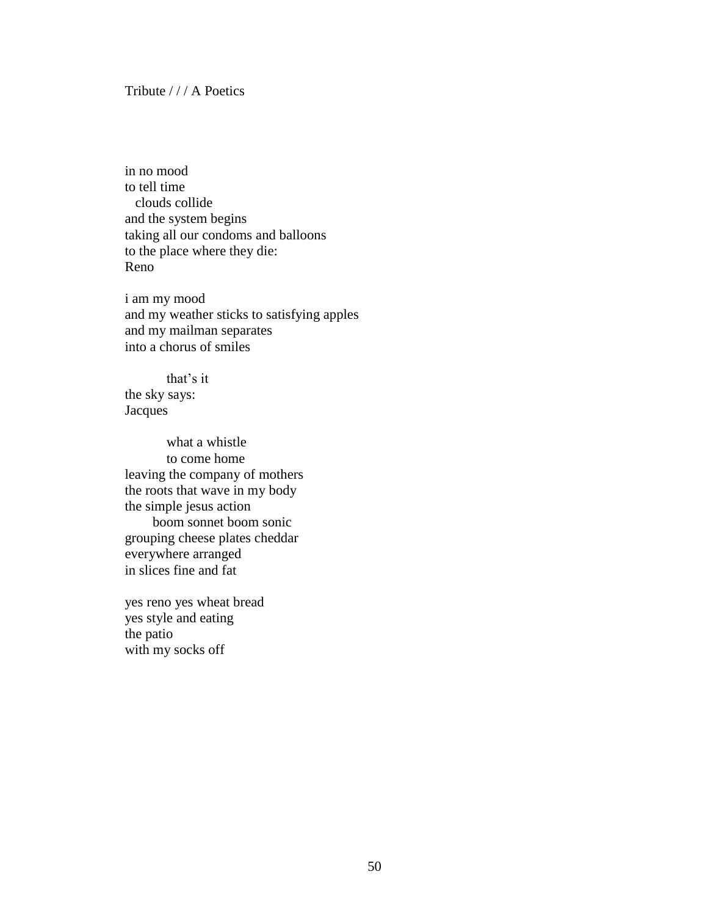Tribute / / / A Poetics

in no mood  
to tell time  
&nbsp;&nbsp;clouds collide  
and the system begins  
taking all our condoms and balloons  
to the place where they die:  
Reno

i am my mood  
and my weather sticks to satisfying apples  
and my mailman separates  
into a chorus of smiles

&nbsp;&nbsp;&nbsp;&nbsp;&nbsp;&nbsp;&nbsp;&nbsp;that's it  
the sky says:  
Jacques

&nbsp;&nbsp;&nbsp;&nbsp;&nbsp;&nbsp;&nbsp;&nbsp;what a whistle  
&nbsp;&nbsp;&nbsp;&nbsp;&nbsp;&nbsp;&nbsp;&nbsp;to come home  
leaving the company of mothers  
the roots that wave in my body  
the simple jesus action  
&nbsp;&nbsp;&nbsp;&nbsp;&nbsp;boom sonnet boom sonic  
grouping cheese plates cheddar  
everywhere arranged  
in slices fine and fat

yes reno yes wheat bread  
yes style and eating  
the patio  
with my socks off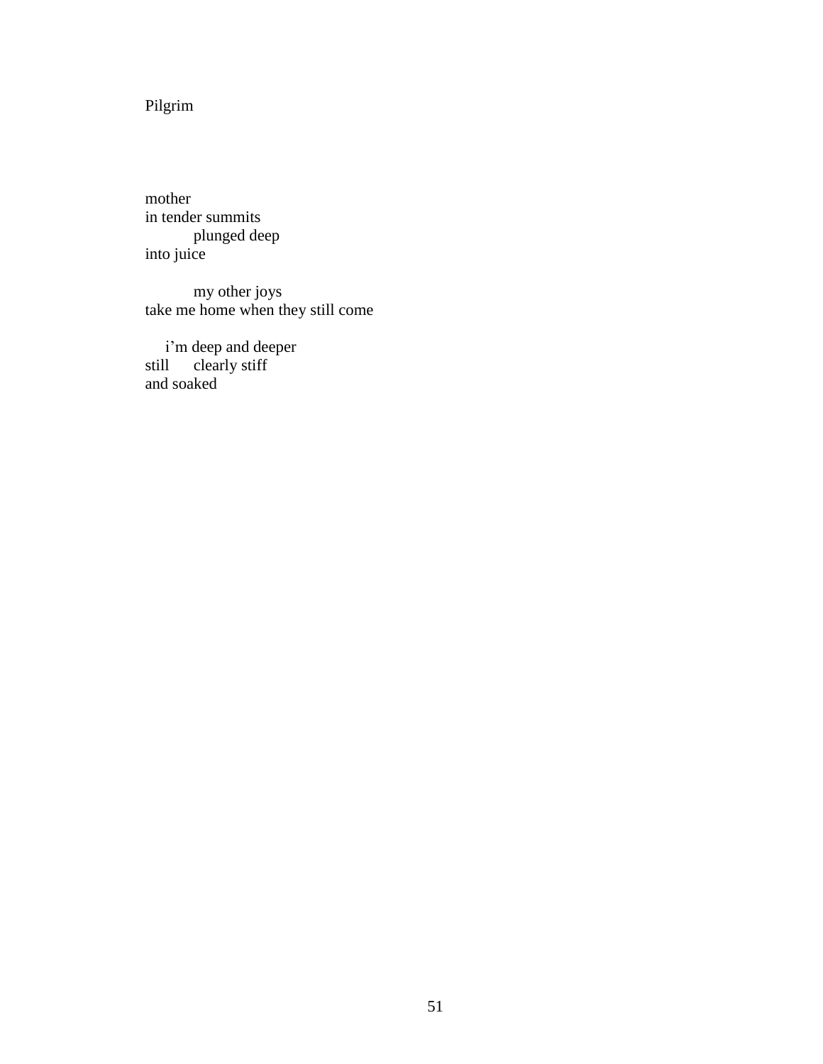Pilgrim

mother
in tender summits
&nbsp;&nbsp;&nbsp;&nbsp;&nbsp;&nbsp;&nbsp;&nbsp;&nbsp;&nbsp;plunged deep
into juice

&nbsp;&nbsp;&nbsp;&nbsp;&nbsp;&nbsp;&nbsp;&nbsp;&nbsp;&nbsp;my other joys
take me home when they still come

&nbsp;&nbsp;&nbsp;&nbsp;i'm deep and deeper
still&nbsp;&nbsp;&nbsp;&nbsp;&nbsp;clearly stiff
and soaked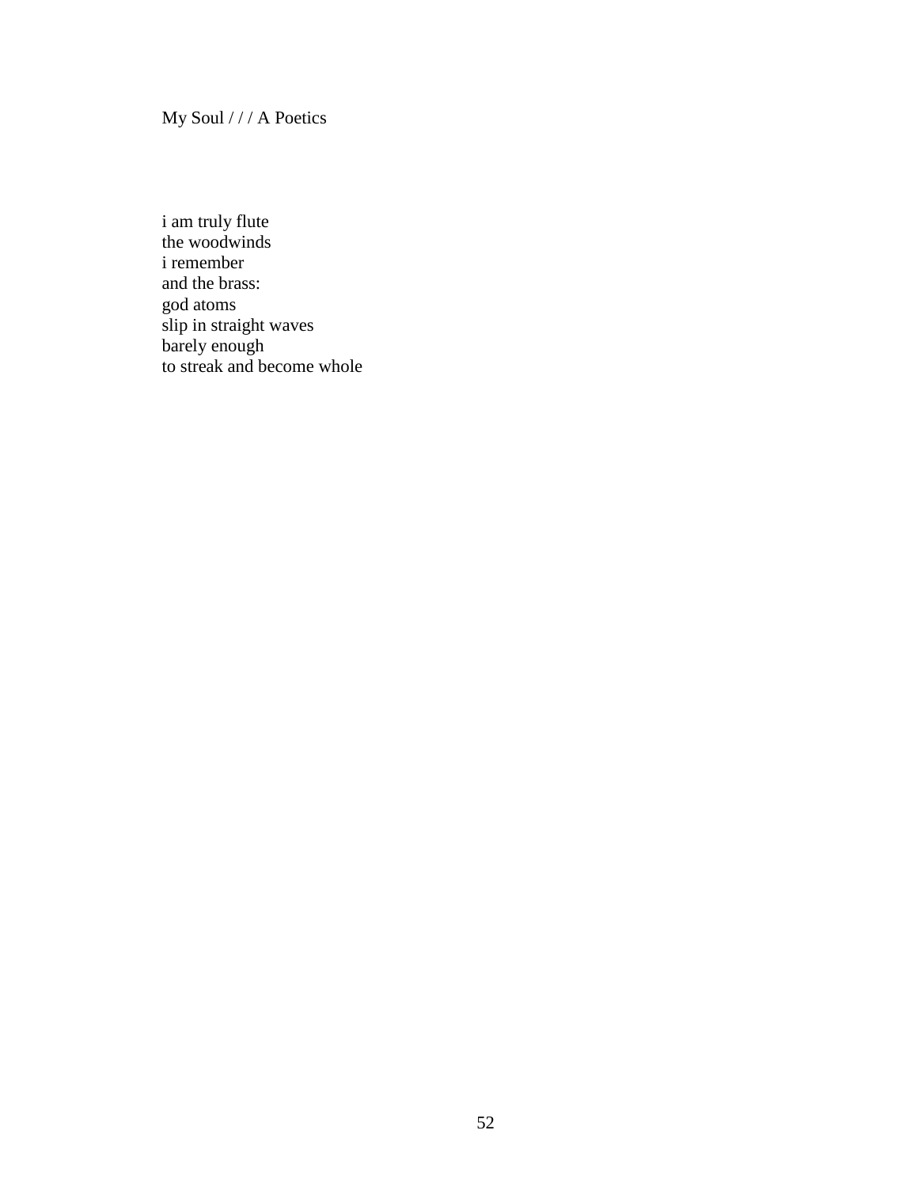## My Soul / / / A Poetics

i am truly flute  
the woodwinds  
i remember  
and the brass:  
god atoms  
slip in straight waves  
barely enough  
to streak and become whole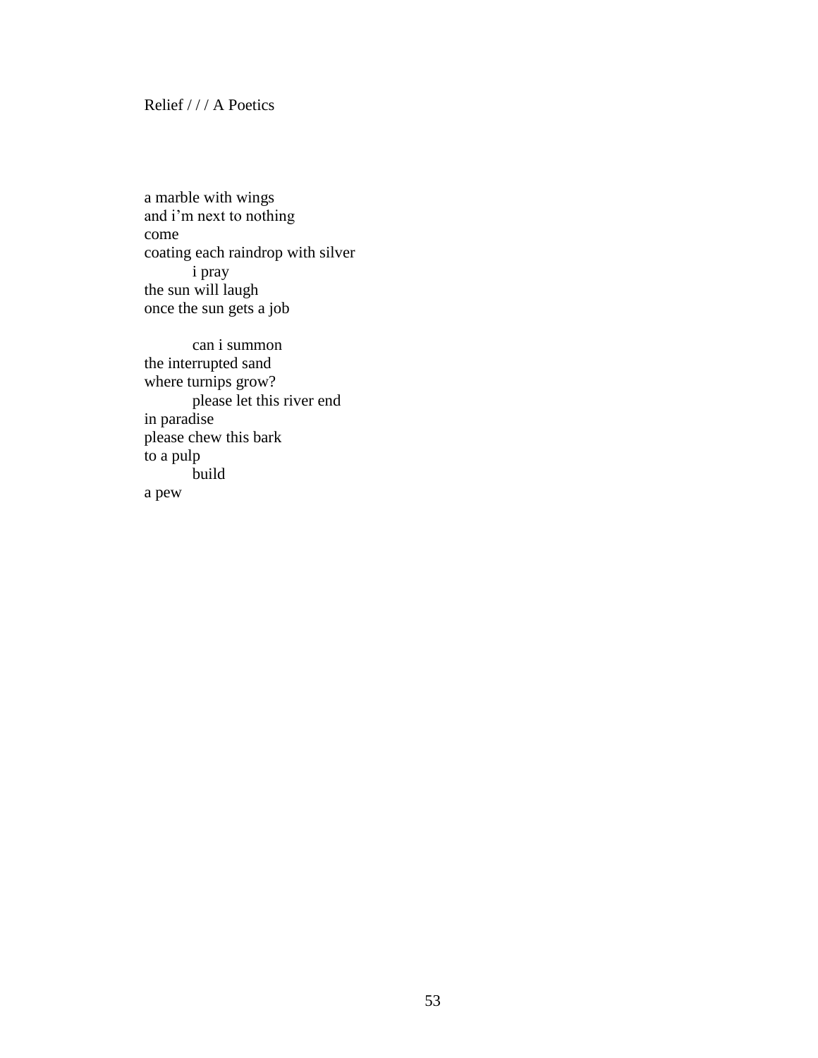Relief / / / A Poetics

a marble with wings  
and i’m next to nothing  
come  
coating each raindrop with silver  
&emsp;&emsp;&emsp;i pray  
the sun will laugh  
once the sun gets a job

&emsp;&emsp;&emsp;can i summon  
the interrupted sand  
where turnips grow?  
&emsp;&emsp;&emsp;please let this river end  
in paradise  
please chew this bark  
to a pulp  
&emsp;&emsp;&emsp;build  
a pew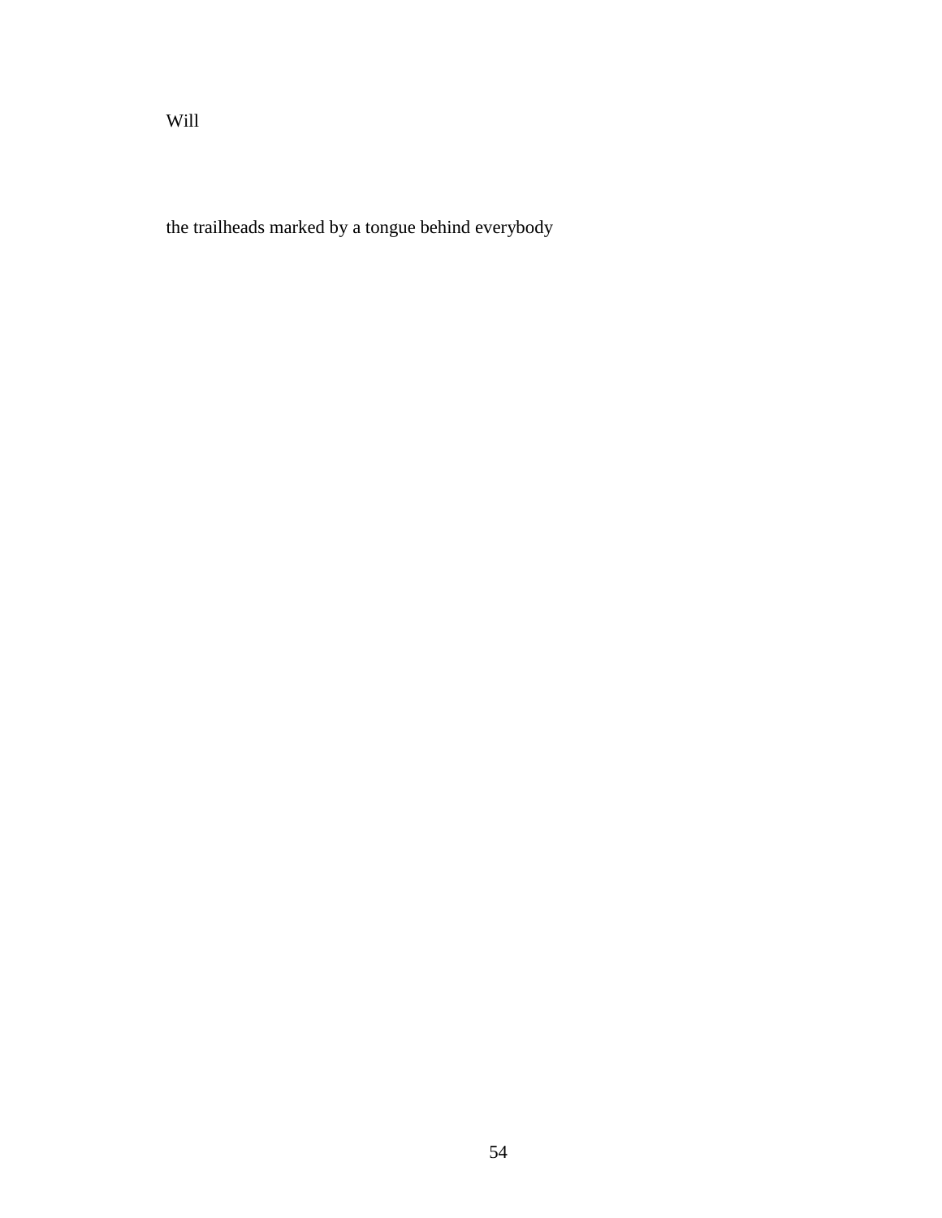Will

the trailheads marked by a tongue behind everybody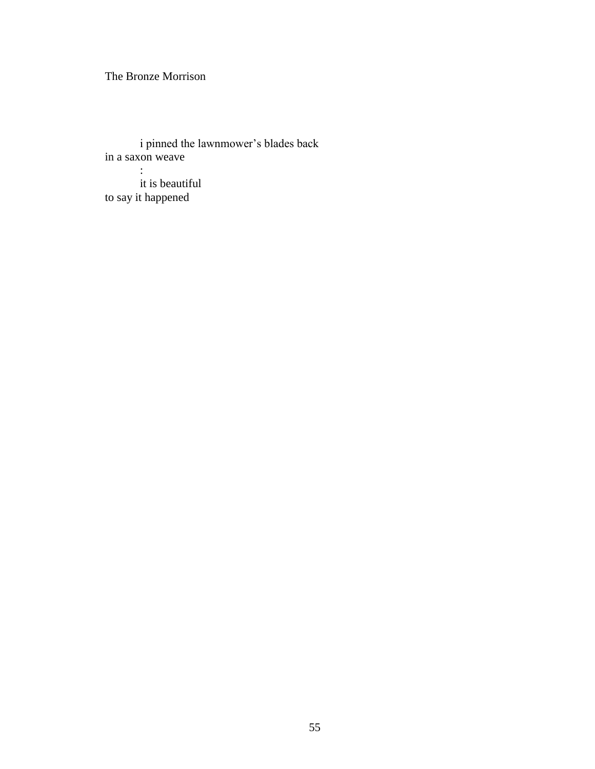The Bronze Morrison

i pinned the lawnmower's blades back  
in a saxon weave  
:  
it is beautiful  
to say it happened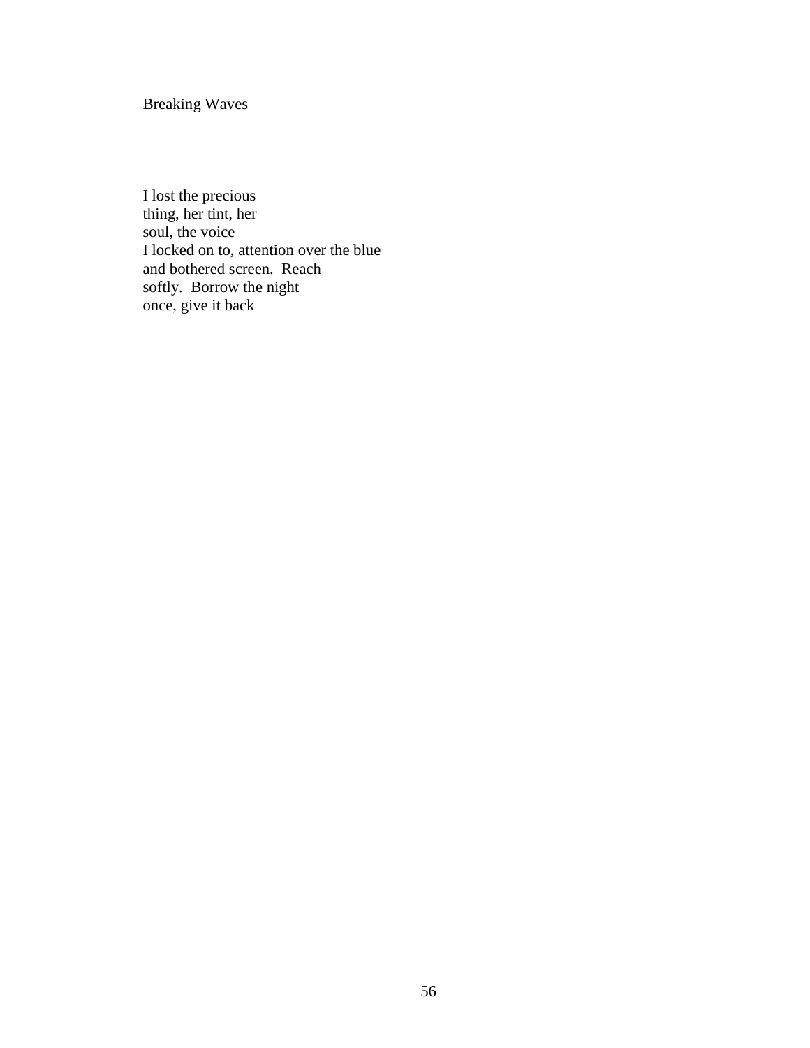Breaking Waves

I lost the precious  
thing, her tint, her  
soul, the voice  
I locked on to, attention over the blue  
and bothered screen.  Reach  
softly.  Borrow the night  
once, give it back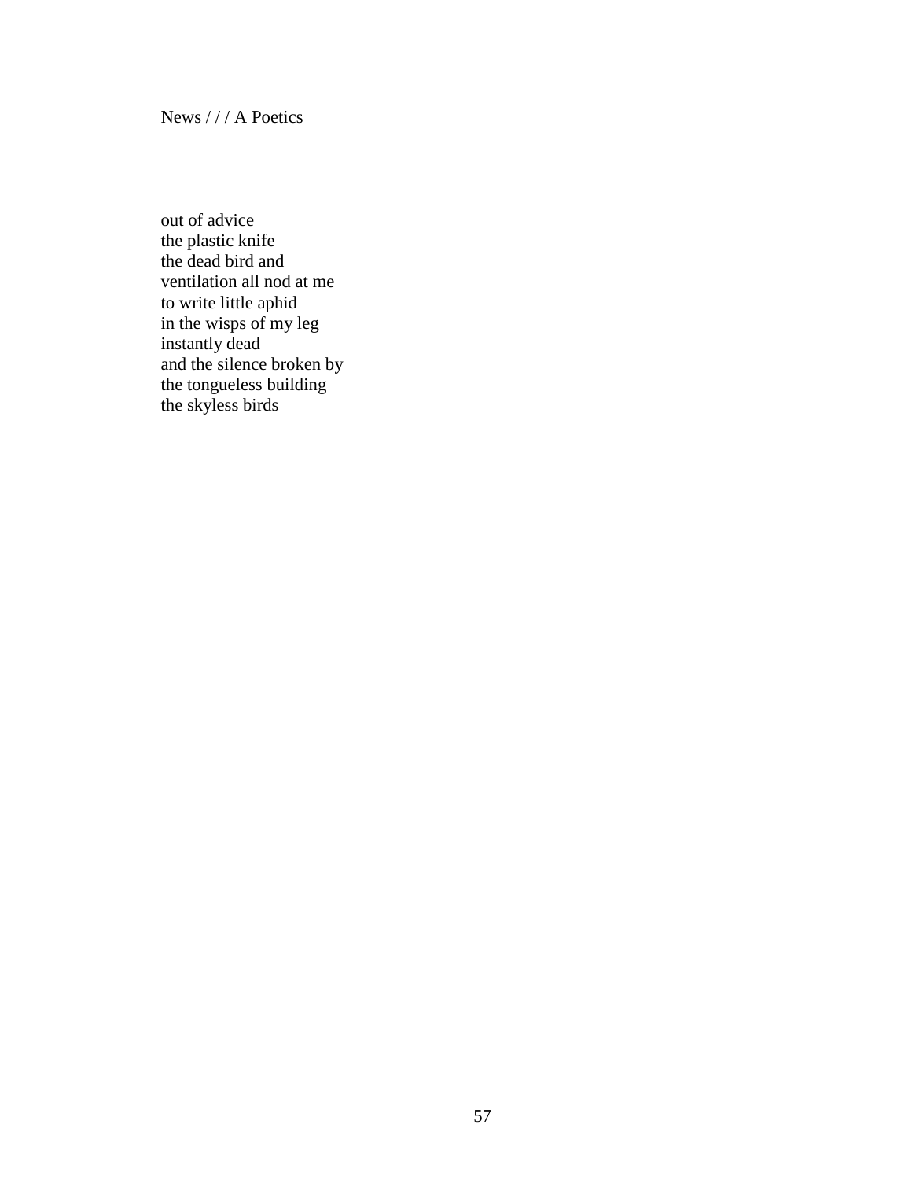## News / / / A Poetics

out of advice  
the plastic knife  
the dead bird and  
ventilation all nod at me  
to write little aphid  
in the wisps of my leg  
instantly dead  
and the silence broken by  
the tongueless building  
the skyless birds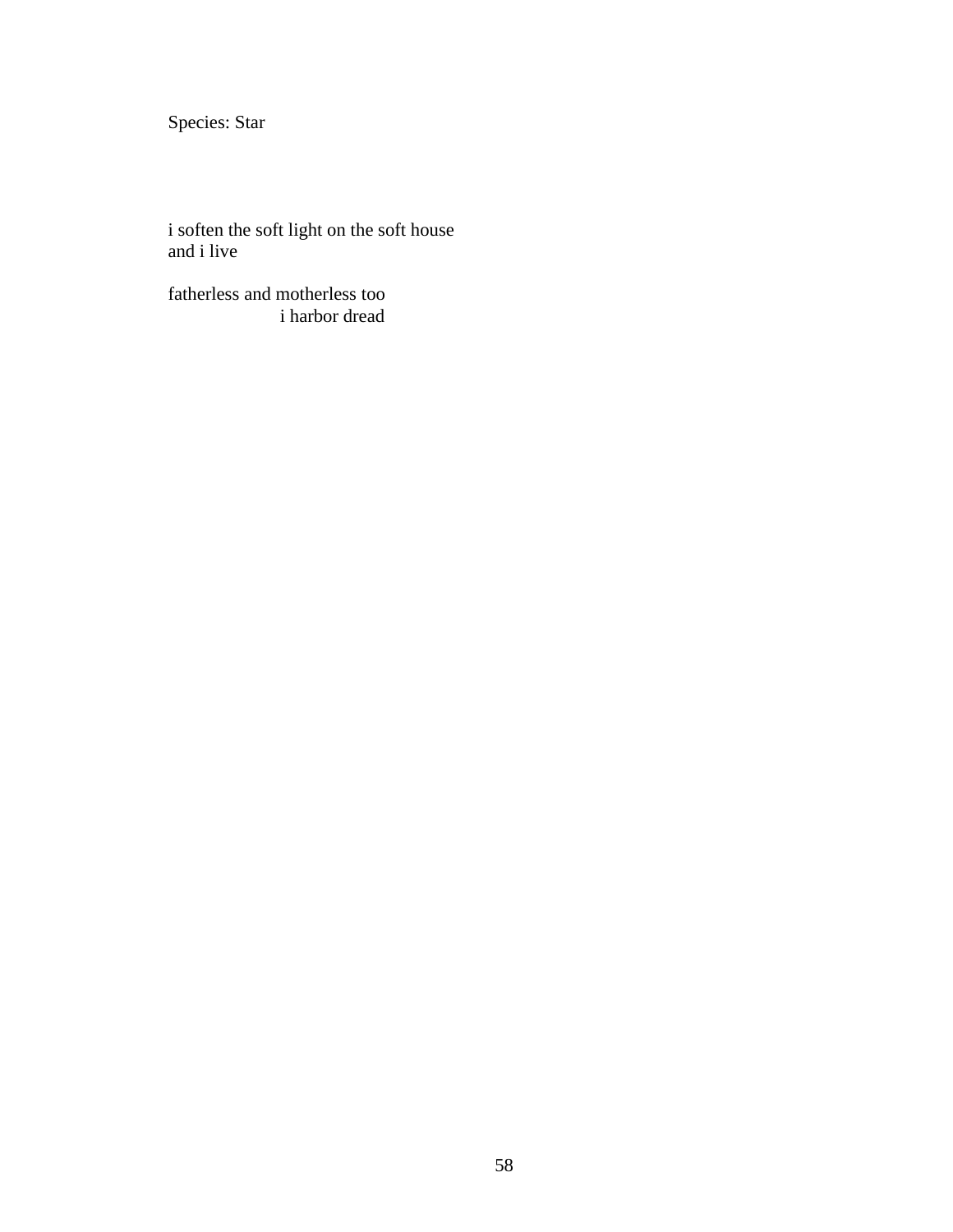Species: Star

i soften the soft light on the soft house
and i live

fatherless and motherless too
                    i harbor dread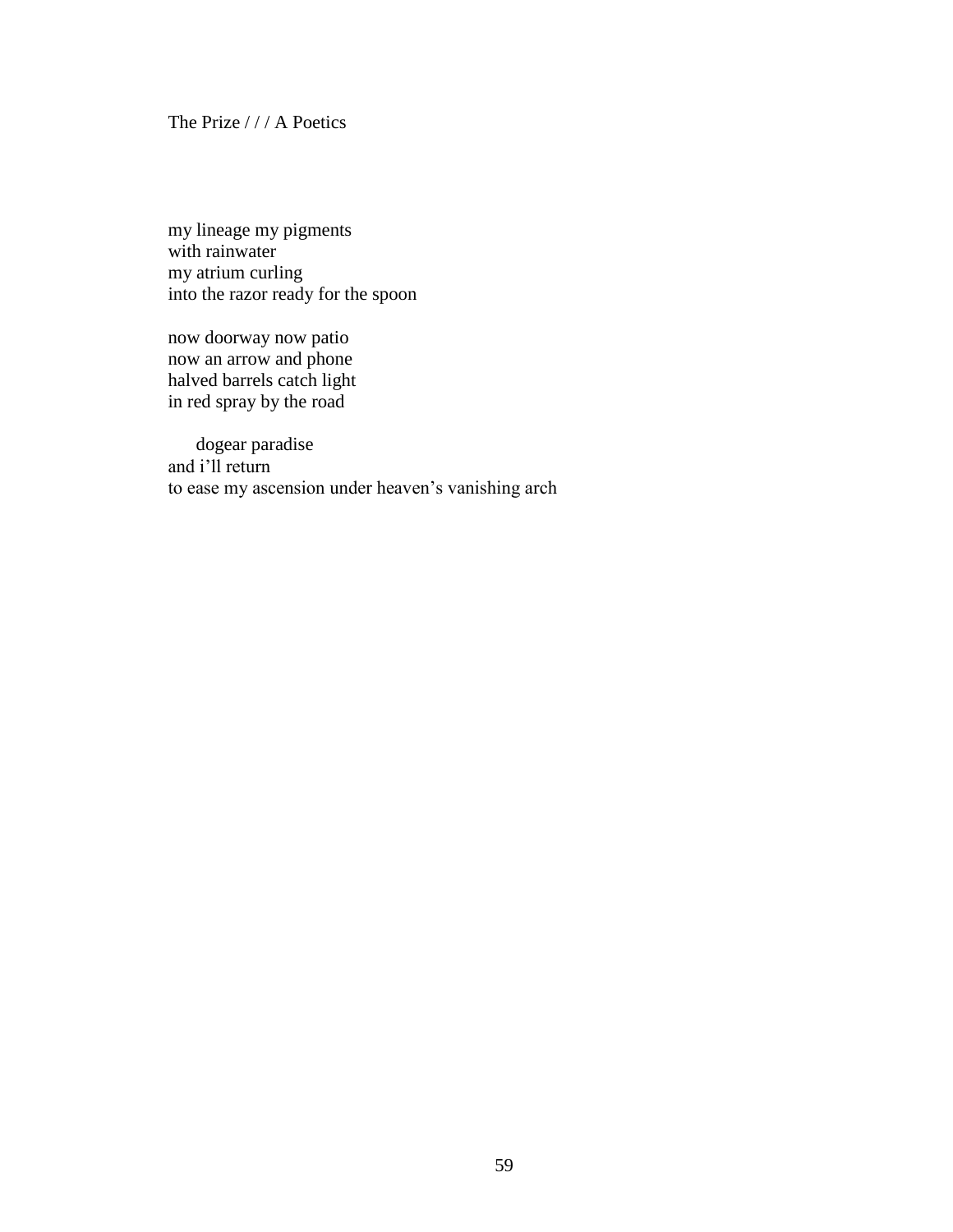The Prize / / / A Poetics

my lineage my pigments  
with rainwater  
my atrium curling  
into the razor ready for the spoon

now doorway now patio  
now an arrow and phone  
halved barrels catch light  
in red spray by the road

&nbsp;&nbsp;&nbsp;&nbsp;&nbsp;dogear paradise  
and i'll return  
to ease my ascension under heaven's vanishing arch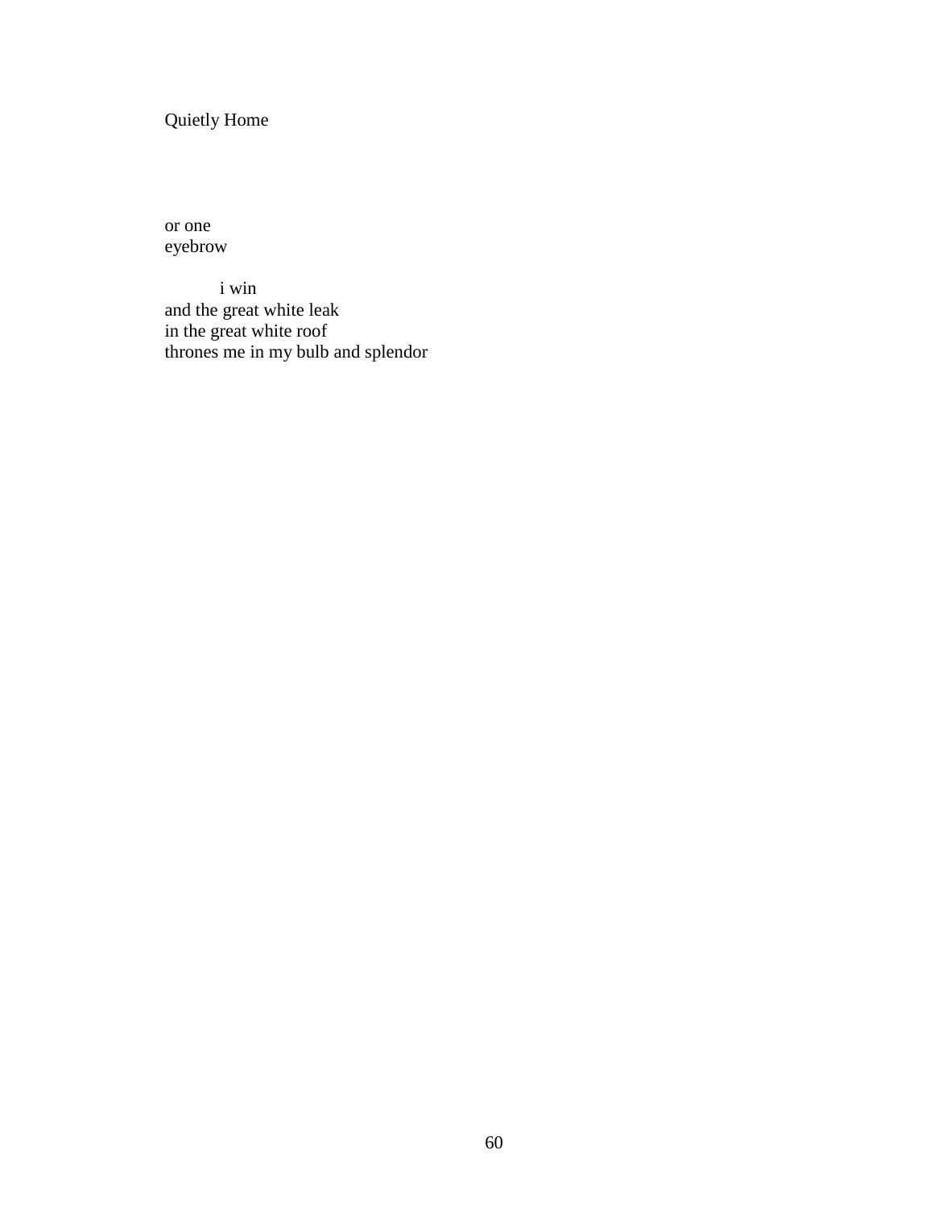Quietly Home

or one
eyebrow

&emsp;&emsp;&emsp;i win
and the great white leak
in the great white roof
thrones me in my bulb and splendor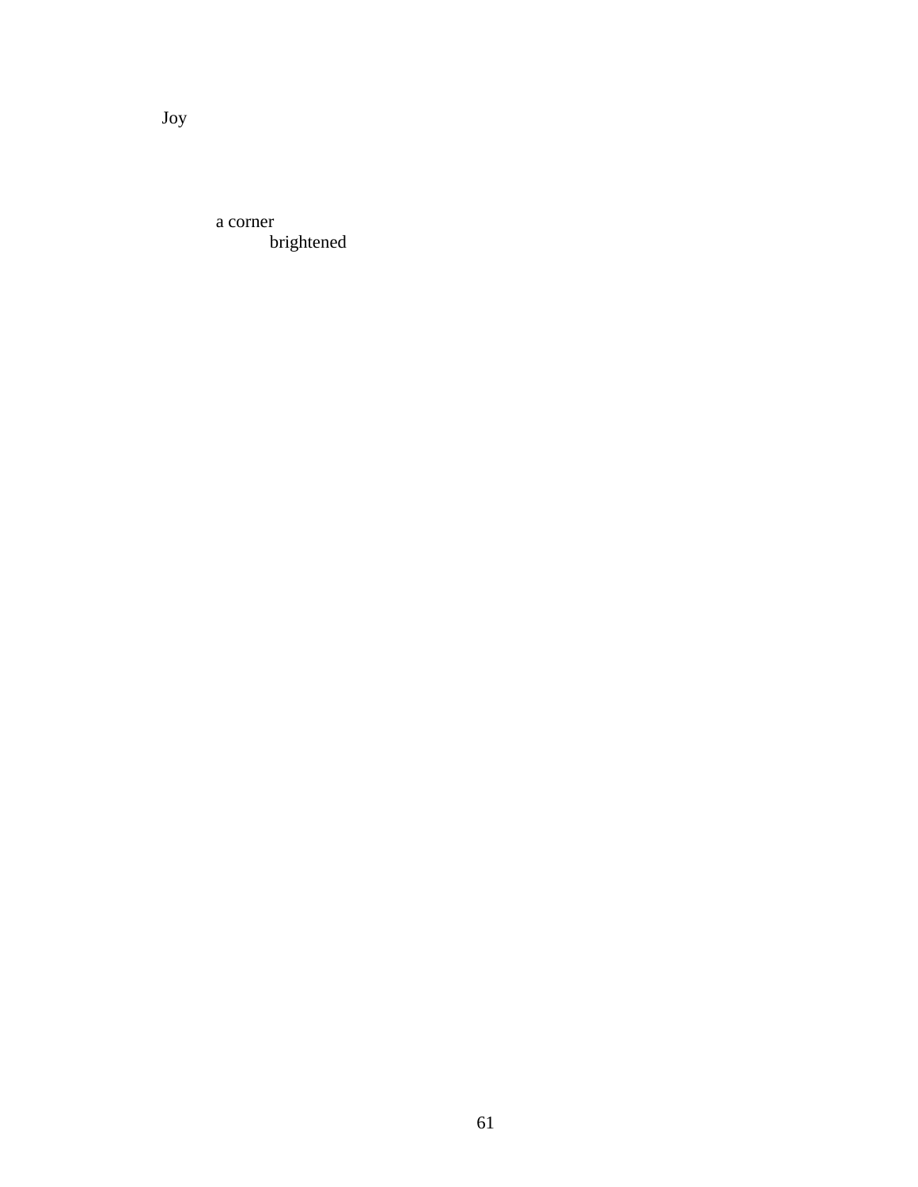Joy

a corner
    brightened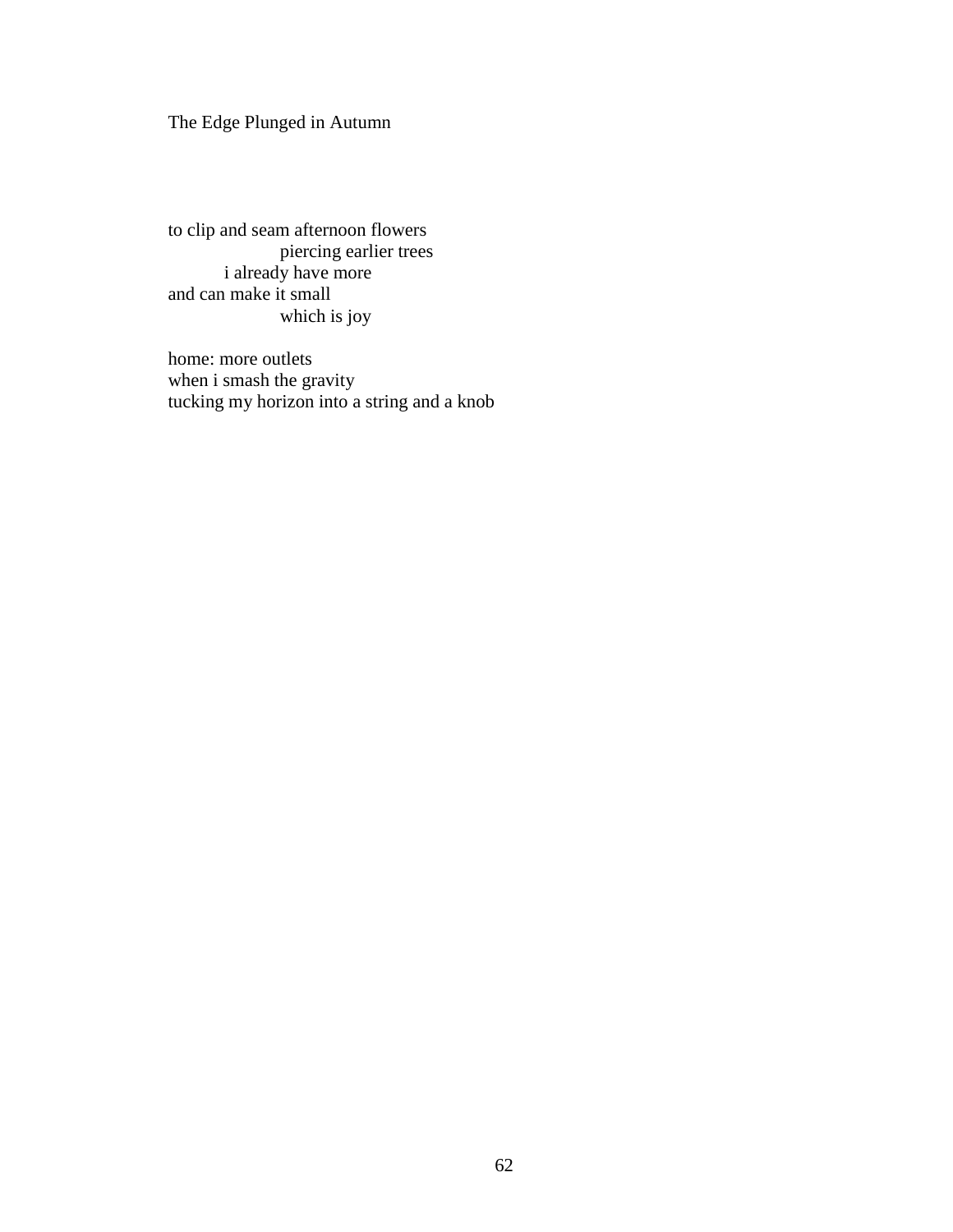# The Edge Plunged in Autumn

to clip and seam afternoon flowers
&emsp;&emsp;&emsp;&emsp;&emsp;&emsp;piercing earlier trees
&emsp;&emsp;&emsp;i already have more
and can make it small
&emsp;&emsp;&emsp;&emsp;&emsp;&emsp;which is joy

home: more outlets
when i smash the gravity
tucking my horizon into a string and a knob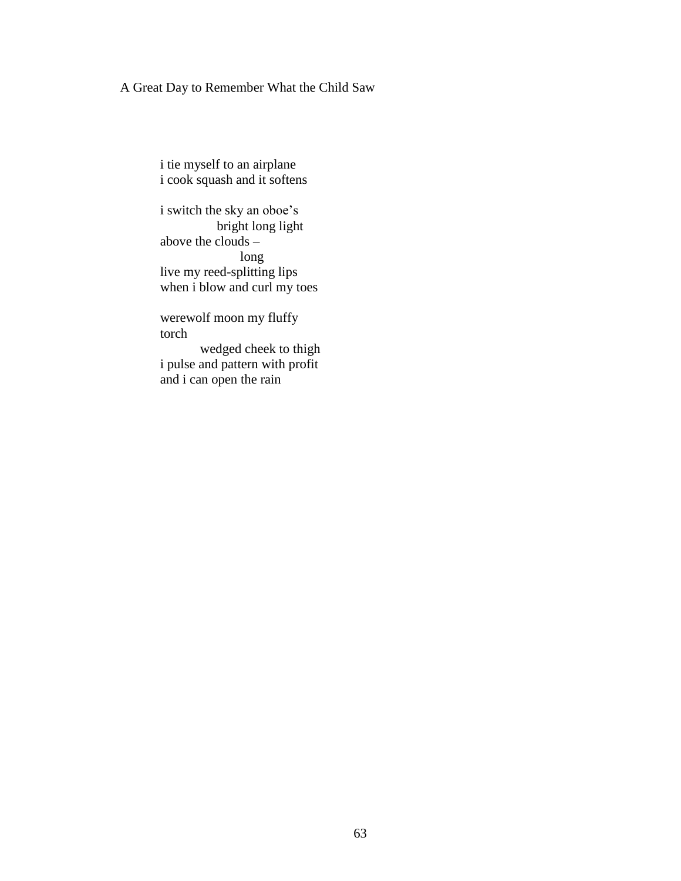A Great Day to Remember What the Child Saw

i tie myself to an airplane
i cook squash and it softens

i switch the sky an oboe's
              bright long light
above the clouds –
                    long
live my reed-splitting lips
when i blow and curl my toes

werewolf moon my fluffy
torch
          wedged cheek to thigh
i pulse and pattern with profit
and i can open the rain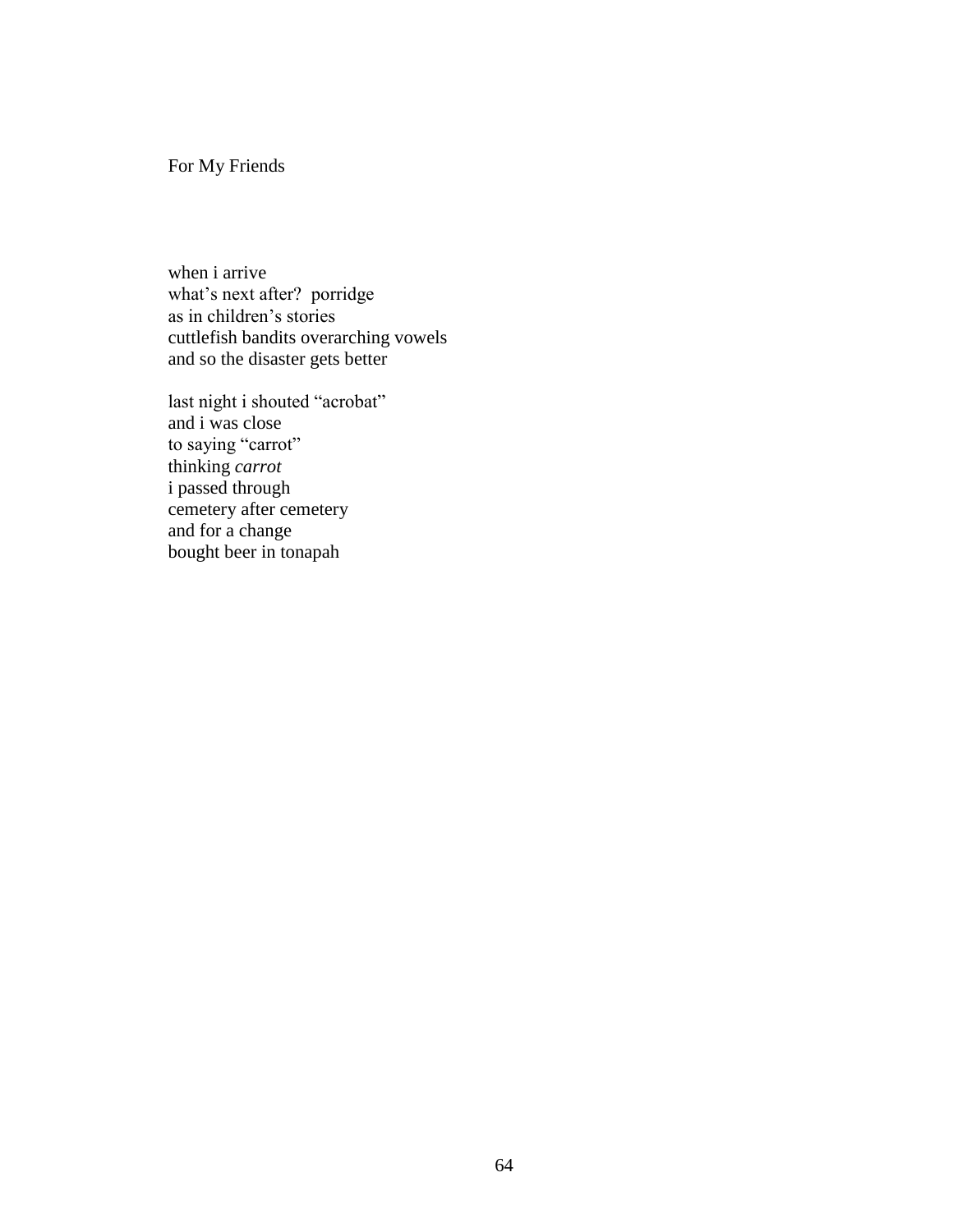## For My Friends

when i arrive  
what's next after?  porridge  
as in children's stories  
cuttlefish bandits overarching vowels  
and so the disaster gets better

last night i shouted "acrobat"  
and i was close  
to saying "carrot"  
thinking *carrot*  
i passed through  
cemetery after cemetery  
and for a change  
bought beer in tonapah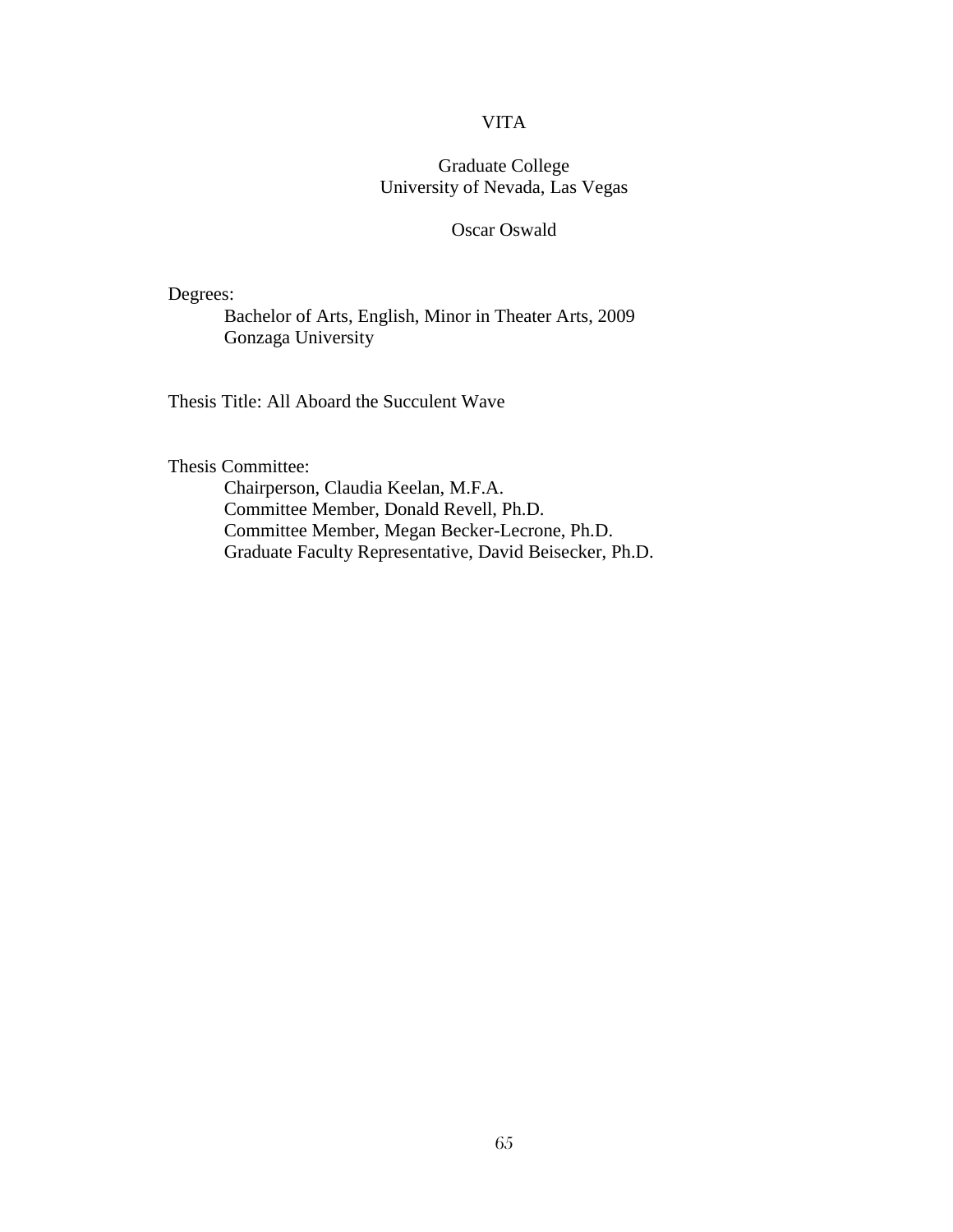# VITA

Graduate College
University of Nevada, Las Vegas

Oscar Oswald

Degrees:

Bachelor of Arts, English, Minor in Theater Arts, 2009
Gonzaga University

Thesis Title: All Aboard the Succulent Wave

Thesis Committee:

Chairperson, Claudia Keelan, M.F.A.
Committee Member, Donald Revell, Ph.D.
Committee Member, Megan Becker-Lecrone, Ph.D.
Graduate Faculty Representative, David Beisecker, Ph.D.